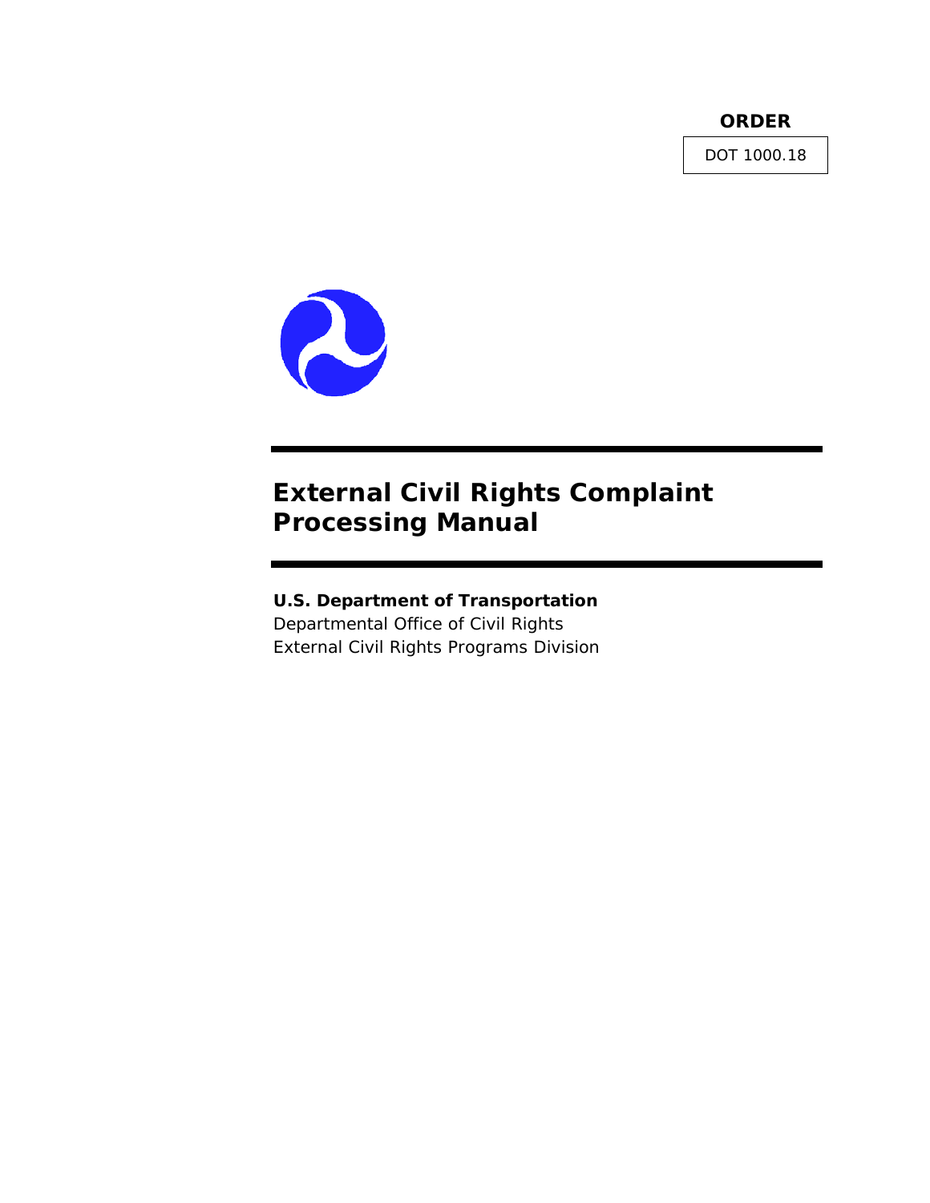**ORDER**

DOT 1000.18

# External Civil Rights Complaint Processing Manual

**U.S. Department of Transportation**
Departmental Office of Civil Rights
External Civil Rights Programs Division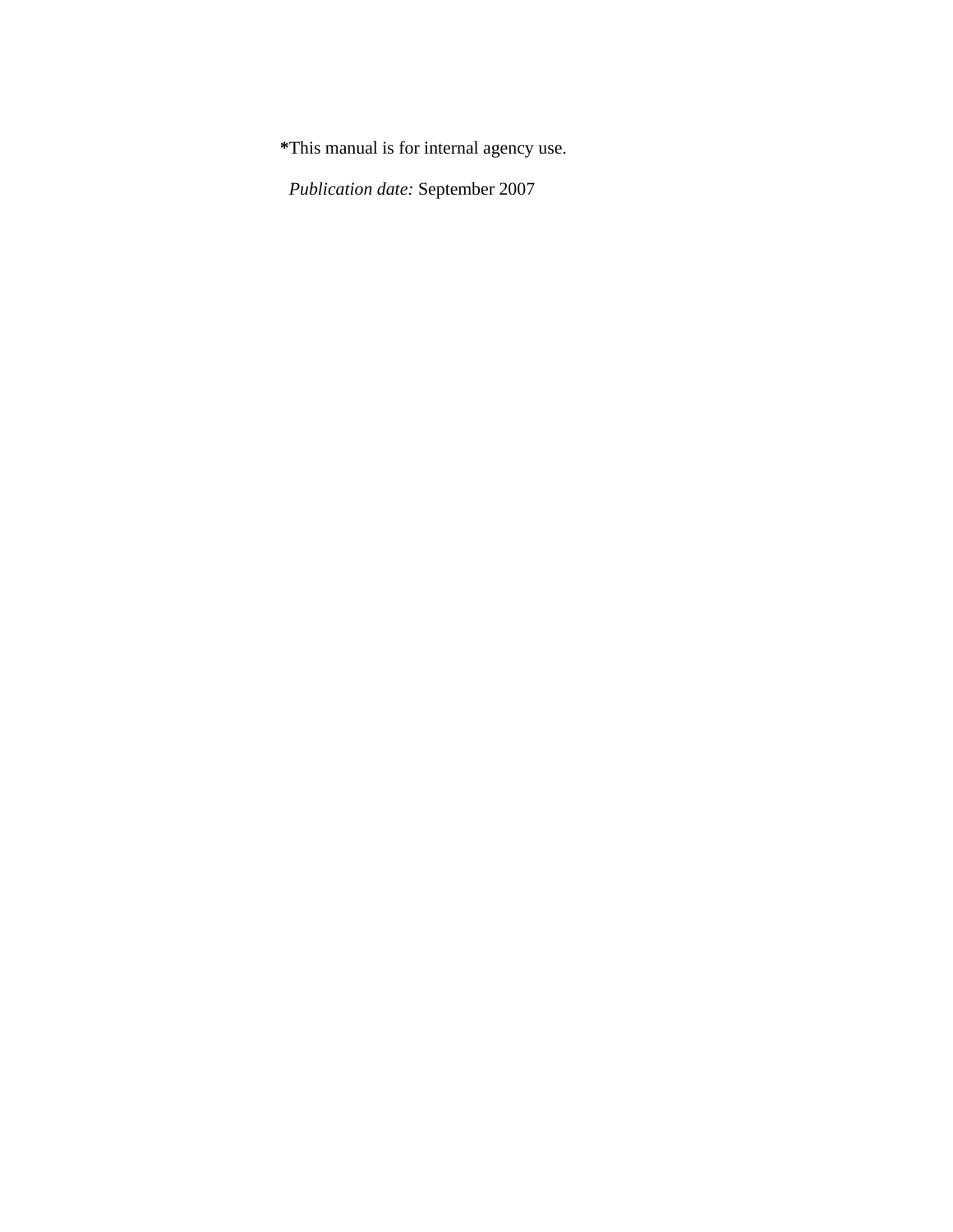**\***This manual is for internal agency use.

*Publication date:* September 2007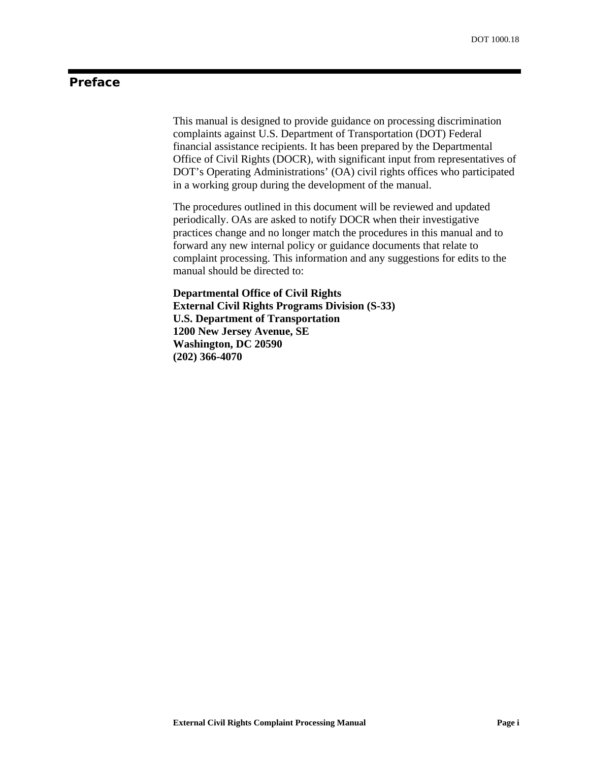# Preface

This manual is designed to provide guidance on processing discrimination complaints against U.S. Department of Transportation (DOT) Federal financial assistance recipients. It has been prepared by the Departmental Office of Civil Rights (DOCR), with significant input from representatives of DOT's Operating Administrations' (OA) civil rights offices who participated in a working group during the development of the manual.

The procedures outlined in this document will be reviewed and updated periodically. OAs are asked to notify DOCR when their investigative practices change and no longer match the procedures in this manual and to forward any new internal policy or guidance documents that relate to complaint processing. This information and any suggestions for edits to the manual should be directed to:

**Departmental Office of Civil Rights**
**External Civil Rights Programs Division (S-33)**
**U.S. Department of Transportation**
**1200 New Jersey Avenue, SE**
**Washington, DC 20590**
**(202) 366-4070**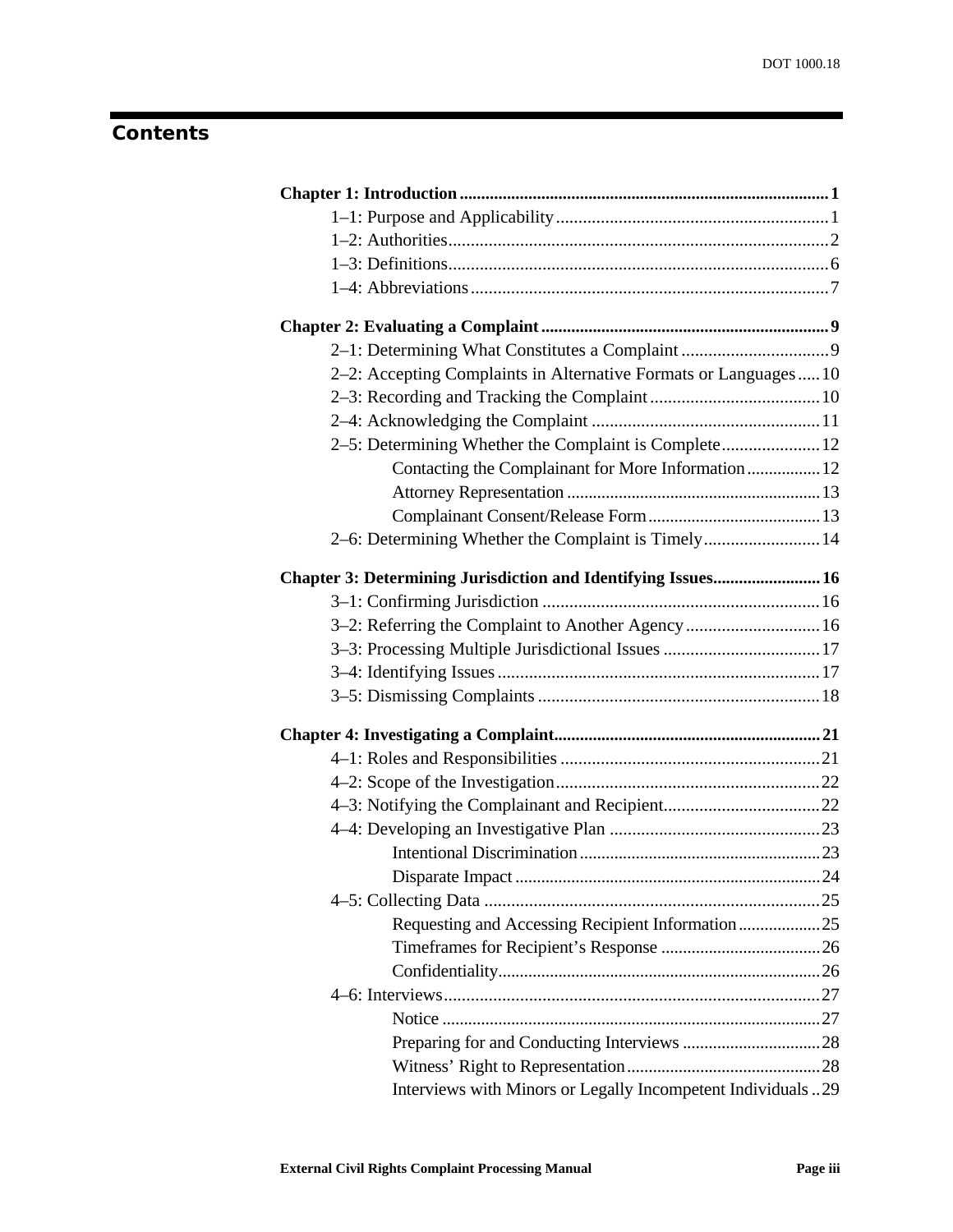# Contents

**Chapter 1: Introduction** .................................................................................... **1**

- 1–1: Purpose and Applicability ............................................................ 1
- 1–2: Authorities .................................................................................. 2
- 1–3: Definitions .................................................................................. 6
- 1–4: Abbreviations .............................................................................. 7

**Chapter 2: Evaluating a Complaint** ................................................................... **9**

- 2–1: Determining What Constitutes a Complaint ................................. 9
- 2–2: Accepting Complaints in Alternative Formats or Languages ..... 10
- 2–3: Recording and Tracking the Complaint ...................................... 10
- 2–4: Acknowledging the Complaint ................................................... 11
- 2–5: Determining Whether the Complaint is Complete ...................... 12
  - Contacting the Complainant for More Information ................. 12
  - Attorney Representation .......................................................... 13
  - Complainant Consent/Release Form ........................................ 13
- 2–6: Determining Whether the Complaint is Timely .......................... 14

**Chapter 3: Determining Jurisdiction and Identifying Issues** ......................... **16**

- 3–1: Confirming Jurisdiction .............................................................. 16
- 3–2: Referring the Complaint to Another Agency .............................. 16
- 3–3: Processing Multiple Jurisdictional Issues ................................... 17
- 3–4: Identifying Issues ........................................................................ 17
- 3–5: Dismissing Complaints ............................................................... 18

**Chapter 4: Investigating a Complaint** ............................................................. **21**

- 4–1: Roles and Responsibilities .......................................................... 21
- 4–2: Scope of the Investigation ........................................................... 22
- 4–3: Notifying the Complainant and Recipient ................................... 22
- 4–4: Developing an Investigative Plan ............................................... 23
  - Intentional Discrimination ....................................................... 23
  - Disparate Impact ...................................................................... 24
- 4–5: Collecting Data ........................................................................... 25
  - Requesting and Accessing Recipient Information ................... 25
  - Timeframes for Recipient's Response ..................................... 26
  - Confidentiality ......................................................................... 26
- 4–6: Interviews .................................................................................... 27
  - Notice ....................................................................................... 27
  - Preparing for and Conducting Interviews ................................ 28
  - Witness' Right to Representation ............................................ 28
  - Interviews with Minors or Legally Incompetent Individuals .. 29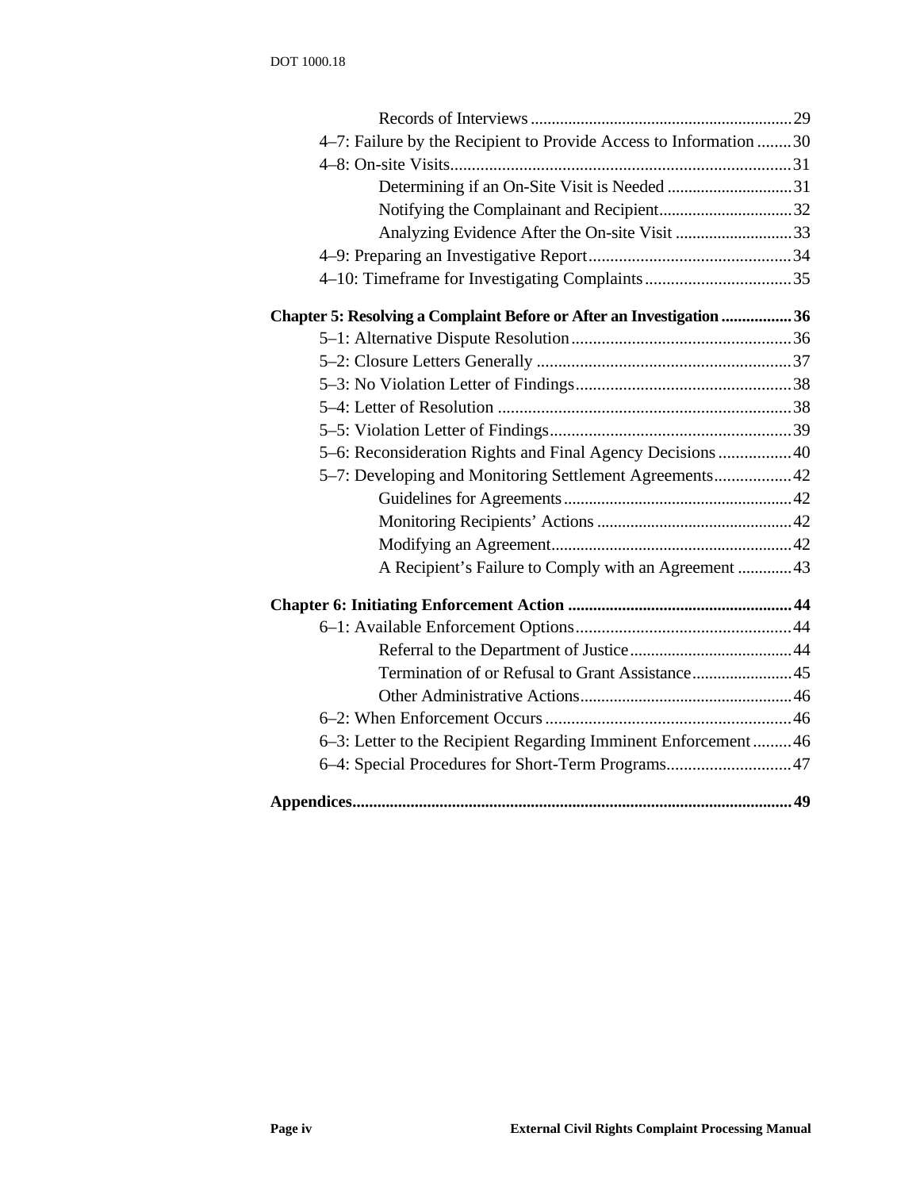Records of Interviews ..... 29

4–7: Failure by the Recipient to Provide Access to Information ..... 30

4–8: On-site Visits..... 31

Determining if an On-Site Visit is Needed ..... 31

Notifying the Complainant and Recipient..... 32

Analyzing Evidence After the On-site Visit ..... 33

4–9: Preparing an Investigative Report..... 34

4–10: Timeframe for Investigating Complaints..... 35

**Chapter 5: Resolving a Complaint Before or After an Investigation ..... 36**

5–1: Alternative Dispute Resolution..... 36

5–2: Closure Letters Generally ..... 37

5–3: No Violation Letter of Findings..... 38

5–4: Letter of Resolution ..... 38

5–5: Violation Letter of Findings..... 39

5–6: Reconsideration Rights and Final Agency Decisions ..... 40

5–7: Developing and Monitoring Settlement Agreements..... 42

Guidelines for Agreements..... 42

Monitoring Recipients' Actions ..... 42

Modifying an Agreement..... 42

A Recipient's Failure to Comply with an Agreement ..... 43

**Chapter 6: Initiating Enforcement Action ..... 44**

6–1: Available Enforcement Options..... 44

Referral to the Department of Justice..... 44

Termination of or Refusal to Grant Assistance..... 45

Other Administrative Actions..... 46

6–2: When Enforcement Occurs ..... 46

6–3: Letter to the Recipient Regarding Imminent Enforcement ..... 46

6–4: Special Procedures for Short-Term Programs..... 47

**Appendices..... 49**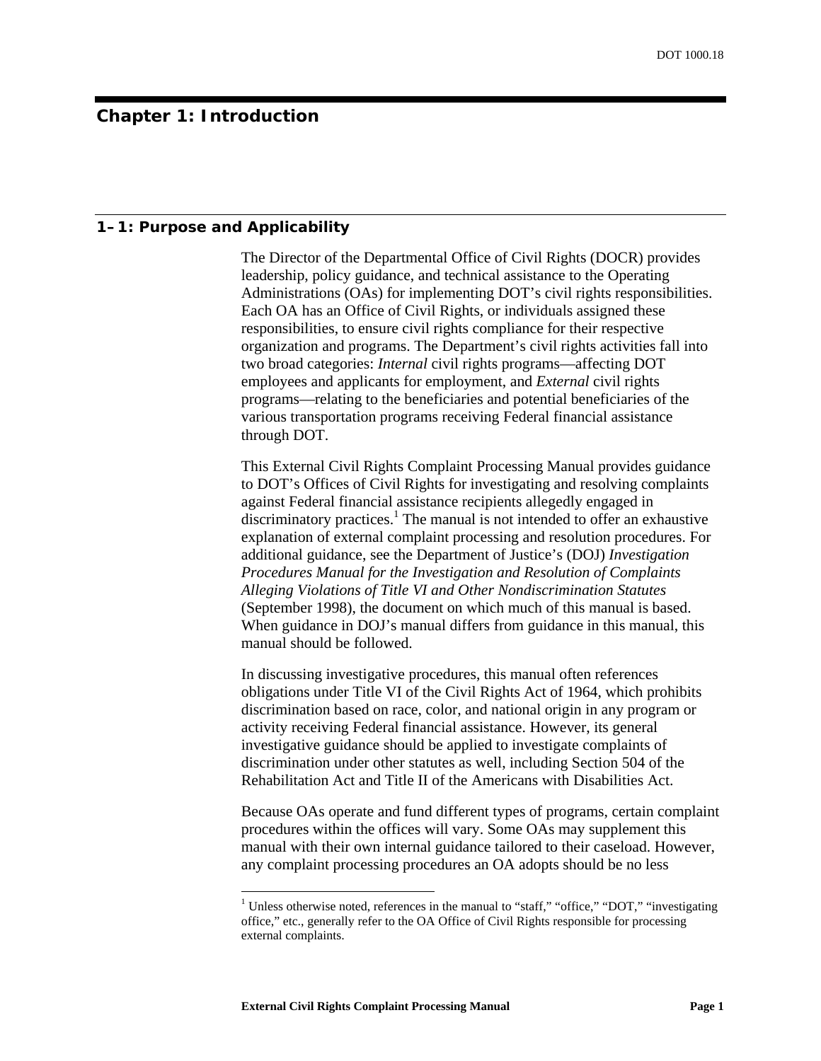# Chapter 1: Introduction

## 1–1: Purpose and Applicability

The Director of the Departmental Office of Civil Rights (DOCR) provides leadership, policy guidance, and technical assistance to the Operating Administrations (OAs) for implementing DOT's civil rights responsibilities. Each OA has an Office of Civil Rights, or individuals assigned these responsibilities, to ensure civil rights compliance for their respective organization and programs. The Department's civil rights activities fall into two broad categories: *Internal* civil rights programs—affecting DOT employees and applicants for employment, and *External* civil rights programs—relating to the beneficiaries and potential beneficiaries of the various transportation programs receiving Federal financial assistance through DOT.

This External Civil Rights Complaint Processing Manual provides guidance to DOT's Offices of Civil Rights for investigating and resolving complaints against Federal financial assistance recipients allegedly engaged in discriminatory practices.[1] The manual is not intended to offer an exhaustive explanation of external complaint processing and resolution procedures. For additional guidance, see the Department of Justice's (DOJ) *Investigation Procedures Manual for the Investigation and Resolution of Complaints Alleging Violations of Title VI and Other Nondiscrimination Statutes* (September 1998), the document on which much of this manual is based. When guidance in DOJ's manual differs from guidance in this manual, this manual should be followed.

In discussing investigative procedures, this manual often references obligations under Title VI of the Civil Rights Act of 1964, which prohibits discrimination based on race, color, and national origin in any program or activity receiving Federal financial assistance. However, its general investigative guidance should be applied to investigate complaints of discrimination under other statutes as well, including Section 504 of the Rehabilitation Act and Title II of the Americans with Disabilities Act.

Because OAs operate and fund different types of programs, certain complaint procedures within the offices will vary. Some OAs may supplement this manual with their own internal guidance tailored to their caseload. However, any complaint processing procedures an OA adopts should be no less

[1] Unless otherwise noted, references in the manual to "staff," "office," "DOT," "investigating office," etc., generally refer to the OA Office of Civil Rights responsible for processing external complaints.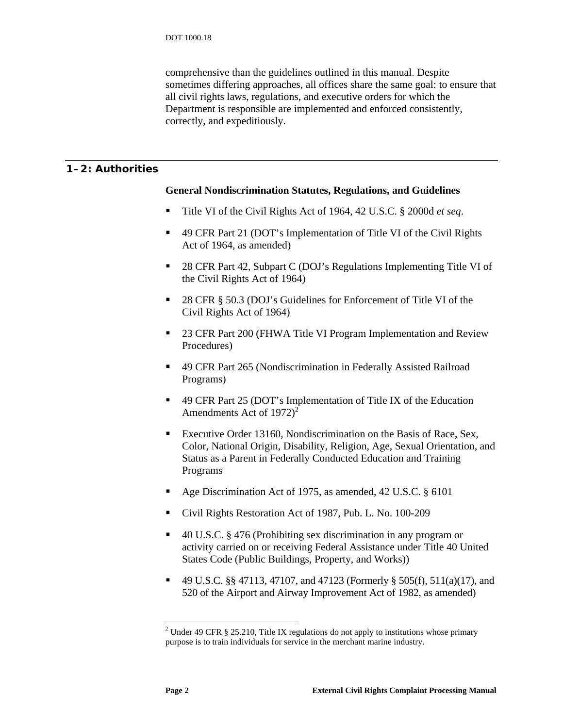comprehensive than the guidelines outlined in this manual. Despite sometimes differing approaches, all offices share the same goal: to ensure that all civil rights laws, regulations, and executive orders for which the Department is responsible are implemented and enforced consistently, correctly, and expeditiously.

## 1–2: Authorities

**General Nondiscrimination Statutes, Regulations, and Guidelines**

- Title VI of the Civil Rights Act of 1964, 42 U.S.C. § 2000d *et seq*.
- 49 CFR Part 21 (DOT's Implementation of Title VI of the Civil Rights Act of 1964, as amended)
- 28 CFR Part 42, Subpart C (DOJ's Regulations Implementing Title VI of the Civil Rights Act of 1964)
- 28 CFR § 50.3 (DOJ's Guidelines for Enforcement of Title VI of the Civil Rights Act of 1964)
- 23 CFR Part 200 (FHWA Title VI Program Implementation and Review Procedures)
- 49 CFR Part 265 (Nondiscrimination in Federally Assisted Railroad Programs)
- 49 CFR Part 25 (DOT's Implementation of Title IX of the Education Amendments Act of 1972)[2]
- Executive Order 13160, Nondiscrimination on the Basis of Race, Sex, Color, National Origin, Disability, Religion, Age, Sexual Orientation, and Status as a Parent in Federally Conducted Education and Training Programs
- Age Discrimination Act of 1975, as amended, 42 U.S.C. § 6101
- Civil Rights Restoration Act of 1987, Pub. L. No. 100-209
- 40 U.S.C. § 476 (Prohibiting sex discrimination in any program or activity carried on or receiving Federal Assistance under Title 40 United States Code (Public Buildings, Property, and Works))
- 49 U.S.C. §§ 47113, 47107, and 47123 (Formerly § 505(f), 511(a)(17), and 520 of the Airport and Airway Improvement Act of 1982, as amended)

[2] Under 49 CFR § 25.210, Title IX regulations do not apply to institutions whose primary purpose is to train individuals for service in the merchant marine industry.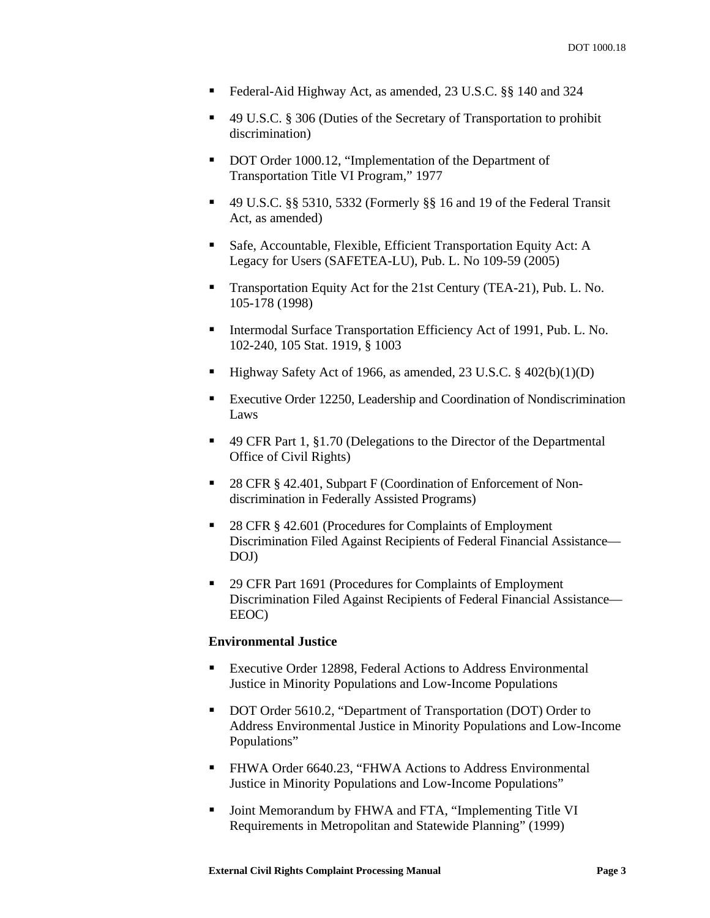- Federal-Aid Highway Act, as amended, 23 U.S.C. §§ 140 and 324
- 49 U.S.C. § 306 (Duties of the Secretary of Transportation to prohibit discrimination)
- DOT Order 1000.12, "Implementation of the Department of Transportation Title VI Program," 1977
- 49 U.S.C. §§ 5310, 5332 (Formerly §§ 16 and 19 of the Federal Transit Act, as amended)
- Safe, Accountable, Flexible, Efficient Transportation Equity Act: A Legacy for Users (SAFETEA-LU), Pub. L. No 109-59 (2005)
- Transportation Equity Act for the 21st Century (TEA-21), Pub. L. No. 105-178 (1998)
- Intermodal Surface Transportation Efficiency Act of 1991, Pub. L. No. 102-240, 105 Stat. 1919, § 1003
- Highway Safety Act of 1966, as amended, 23 U.S.C. § 402(b)(1)(D)
- Executive Order 12250, Leadership and Coordination of Nondiscrimination Laws
- 49 CFR Part 1, §1.70 (Delegations to the Director of the Departmental Office of Civil Rights)
- 28 CFR § 42.401, Subpart F (Coordination of Enforcement of Non-discrimination in Federally Assisted Programs)
- 28 CFR § 42.601 (Procedures for Complaints of Employment Discrimination Filed Against Recipients of Federal Financial Assistance—DOJ)
- 29 CFR Part 1691 (Procedures for Complaints of Employment Discrimination Filed Against Recipients of Federal Financial Assistance—EEOC)

**Environmental Justice**

- Executive Order 12898, Federal Actions to Address Environmental Justice in Minority Populations and Low-Income Populations
- DOT Order 5610.2, "Department of Transportation (DOT) Order to Address Environmental Justice in Minority Populations and Low-Income Populations"
- FHWA Order 6640.23, "FHWA Actions to Address Environmental Justice in Minority Populations and Low-Income Populations"
- Joint Memorandum by FHWA and FTA, "Implementing Title VI Requirements in Metropolitan and Statewide Planning" (1999)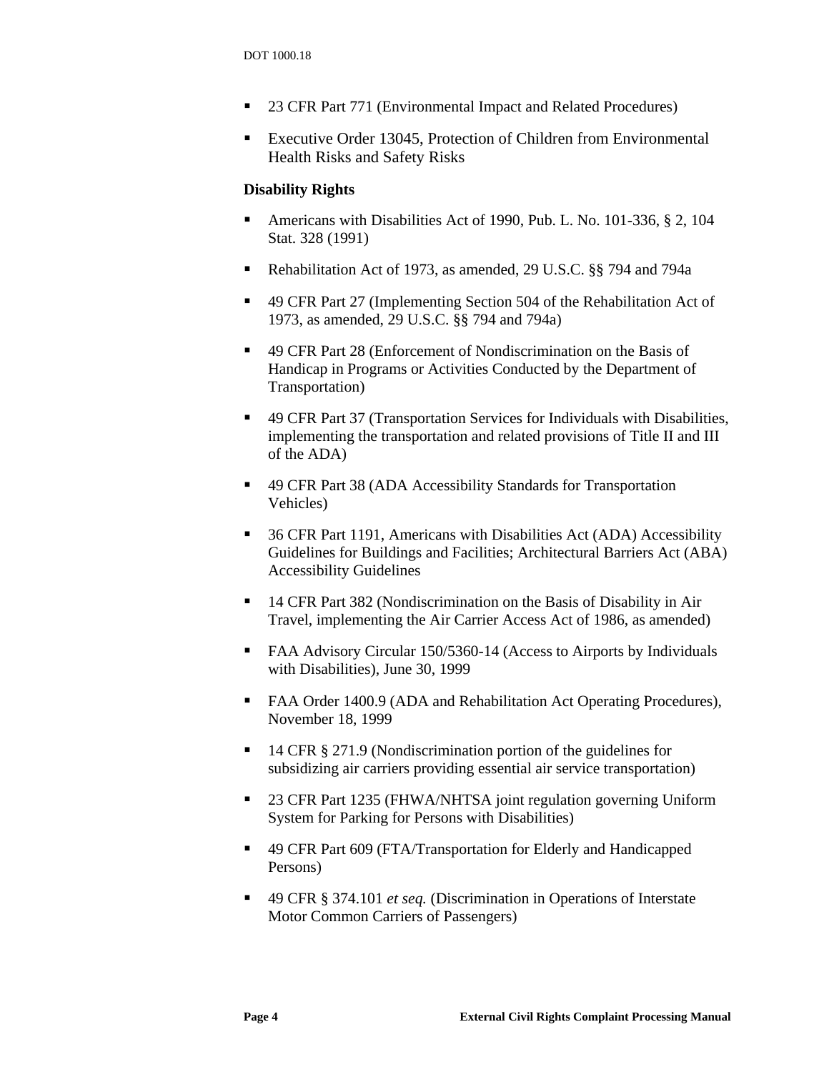- 23 CFR Part 771 (Environmental Impact and Related Procedures)
- Executive Order 13045, Protection of Children from Environmental Health Risks and Safety Risks

**Disability Rights**

- Americans with Disabilities Act of 1990, Pub. L. No. 101-336, § 2, 104 Stat. 328 (1991)
- Rehabilitation Act of 1973, as amended, 29 U.S.C. §§ 794 and 794a
- 49 CFR Part 27 (Implementing Section 504 of the Rehabilitation Act of 1973, as amended, 29 U.S.C. §§ 794 and 794a)
- 49 CFR Part 28 (Enforcement of Nondiscrimination on the Basis of Handicap in Programs or Activities Conducted by the Department of Transportation)
- 49 CFR Part 37 (Transportation Services for Individuals with Disabilities, implementing the transportation and related provisions of Title II and III of the ADA)
- 49 CFR Part 38 (ADA Accessibility Standards for Transportation Vehicles)
- 36 CFR Part 1191, Americans with Disabilities Act (ADA) Accessibility Guidelines for Buildings and Facilities; Architectural Barriers Act (ABA) Accessibility Guidelines
- 14 CFR Part 382 (Nondiscrimination on the Basis of Disability in Air Travel, implementing the Air Carrier Access Act of 1986, as amended)
- FAA Advisory Circular 150/5360-14 (Access to Airports by Individuals with Disabilities), June 30, 1999
- FAA Order 1400.9 (ADA and Rehabilitation Act Operating Procedures), November 18, 1999
- 14 CFR § 271.9 (Nondiscrimination portion of the guidelines for subsidizing air carriers providing essential air service transportation)
- 23 CFR Part 1235 (FHWA/NHTSA joint regulation governing Uniform System for Parking for Persons with Disabilities)
- 49 CFR Part 609 (FTA/Transportation for Elderly and Handicapped Persons)
- 49 CFR § 374.101 *et seq.* (Discrimination in Operations of Interstate Motor Common Carriers of Passengers)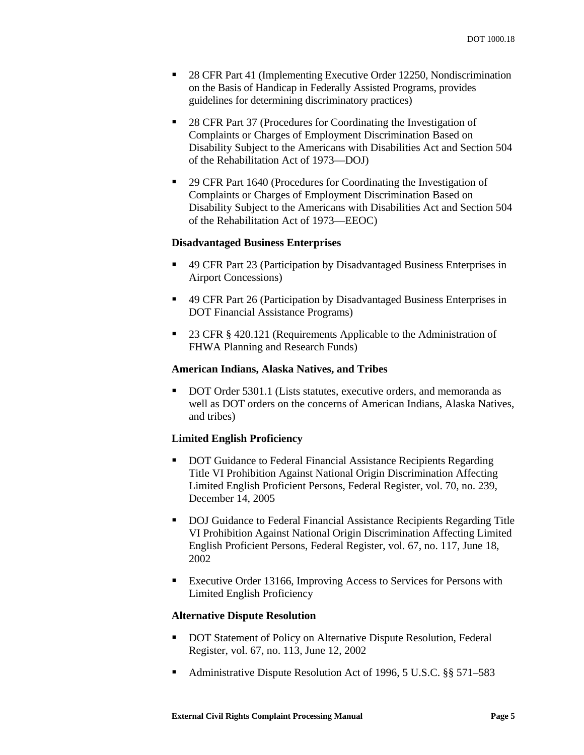- 28 CFR Part 41 (Implementing Executive Order 12250, Nondiscrimination on the Basis of Handicap in Federally Assisted Programs, provides guidelines for determining discriminatory practices)

- 28 CFR Part 37 (Procedures for Coordinating the Investigation of Complaints or Charges of Employment Discrimination Based on Disability Subject to the Americans with Disabilities Act and Section 504 of the Rehabilitation Act of 1973—DOJ)

- 29 CFR Part 1640 (Procedures for Coordinating the Investigation of Complaints or Charges of Employment Discrimination Based on Disability Subject to the Americans with Disabilities Act and Section 504 of the Rehabilitation Act of 1973—EEOC)

**Disadvantaged Business Enterprises**

- 49 CFR Part 23 (Participation by Disadvantaged Business Enterprises in Airport Concessions)

- 49 CFR Part 26 (Participation by Disadvantaged Business Enterprises in DOT Financial Assistance Programs)

- 23 CFR § 420.121 (Requirements Applicable to the Administration of FHWA Planning and Research Funds)

**American Indians, Alaska Natives, and Tribes**

- DOT Order 5301.1 (Lists statutes, executive orders, and memoranda as well as DOT orders on the concerns of American Indians, Alaska Natives, and tribes)

**Limited English Proficiency**

- DOT Guidance to Federal Financial Assistance Recipients Regarding Title VI Prohibition Against National Origin Discrimination Affecting Limited English Proficient Persons, Federal Register, vol. 70, no. 239, December 14, 2005

- DOJ Guidance to Federal Financial Assistance Recipients Regarding Title VI Prohibition Against National Origin Discrimination Affecting Limited English Proficient Persons, Federal Register, vol. 67, no. 117, June 18, 2002

- Executive Order 13166, Improving Access to Services for Persons with Limited English Proficiency

**Alternative Dispute Resolution**

- DOT Statement of Policy on Alternative Dispute Resolution, Federal Register, vol. 67, no. 113, June 12, 2002

- Administrative Dispute Resolution Act of 1996, 5 U.S.C. §§ 571–583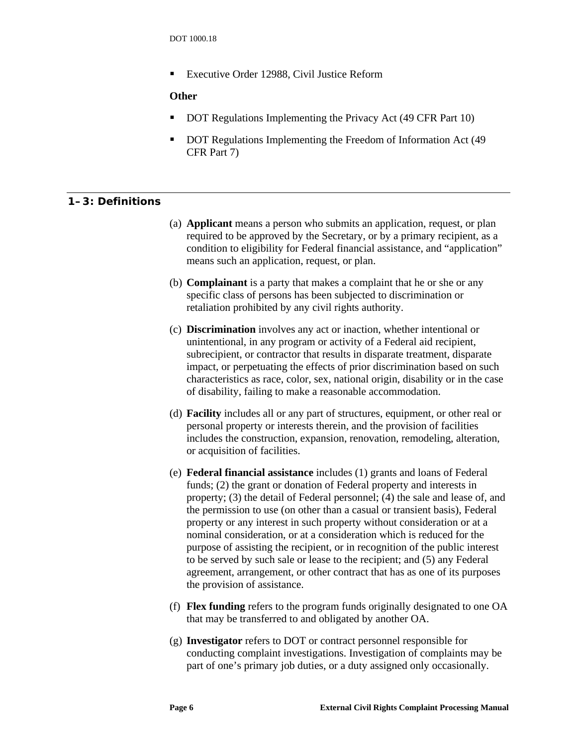- Executive Order 12988, Civil Justice Reform

**Other**

- DOT Regulations Implementing the Privacy Act (49 CFR Part 10)
- DOT Regulations Implementing the Freedom of Information Act (49 CFR Part 7)

## 1–3: Definitions

(a) **Applicant** means a person who submits an application, request, or plan required to be approved by the Secretary, or by a primary recipient, as a condition to eligibility for Federal financial assistance, and "application" means such an application, request, or plan.

(b) **Complainant** is a party that makes a complaint that he or she or any specific class of persons has been subjected to discrimination or retaliation prohibited by any civil rights authority.

(c) **Discrimination** involves any act or inaction, whether intentional or unintentional, in any program or activity of a Federal aid recipient, subrecipient, or contractor that results in disparate treatment, disparate impact, or perpetuating the effects of prior discrimination based on such characteristics as race, color, sex, national origin, disability or in the case of disability, failing to make a reasonable accommodation.

(d) **Facility** includes all or any part of structures, equipment, or other real or personal property or interests therein, and the provision of facilities includes the construction, expansion, renovation, remodeling, alteration, or acquisition of facilities.

(e) **Federal financial assistance** includes (1) grants and loans of Federal funds; (2) the grant or donation of Federal property and interests in property; (3) the detail of Federal personnel; (4) the sale and lease of, and the permission to use (on other than a casual or transient basis), Federal property or any interest in such property without consideration or at a nominal consideration, or at a consideration which is reduced for the purpose of assisting the recipient, or in recognition of the public interest to be served by such sale or lease to the recipient; and (5) any Federal agreement, arrangement, or other contract that has as one of its purposes the provision of assistance.

(f) **Flex funding** refers to the program funds originally designated to one OA that may be transferred to and obligated by another OA.

(g) **Investigator** refers to DOT or contract personnel responsible for conducting complaint investigations. Investigation of complaints may be part of one's primary job duties, or a duty assigned only occasionally.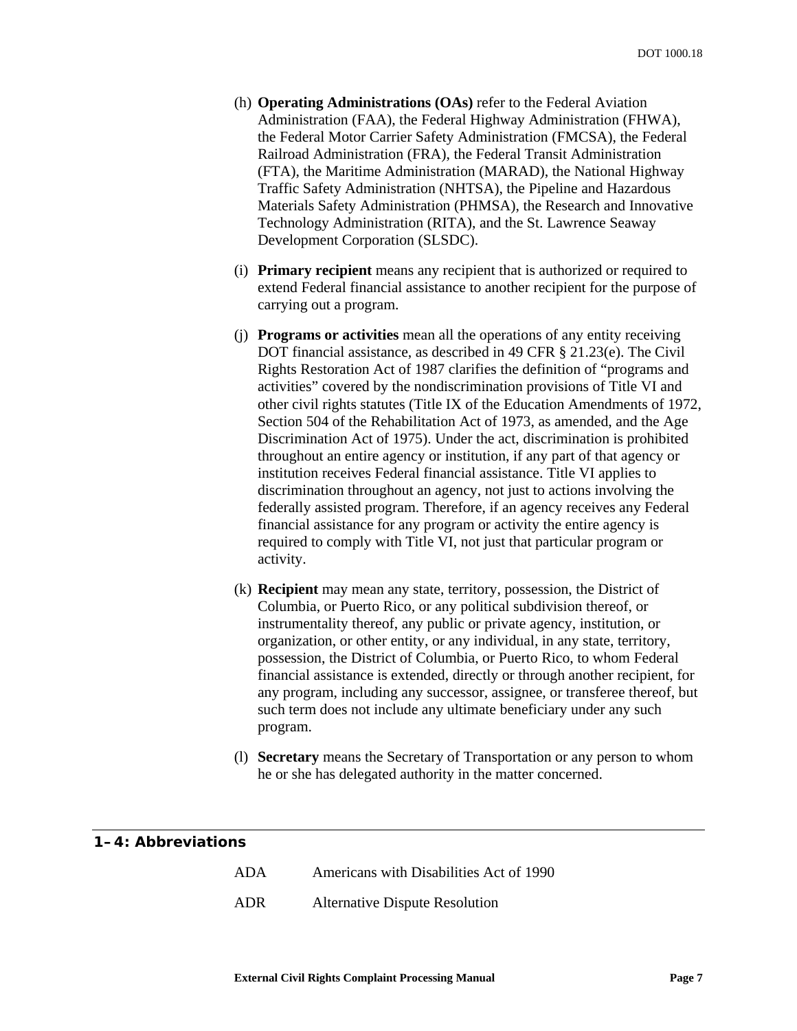(h) **Operating Administrations (OAs)** refer to the Federal Aviation Administration (FAA), the Federal Highway Administration (FHWA), the Federal Motor Carrier Safety Administration (FMCSA), the Federal Railroad Administration (FRA), the Federal Transit Administration (FTA), the Maritime Administration (MARAD), the National Highway Traffic Safety Administration (NHTSA), the Pipeline and Hazardous Materials Safety Administration (PHMSA), the Research and Innovative Technology Administration (RITA), and the St. Lawrence Seaway Development Corporation (SLSDC).

(i) **Primary recipient** means any recipient that is authorized or required to extend Federal financial assistance to another recipient for the purpose of carrying out a program.

(j) **Programs or activities** mean all the operations of any entity receiving DOT financial assistance, as described in 49 CFR § 21.23(e). The Civil Rights Restoration Act of 1987 clarifies the definition of "programs and activities" covered by the nondiscrimination provisions of Title VI and other civil rights statutes (Title IX of the Education Amendments of 1972, Section 504 of the Rehabilitation Act of 1973, as amended, and the Age Discrimination Act of 1975). Under the act, discrimination is prohibited throughout an entire agency or institution, if any part of that agency or institution receives Federal financial assistance. Title VI applies to discrimination throughout an agency, not just to actions involving the federally assisted program. Therefore, if an agency receives any Federal financial assistance for any program or activity the entire agency is required to comply with Title VI, not just that particular program or activity.

(k) **Recipient** may mean any state, territory, possession, the District of Columbia, or Puerto Rico, or any political subdivision thereof, or instrumentality thereof, any public or private agency, institution, or organization, or other entity, or any individual, in any state, territory, possession, the District of Columbia, or Puerto Rico, to whom Federal financial assistance is extended, directly or through another recipient, for any program, including any successor, assignee, or transferee thereof, but such term does not include any ultimate beneficiary under any such program.

(l) **Secretary** means the Secretary of Transportation or any person to whom he or she has delegated authority in the matter concerned.

## 1–4: Abbreviations

ADA Americans with Disabilities Act of 1990

ADR Alternative Dispute Resolution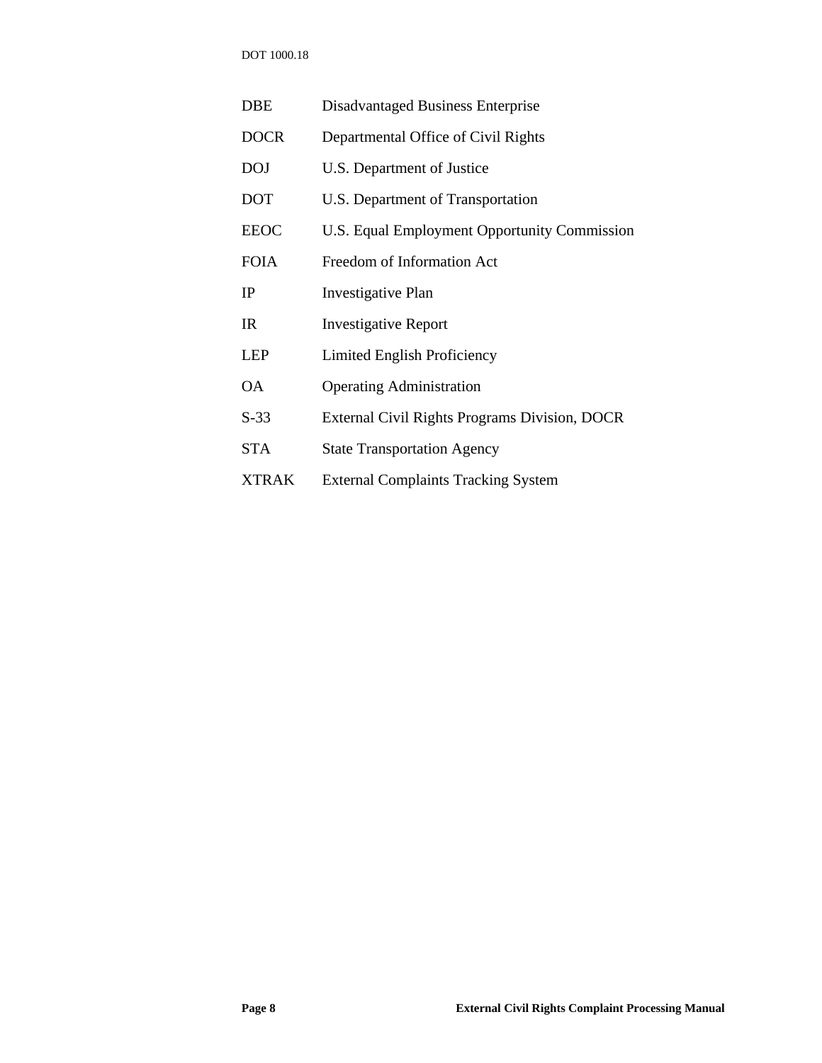| | |
|---|---|
| DBE | Disadvantaged Business Enterprise |
| DOCR | Departmental Office of Civil Rights |
| DOJ | U.S. Department of Justice |
| DOT | U.S. Department of Transportation |
| EEOC | U.S. Equal Employment Opportunity Commission |
| FOIA | Freedom of Information Act |
| IP | Investigative Plan |
| IR | Investigative Report |
| LEP | Limited English Proficiency |
| OA | Operating Administration |
| S-33 | External Civil Rights Programs Division, DOCR |
| STA | State Transportation Agency |
| XTRAK | External Complaints Tracking System |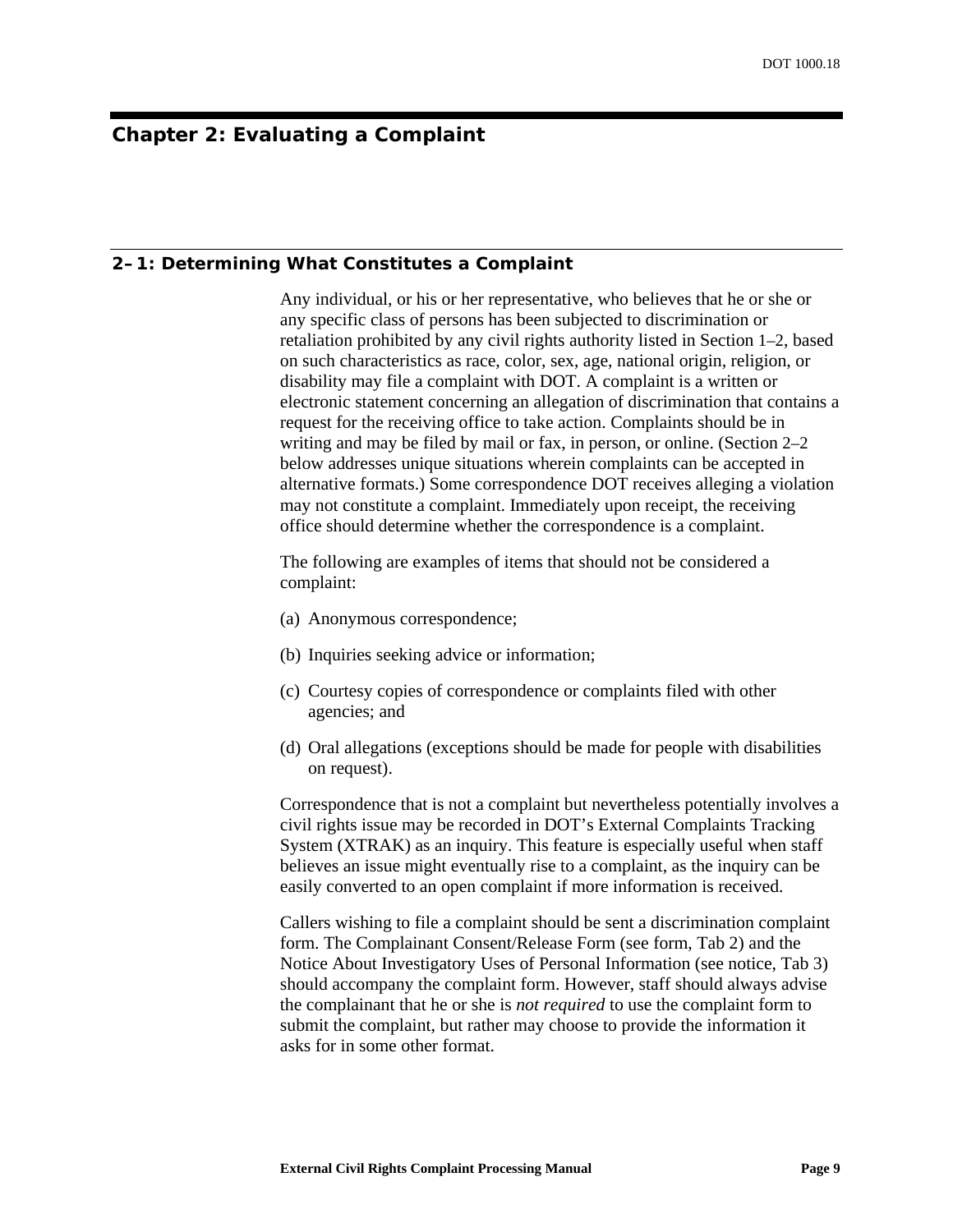# Chapter 2: Evaluating a Complaint

## 2–1: Determining What Constitutes a Complaint

Any individual, or his or her representative, who believes that he or she or any specific class of persons has been subjected to discrimination or retaliation prohibited by any civil rights authority listed in Section 1–2, based on such characteristics as race, color, sex, age, national origin, religion, or disability may file a complaint with DOT. A complaint is a written or electronic statement concerning an allegation of discrimination that contains a request for the receiving office to take action. Complaints should be in writing and may be filed by mail or fax, in person, or online. (Section 2–2 below addresses unique situations wherein complaints can be accepted in alternative formats.) Some correspondence DOT receives alleging a violation may not constitute a complaint. Immediately upon receipt, the receiving office should determine whether the correspondence is a complaint.

The following are examples of items that should not be considered a complaint:

(a) Anonymous correspondence;

(b) Inquiries seeking advice or information;

(c) Courtesy copies of correspondence or complaints filed with other agencies; and

(d) Oral allegations (exceptions should be made for people with disabilities on request).

Correspondence that is not a complaint but nevertheless potentially involves a civil rights issue may be recorded in DOT's External Complaints Tracking System (XTRAK) as an inquiry. This feature is especially useful when staff believes an issue might eventually rise to a complaint, as the inquiry can be easily converted to an open complaint if more information is received.

Callers wishing to file a complaint should be sent a discrimination complaint form. The Complainant Consent/Release Form (see form, Tab 2) and the Notice About Investigatory Uses of Personal Information (see notice, Tab 3) should accompany the complaint form. However, staff should always advise the complainant that he or she is *not required* to use the complaint form to submit the complaint, but rather may choose to provide the information it asks for in some other format.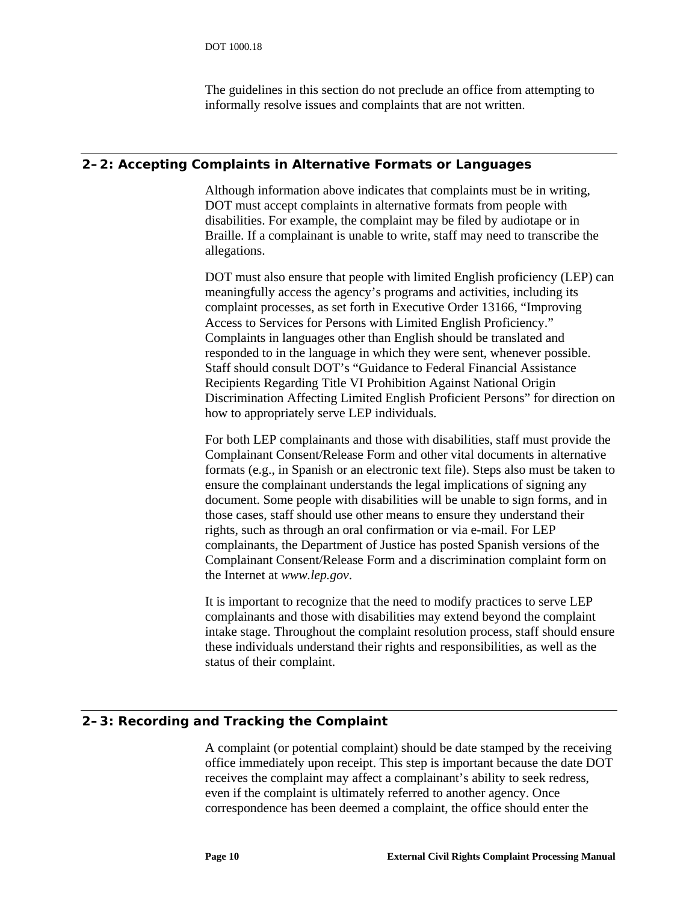The guidelines in this section do not preclude an office from attempting to informally resolve issues and complaints that are not written.

## 2–2: Accepting Complaints in Alternative Formats or Languages

Although information above indicates that complaints must be in writing, DOT must accept complaints in alternative formats from people with disabilities. For example, the complaint may be filed by audiotape or in Braille. If a complainant is unable to write, staff may need to transcribe the allegations.

DOT must also ensure that people with limited English proficiency (LEP) can meaningfully access the agency's programs and activities, including its complaint processes, as set forth in Executive Order 13166, "Improving Access to Services for Persons with Limited English Proficiency." Complaints in languages other than English should be translated and responded to in the language in which they were sent, whenever possible. Staff should consult DOT's "Guidance to Federal Financial Assistance Recipients Regarding Title VI Prohibition Against National Origin Discrimination Affecting Limited English Proficient Persons" for direction on how to appropriately serve LEP individuals.

For both LEP complainants and those with disabilities, staff must provide the Complainant Consent/Release Form and other vital documents in alternative formats (e.g., in Spanish or an electronic text file). Steps also must be taken to ensure the complainant understands the legal implications of signing any document. Some people with disabilities will be unable to sign forms, and in those cases, staff should use other means to ensure they understand their rights, such as through an oral confirmation or via e-mail. For LEP complainants, the Department of Justice has posted Spanish versions of the Complainant Consent/Release Form and a discrimination complaint form on the Internet at *www.lep.gov*.

It is important to recognize that the need to modify practices to serve LEP complainants and those with disabilities may extend beyond the complaint intake stage. Throughout the complaint resolution process, staff should ensure these individuals understand their rights and responsibilities, as well as the status of their complaint.

## 2–3: Recording and Tracking the Complaint

A complaint (or potential complaint) should be date stamped by the receiving office immediately upon receipt. This step is important because the date DOT receives the complaint may affect a complainant's ability to seek redress, even if the complaint is ultimately referred to another agency. Once correspondence has been deemed a complaint, the office should enter the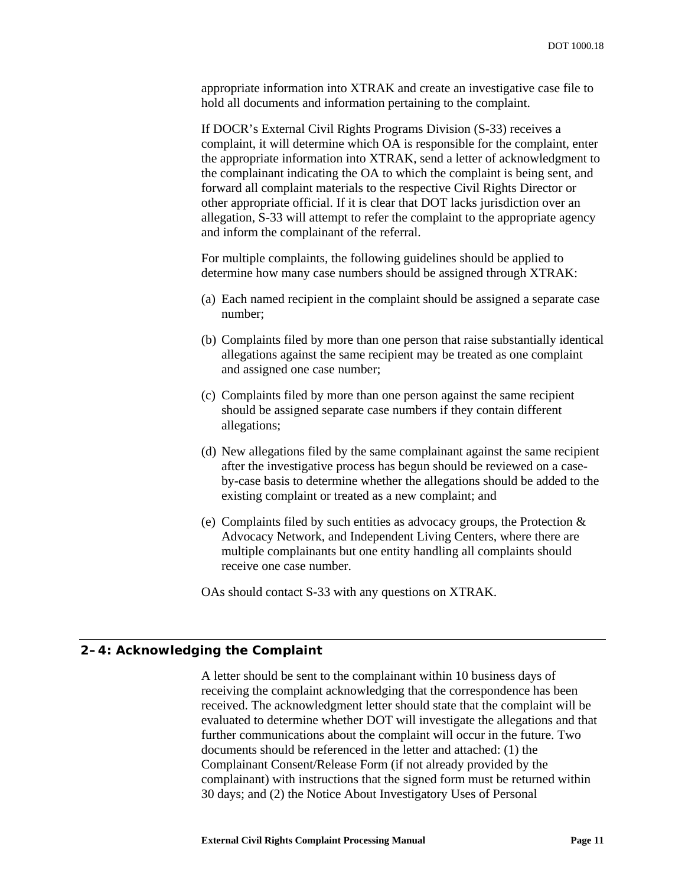appropriate information into XTRAK and create an investigative case file to hold all documents and information pertaining to the complaint.

If DOCR's External Civil Rights Programs Division (S-33) receives a complaint, it will determine which OA is responsible for the complaint, enter the appropriate information into XTRAK, send a letter of acknowledgment to the complainant indicating the OA to which the complaint is being sent, and forward all complaint materials to the respective Civil Rights Director or other appropriate official. If it is clear that DOT lacks jurisdiction over an allegation, S-33 will attempt to refer the complaint to the appropriate agency and inform the complainant of the referral.

For multiple complaints, the following guidelines should be applied to determine how many case numbers should be assigned through XTRAK:

(a) Each named recipient in the complaint should be assigned a separate case number;

(b) Complaints filed by more than one person that raise substantially identical allegations against the same recipient may be treated as one complaint and assigned one case number;

(c) Complaints filed by more than one person against the same recipient should be assigned separate case numbers if they contain different allegations;

(d) New allegations filed by the same complainant against the same recipient after the investigative process has begun should be reviewed on a case-by-case basis to determine whether the allegations should be added to the existing complaint or treated as a new complaint; and

(e) Complaints filed by such entities as advocacy groups, the Protection & Advocacy Network, and Independent Living Centers, where there are multiple complainants but one entity handling all complaints should receive one case number.

OAs should contact S-33 with any questions on XTRAK.

## 2–4: Acknowledging the Complaint

A letter should be sent to the complainant within 10 business days of receiving the complaint acknowledging that the correspondence has been received. The acknowledgment letter should state that the complaint will be evaluated to determine whether DOT will investigate the allegations and that further communications about the complaint will occur in the future. Two documents should be referenced in the letter and attached: (1) the Complainant Consent/Release Form (if not already provided by the complainant) with instructions that the signed form must be returned within 30 days; and (2) the Notice About Investigatory Uses of Personal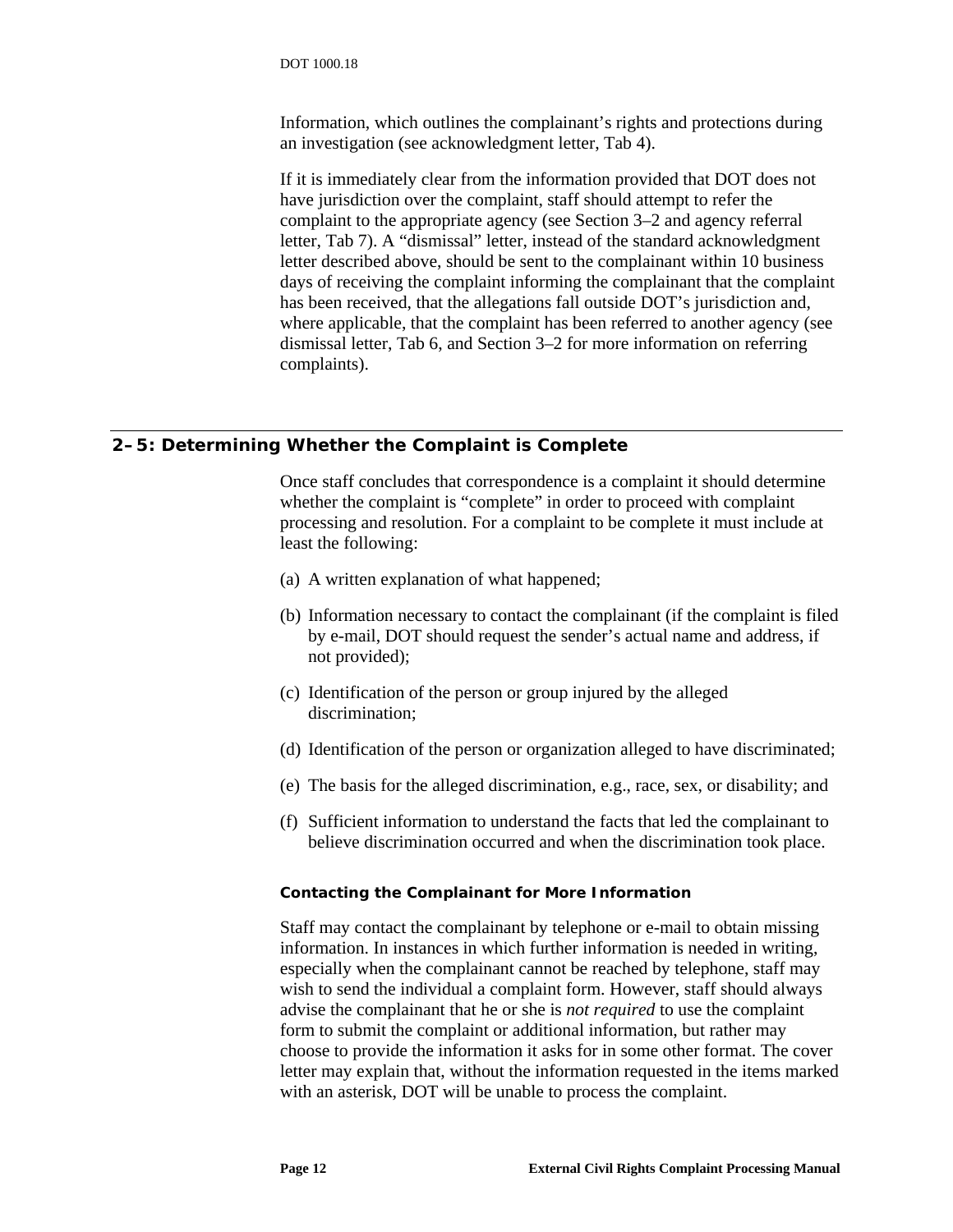Information, which outlines the complainant's rights and protections during an investigation (see acknowledgment letter, Tab 4).

If it is immediately clear from the information provided that DOT does not have jurisdiction over the complaint, staff should attempt to refer the complaint to the appropriate agency (see Section 3–2 and agency referral letter, Tab 7). A "dismissal" letter, instead of the standard acknowledgment letter described above, should be sent to the complainant within 10 business days of receiving the complaint informing the complainant that the complaint has been received, that the allegations fall outside DOT's jurisdiction and, where applicable, that the complaint has been referred to another agency (see dismissal letter, Tab 6, and Section 3–2 for more information on referring complaints).

## 2–5: Determining Whether the Complaint is Complete

Once staff concludes that correspondence is a complaint it should determine whether the complaint is "complete" in order to proceed with complaint processing and resolution. For a complaint to be complete it must include at least the following:

(a) A written explanation of what happened;

(b) Information necessary to contact the complainant (if the complaint is filed by e-mail, DOT should request the sender's actual name and address, if not provided);

(c) Identification of the person or group injured by the alleged discrimination;

(d) Identification of the person or organization alleged to have discriminated;

(e) The basis for the alleged discrimination, e.g., race, sex, or disability; and

(f) Sufficient information to understand the facts that led the complainant to believe discrimination occurred and when the discrimination took place.

### Contacting the Complainant for More Information

Staff may contact the complainant by telephone or e-mail to obtain missing information. In instances in which further information is needed in writing, especially when the complainant cannot be reached by telephone, staff may wish to send the individual a complaint form. However, staff should always advise the complainant that he or she is *not required* to use the complaint form to submit the complaint or additional information, but rather may choose to provide the information it asks for in some other format. The cover letter may explain that, without the information requested in the items marked with an asterisk, DOT will be unable to process the complaint.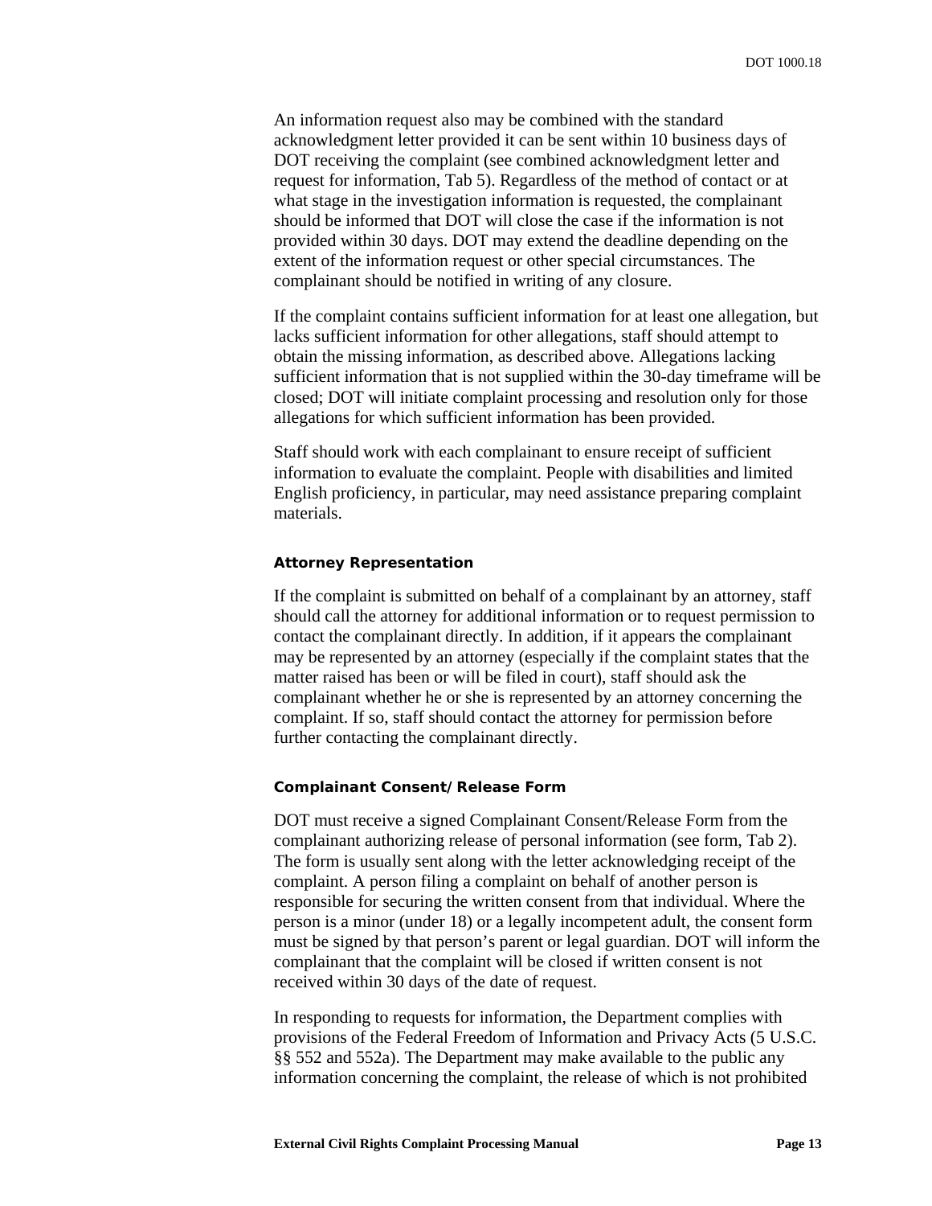An information request also may be combined with the standard acknowledgment letter provided it can be sent within 10 business days of DOT receiving the complaint (see combined acknowledgment letter and request for information, Tab 5). Regardless of the method of contact or at what stage in the investigation information is requested, the complainant should be informed that DOT will close the case if the information is not provided within 30 days. DOT may extend the deadline depending on the extent of the information request or other special circumstances. The complainant should be notified in writing of any closure.

If the complaint contains sufficient information for at least one allegation, but lacks sufficient information for other allegations, staff should attempt to obtain the missing information, as described above. Allegations lacking sufficient information that is not supplied within the 30-day timeframe will be closed; DOT will initiate complaint processing and resolution only for those allegations for which sufficient information has been provided.

Staff should work with each complainant to ensure receipt of sufficient information to evaluate the complaint. People with disabilities and limited English proficiency, in particular, may need assistance preparing complaint materials.

#### Attorney Representation

If the complaint is submitted on behalf of a complainant by an attorney, staff should call the attorney for additional information or to request permission to contact the complainant directly. In addition, if it appears the complainant may be represented by an attorney (especially if the complaint states that the matter raised has been or will be filed in court), staff should ask the complainant whether he or she is represented by an attorney concerning the complaint. If so, staff should contact the attorney for permission before further contacting the complainant directly.

#### Complainant Consent/Release Form

DOT must receive a signed Complainant Consent/Release Form from the complainant authorizing release of personal information (see form, Tab 2). The form is usually sent along with the letter acknowledging receipt of the complaint. A person filing a complaint on behalf of another person is responsible for securing the written consent from that individual. Where the person is a minor (under 18) or a legally incompetent adult, the consent form must be signed by that person's parent or legal guardian. DOT will inform the complainant that the complaint will be closed if written consent is not received within 30 days of the date of request.

In responding to requests for information, the Department complies with provisions of the Federal Freedom of Information and Privacy Acts (5 U.S.C. §§ 552 and 552a). The Department may make available to the public any information concerning the complaint, the release of which is not prohibited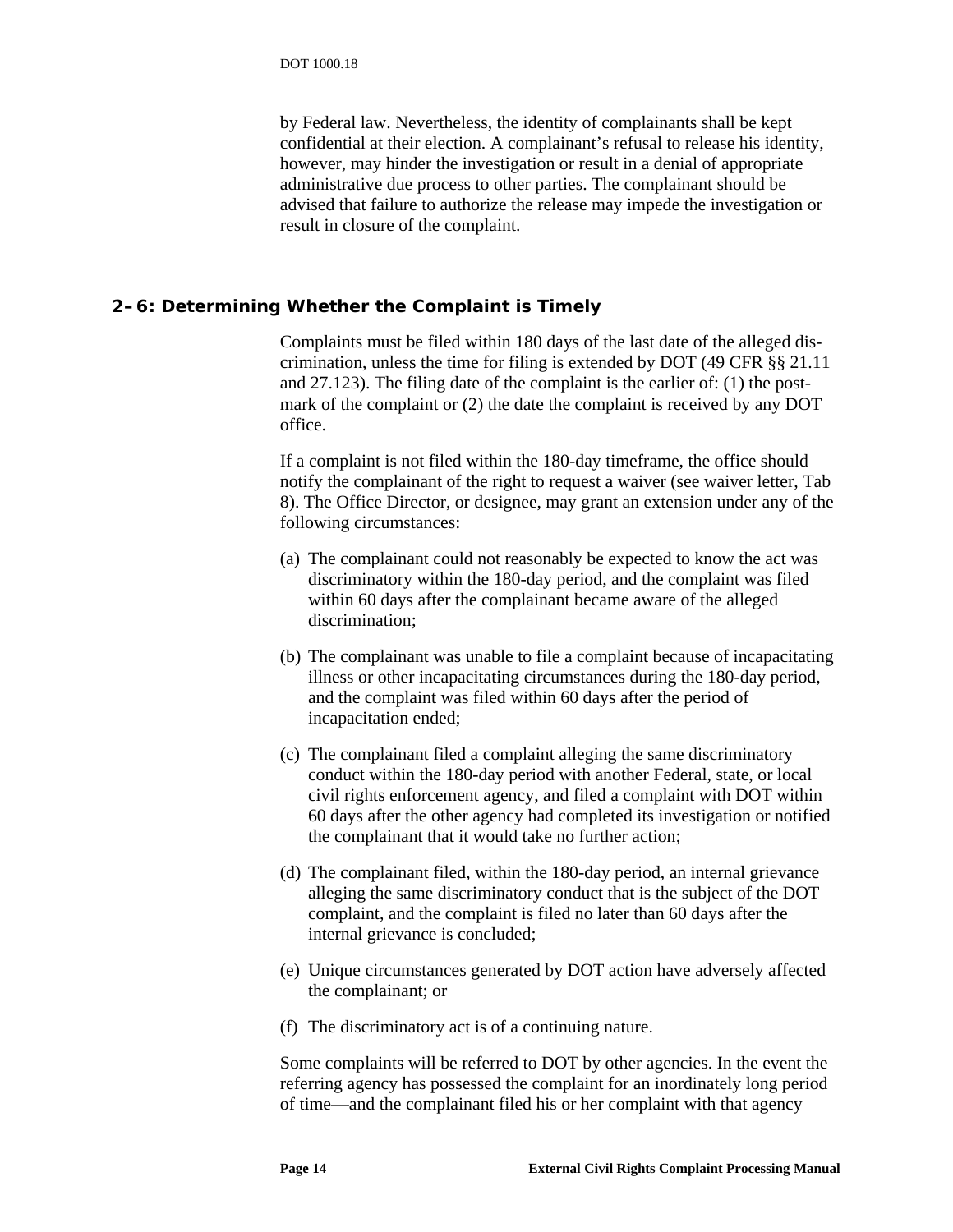by Federal law. Nevertheless, the identity of complainants shall be kept confidential at their election. A complainant's refusal to release his identity, however, may hinder the investigation or result in a denial of appropriate administrative due process to other parties. The complainant should be advised that failure to authorize the release may impede the investigation or result in closure of the complaint.

## 2–6: Determining Whether the Complaint is Timely

Complaints must be filed within 180 days of the last date of the alleged discrimination, unless the time for filing is extended by DOT (49 CFR §§ 21.11 and 27.123). The filing date of the complaint is the earlier of: (1) the postmark of the complaint or (2) the date the complaint is received by any DOT office.

If a complaint is not filed within the 180-day timeframe, the office should notify the complainant of the right to request a waiver (see waiver letter, Tab 8). The Office Director, or designee, may grant an extension under any of the following circumstances:

(a) The complainant could not reasonably be expected to know the act was discriminatory within the 180-day period, and the complaint was filed within 60 days after the complainant became aware of the alleged discrimination;

(b) The complainant was unable to file a complaint because of incapacitating illness or other incapacitating circumstances during the 180-day period, and the complaint was filed within 60 days after the period of incapacitation ended;

(c) The complainant filed a complaint alleging the same discriminatory conduct within the 180-day period with another Federal, state, or local civil rights enforcement agency, and filed a complaint with DOT within 60 days after the other agency had completed its investigation or notified the complainant that it would take no further action;

(d) The complainant filed, within the 180-day period, an internal grievance alleging the same discriminatory conduct that is the subject of the DOT complaint, and the complaint is filed no later than 60 days after the internal grievance is concluded;

(e) Unique circumstances generated by DOT action have adversely affected the complainant; or

(f) The discriminatory act is of a continuing nature.

Some complaints will be referred to DOT by other agencies. In the event the referring agency has possessed the complaint for an inordinately long period of time—and the complainant filed his or her complaint with that agency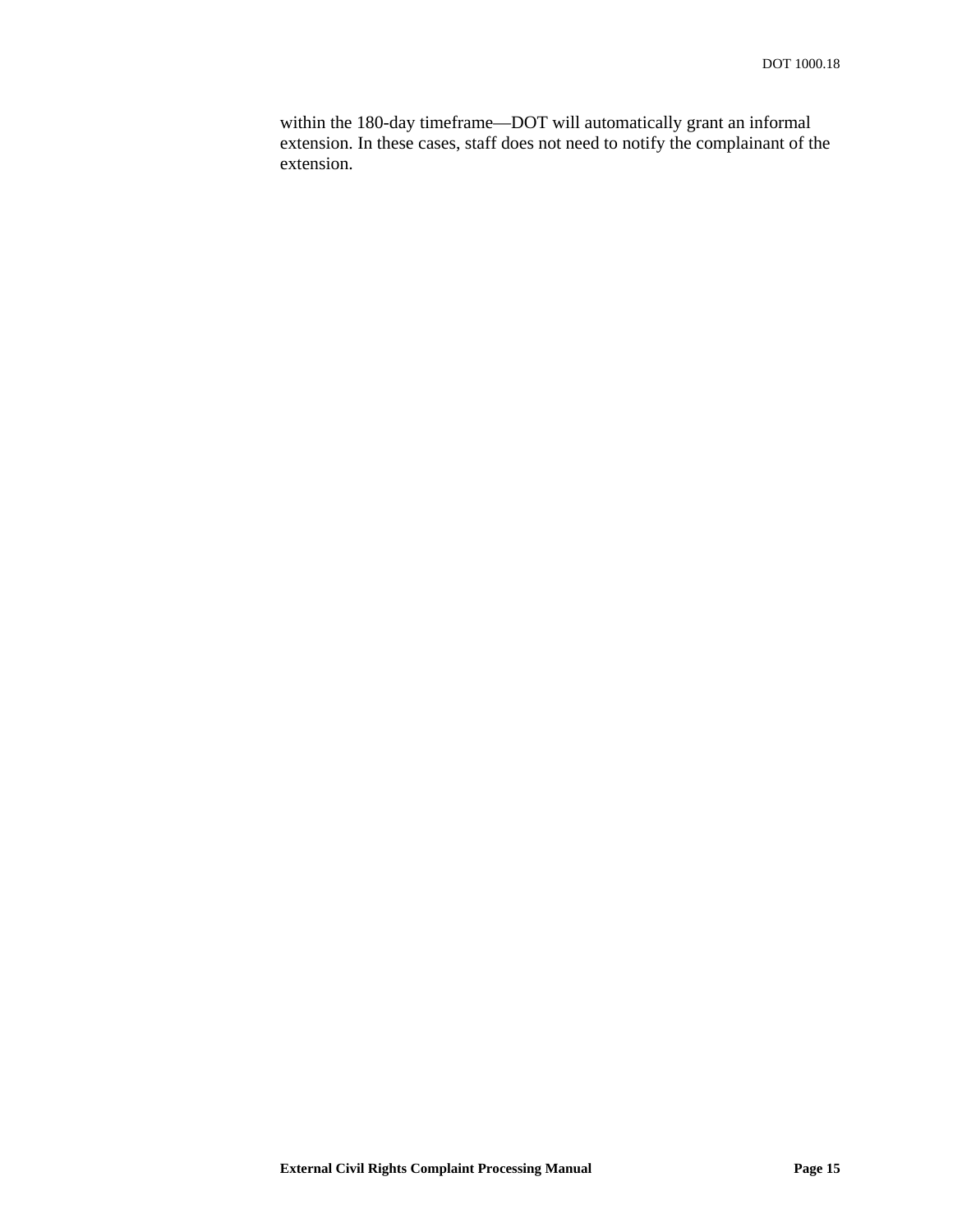within the 180-day timeframe—DOT will automatically grant an informal extension. In these cases, staff does not need to notify the complainant of the extension.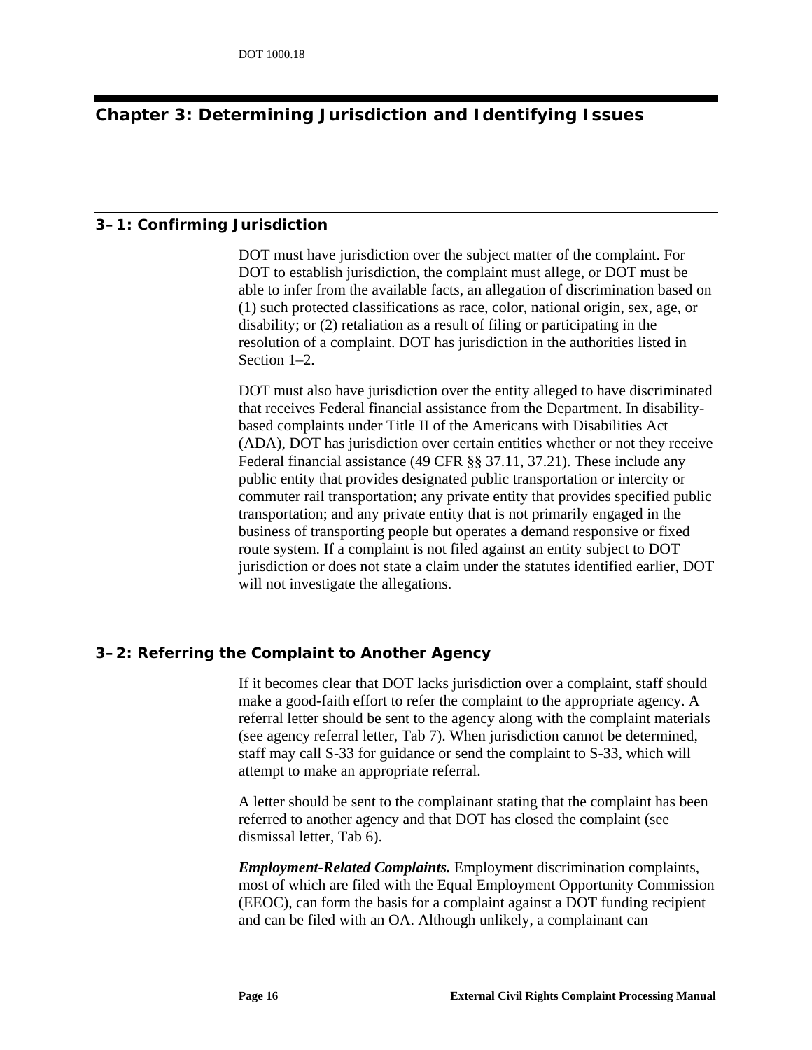# Chapter 3: Determining Jurisdiction and Identifying Issues

## 3–1: Confirming Jurisdiction

DOT must have jurisdiction over the subject matter of the complaint. For DOT to establish jurisdiction, the complaint must allege, or DOT must be able to infer from the available facts, an allegation of discrimination based on (1) such protected classifications as race, color, national origin, sex, age, or disability; or (2) retaliation as a result of filing or participating in the resolution of a complaint. DOT has jurisdiction in the authorities listed in Section 1–2.

DOT must also have jurisdiction over the entity alleged to have discriminated that receives Federal financial assistance from the Department. In disability-based complaints under Title II of the Americans with Disabilities Act (ADA), DOT has jurisdiction over certain entities whether or not they receive Federal financial assistance (49 CFR §§ 37.11, 37.21). These include any public entity that provides designated public transportation or intercity or commuter rail transportation; any private entity that provides specified public transportation; and any private entity that is not primarily engaged in the business of transporting people but operates a demand responsive or fixed route system. If a complaint is not filed against an entity subject to DOT jurisdiction or does not state a claim under the statutes identified earlier, DOT will not investigate the allegations.

## 3–2: Referring the Complaint to Another Agency

If it becomes clear that DOT lacks jurisdiction over a complaint, staff should make a good-faith effort to refer the complaint to the appropriate agency. A referral letter should be sent to the agency along with the complaint materials (see agency referral letter, Tab 7). When jurisdiction cannot be determined, staff may call S-33 for guidance or send the complaint to S-33, which will attempt to make an appropriate referral.

A letter should be sent to the complainant stating that the complaint has been referred to another agency and that DOT has closed the complaint (see dismissal letter, Tab 6).

***Employment-Related Complaints.*** Employment discrimination complaints, most of which are filed with the Equal Employment Opportunity Commission (EEOC), can form the basis for a complaint against a DOT funding recipient and can be filed with an OA. Although unlikely, a complainant can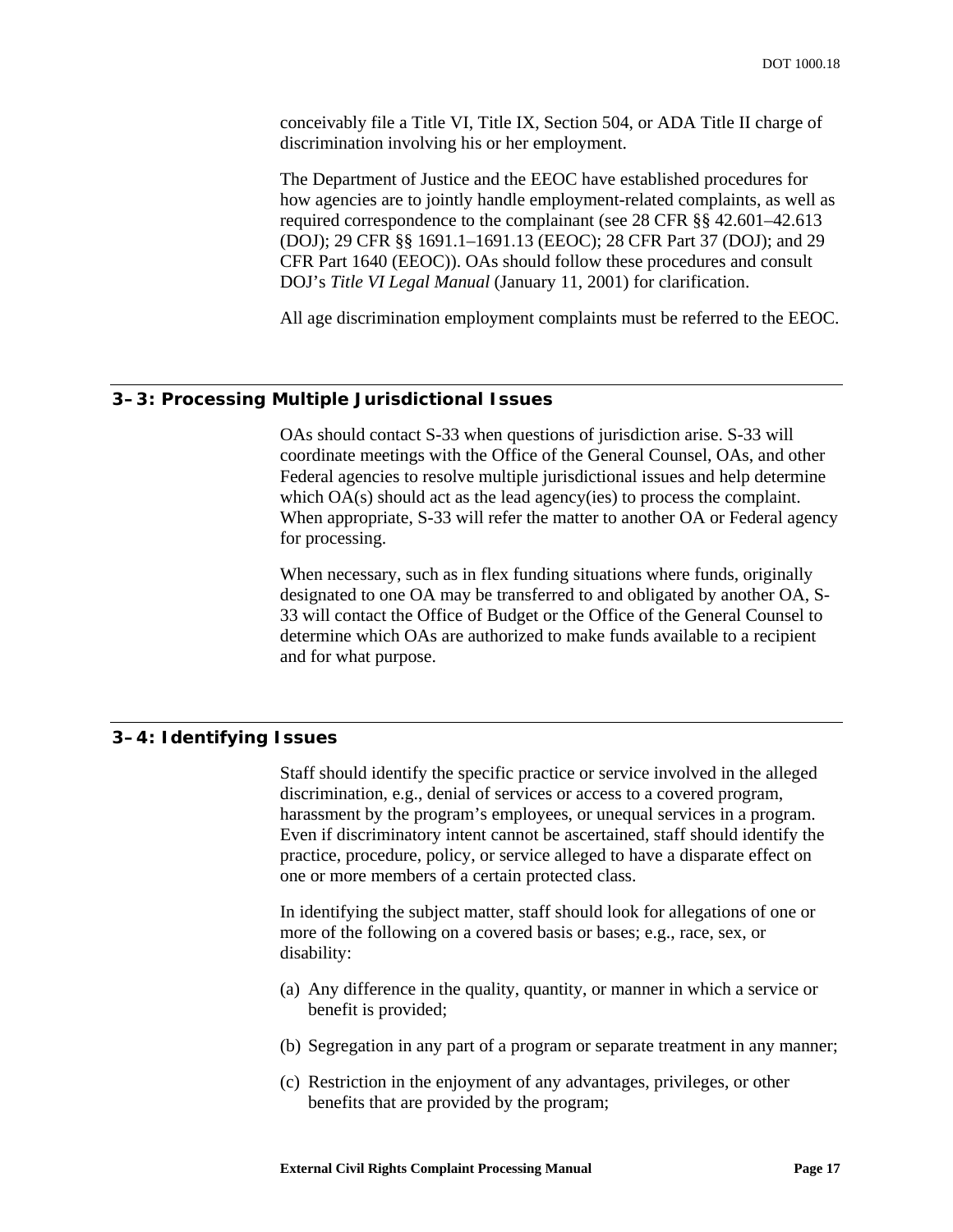conceivably file a Title VI, Title IX, Section 504, or ADA Title II charge of discrimination involving his or her employment.

The Department of Justice and the EEOC have established procedures for how agencies are to jointly handle employment-related complaints, as well as required correspondence to the complainant (see 28 CFR §§ 42.601–42.613 (DOJ); 29 CFR §§ 1691.1–1691.13 (EEOC); 28 CFR Part 37 (DOJ); and 29 CFR Part 1640 (EEOC)). OAs should follow these procedures and consult DOJ's *Title VI Legal Manual* (January 11, 2001) for clarification.

All age discrimination employment complaints must be referred to the EEOC.

## 3–3: Processing Multiple Jurisdictional Issues

OAs should contact S-33 when questions of jurisdiction arise. S-33 will coordinate meetings with the Office of the General Counsel, OAs, and other Federal agencies to resolve multiple jurisdictional issues and help determine which OA(s) should act as the lead agency(ies) to process the complaint. When appropriate, S-33 will refer the matter to another OA or Federal agency for processing.

When necessary, such as in flex funding situations where funds, originally designated to one OA may be transferred to and obligated by another OA, S-33 will contact the Office of Budget or the Office of the General Counsel to determine which OAs are authorized to make funds available to a recipient and for what purpose.

## 3–4: Identifying Issues

Staff should identify the specific practice or service involved in the alleged discrimination, e.g., denial of services or access to a covered program, harassment by the program's employees, or unequal services in a program. Even if discriminatory intent cannot be ascertained, staff should identify the practice, procedure, policy, or service alleged to have a disparate effect on one or more members of a certain protected class.

In identifying the subject matter, staff should look for allegations of one or more of the following on a covered basis or bases; e.g., race, sex, or disability:

(a) Any difference in the quality, quantity, or manner in which a service or benefit is provided;

(b) Segregation in any part of a program or separate treatment in any manner;

(c) Restriction in the enjoyment of any advantages, privileges, or other benefits that are provided by the program;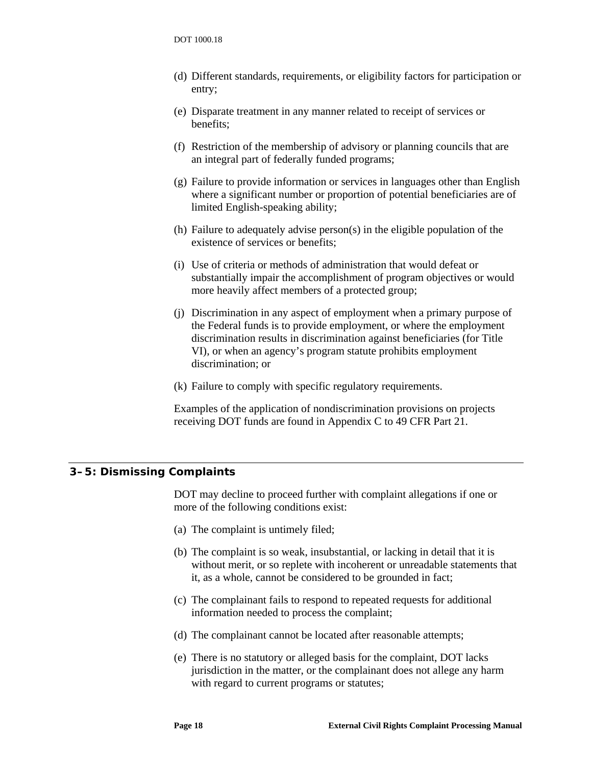(d) Different standards, requirements, or eligibility factors for participation or entry;

(e) Disparate treatment in any manner related to receipt of services or benefits;

(f) Restriction of the membership of advisory or planning councils that are an integral part of federally funded programs;

(g) Failure to provide information or services in languages other than English where a significant number or proportion of potential beneficiaries are of limited English-speaking ability;

(h) Failure to adequately advise person(s) in the eligible population of the existence of services or benefits;

(i) Use of criteria or methods of administration that would defeat or substantially impair the accomplishment of program objectives or would more heavily affect members of a protected group;

(j) Discrimination in any aspect of employment when a primary purpose of the Federal funds is to provide employment, or where the employment discrimination results in discrimination against beneficiaries (for Title VI), or when an agency's program statute prohibits employment discrimination; or

(k) Failure to comply with specific regulatory requirements.

Examples of the application of nondiscrimination provisions on projects receiving DOT funds are found in Appendix C to 49 CFR Part 21.

## 3–5: Dismissing Complaints

DOT may decline to proceed further with complaint allegations if one or more of the following conditions exist:

(a) The complaint is untimely filed;

(b) The complaint is so weak, insubstantial, or lacking in detail that it is without merit, or so replete with incoherent or unreadable statements that it, as a whole, cannot be considered to be grounded in fact;

(c) The complainant fails to respond to repeated requests for additional information needed to process the complaint;

(d) The complainant cannot be located after reasonable attempts;

(e) There is no statutory or alleged basis for the complaint, DOT lacks jurisdiction in the matter, or the complainant does not allege any harm with regard to current programs or statutes;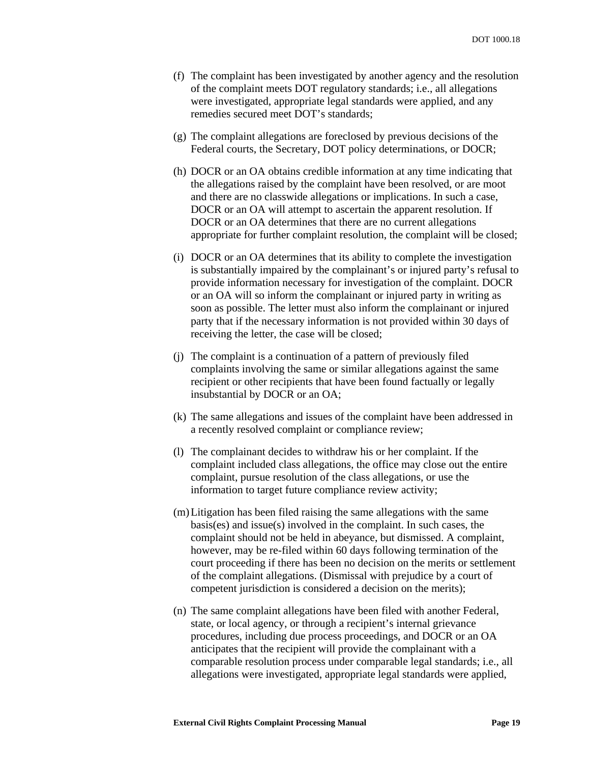(f) The complaint has been investigated by another agency and the resolution of the complaint meets DOT regulatory standards; i.e., all allegations were investigated, appropriate legal standards were applied, and any remedies secured meet DOT's standards;

(g) The complaint allegations are foreclosed by previous decisions of the Federal courts, the Secretary, DOT policy determinations, or DOCR;

(h) DOCR or an OA obtains credible information at any time indicating that the allegations raised by the complaint have been resolved, or are moot and there are no classwide allegations or implications. In such a case, DOCR or an OA will attempt to ascertain the apparent resolution. If DOCR or an OA determines that there are no current allegations appropriate for further complaint resolution, the complaint will be closed;

(i) DOCR or an OA determines that its ability to complete the investigation is substantially impaired by the complainant's or injured party's refusal to provide information necessary for investigation of the complaint. DOCR or an OA will so inform the complainant or injured party in writing as soon as possible. The letter must also inform the complainant or injured party that if the necessary information is not provided within 30 days of receiving the letter, the case will be closed;

(j) The complaint is a continuation of a pattern of previously filed complaints involving the same or similar allegations against the same recipient or other recipients that have been found factually or legally insubstantial by DOCR or an OA;

(k) The same allegations and issues of the complaint have been addressed in a recently resolved complaint or compliance review;

(l) The complainant decides to withdraw his or her complaint. If the complaint included class allegations, the office may close out the entire complaint, pursue resolution of the class allegations, or use the information to target future compliance review activity;

(m) Litigation has been filed raising the same allegations with the same basis(es) and issue(s) involved in the complaint. In such cases, the complaint should not be held in abeyance, but dismissed. A complaint, however, may be re-filed within 60 days following termination of the court proceeding if there has been no decision on the merits or settlement of the complaint allegations. (Dismissal with prejudice by a court of competent jurisdiction is considered a decision on the merits);

(n) The same complaint allegations have been filed with another Federal, state, or local agency, or through a recipient's internal grievance procedures, including due process proceedings, and DOCR or an OA anticipates that the recipient will provide the complainant with a comparable resolution process under comparable legal standards; i.e., all allegations were investigated, appropriate legal standards were applied,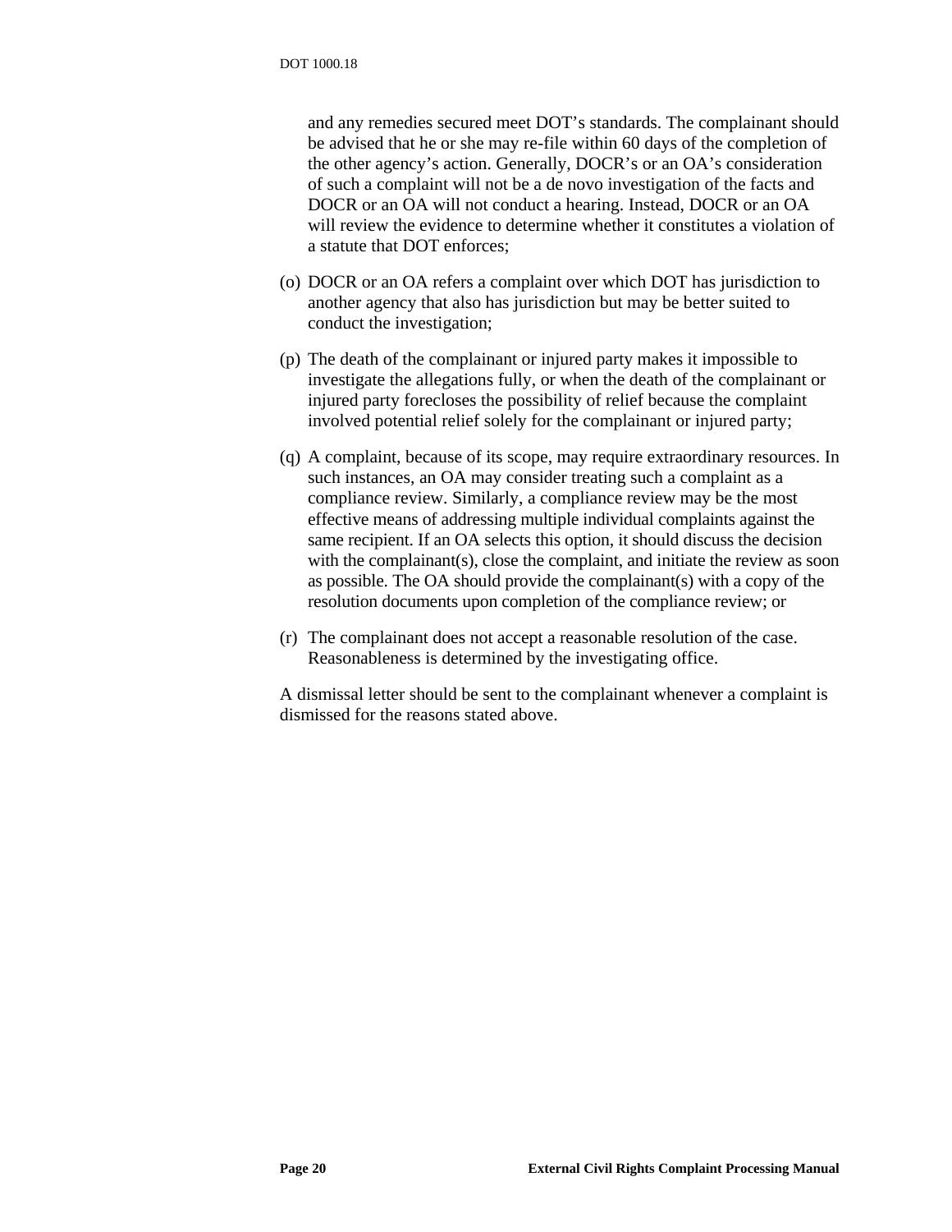and any remedies secured meet DOT's standards. The complainant should be advised that he or she may re-file within 60 days of the completion of the other agency's action. Generally, DOCR's or an OA's consideration of such a complaint will not be a de novo investigation of the facts and DOCR or an OA will not conduct a hearing. Instead, DOCR or an OA will review the evidence to determine whether it constitutes a violation of a statute that DOT enforces;

(o) DOCR or an OA refers a complaint over which DOT has jurisdiction to another agency that also has jurisdiction but may be better suited to conduct the investigation;

(p) The death of the complainant or injured party makes it impossible to investigate the allegations fully, or when the death of the complainant or injured party forecloses the possibility of relief because the complaint involved potential relief solely for the complainant or injured party;

(q) A complaint, because of its scope, may require extraordinary resources. In such instances, an OA may consider treating such a complaint as a compliance review. Similarly, a compliance review may be the most effective means of addressing multiple individual complaints against the same recipient. If an OA selects this option, it should discuss the decision with the complainant(s), close the complaint, and initiate the review as soon as possible. The OA should provide the complainant(s) with a copy of the resolution documents upon completion of the compliance review; or

(r) The complainant does not accept a reasonable resolution of the case. Reasonableness is determined by the investigating office.

A dismissal letter should be sent to the complainant whenever a complaint is dismissed for the reasons stated above.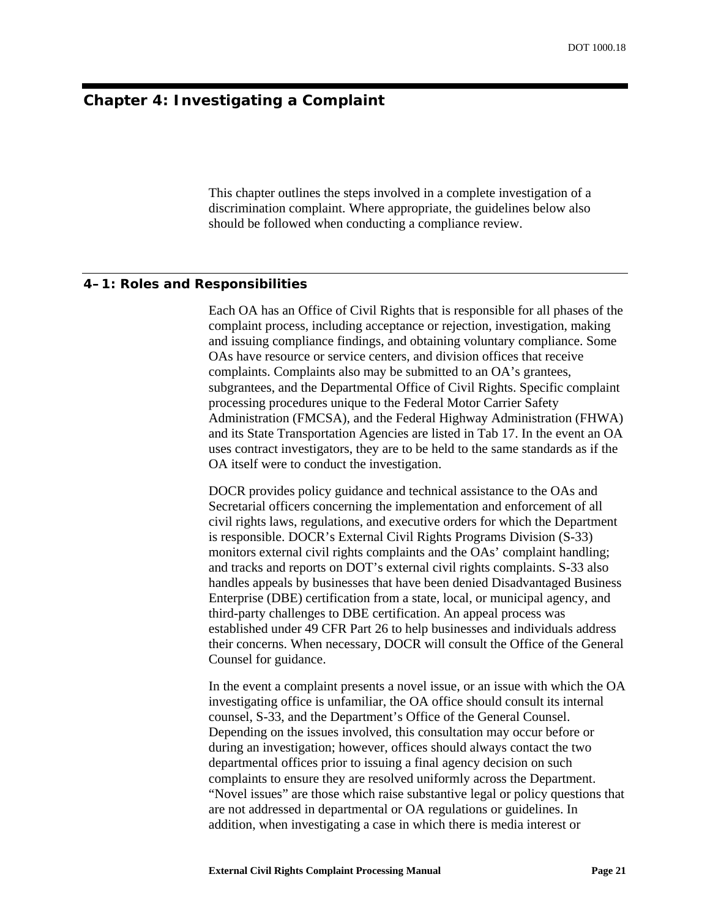# Chapter 4: Investigating a Complaint

This chapter outlines the steps involved in a complete investigation of a discrimination complaint. Where appropriate, the guidelines below also should be followed when conducting a compliance review.

## 4–1: Roles and Responsibilities

Each OA has an Office of Civil Rights that is responsible for all phases of the complaint process, including acceptance or rejection, investigation, making and issuing compliance findings, and obtaining voluntary compliance. Some OAs have resource or service centers, and division offices that receive complaints. Complaints also may be submitted to an OA's grantees, subgrantees, and the Departmental Office of Civil Rights. Specific complaint processing procedures unique to the Federal Motor Carrier Safety Administration (FMCSA), and the Federal Highway Administration (FHWA) and its State Transportation Agencies are listed in Tab 17. In the event an OA uses contract investigators, they are to be held to the same standards as if the OA itself were to conduct the investigation.

DOCR provides policy guidance and technical assistance to the OAs and Secretarial officers concerning the implementation and enforcement of all civil rights laws, regulations, and executive orders for which the Department is responsible. DOCR's External Civil Rights Programs Division (S-33) monitors external civil rights complaints and the OAs' complaint handling; and tracks and reports on DOT's external civil rights complaints. S-33 also handles appeals by businesses that have been denied Disadvantaged Business Enterprise (DBE) certification from a state, local, or municipal agency, and third-party challenges to DBE certification. An appeal process was established under 49 CFR Part 26 to help businesses and individuals address their concerns. When necessary, DOCR will consult the Office of the General Counsel for guidance.

In the event a complaint presents a novel issue, or an issue with which the OA investigating office is unfamiliar, the OA office should consult its internal counsel, S-33, and the Department's Office of the General Counsel. Depending on the issues involved, this consultation may occur before or during an investigation; however, offices should always contact the two departmental offices prior to issuing a final agency decision on such complaints to ensure they are resolved uniformly across the Department. "Novel issues" are those which raise substantive legal or policy questions that are not addressed in departmental or OA regulations or guidelines. In addition, when investigating a case in which there is media interest or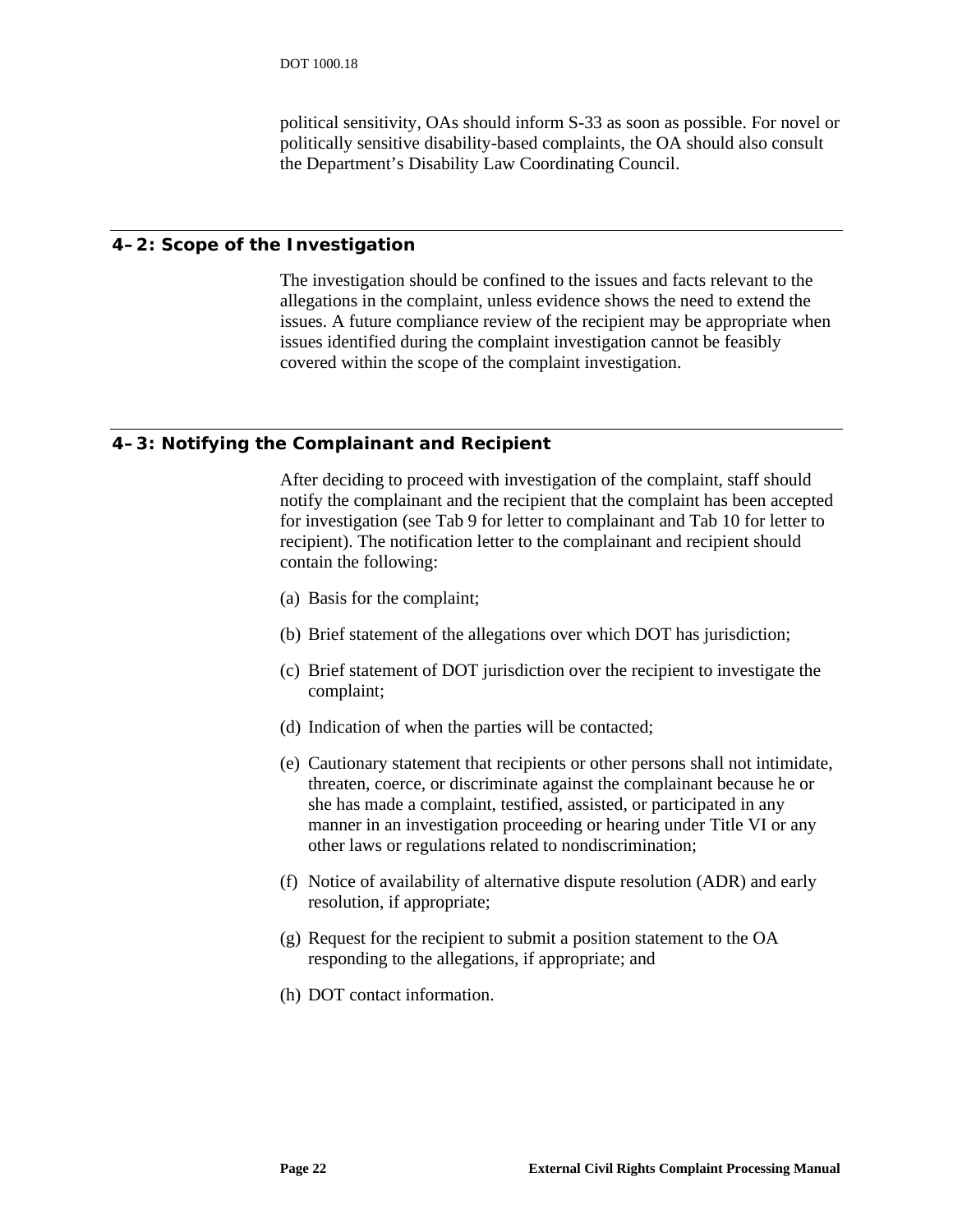political sensitivity, OAs should inform S-33 as soon as possible. For novel or politically sensitive disability-based complaints, the OA should also consult the Department's Disability Law Coordinating Council.

## 4–2: Scope of the Investigation

The investigation should be confined to the issues and facts relevant to the allegations in the complaint, unless evidence shows the need to extend the issues. A future compliance review of the recipient may be appropriate when issues identified during the complaint investigation cannot be feasibly covered within the scope of the complaint investigation.

## 4–3: Notifying the Complainant and Recipient

After deciding to proceed with investigation of the complaint, staff should notify the complainant and the recipient that the complaint has been accepted for investigation (see Tab 9 for letter to complainant and Tab 10 for letter to recipient). The notification letter to the complainant and recipient should contain the following:

(a) Basis for the complaint;

(b) Brief statement of the allegations over which DOT has jurisdiction;

(c) Brief statement of DOT jurisdiction over the recipient to investigate the complaint;

(d) Indication of when the parties will be contacted;

(e) Cautionary statement that recipients or other persons shall not intimidate, threaten, coerce, or discriminate against the complainant because he or she has made a complaint, testified, assisted, or participated in any manner in an investigation proceeding or hearing under Title VI or any other laws or regulations related to nondiscrimination;

(f) Notice of availability of alternative dispute resolution (ADR) and early resolution, if appropriate;

(g) Request for the recipient to submit a position statement to the OA responding to the allegations, if appropriate; and

(h) DOT contact information.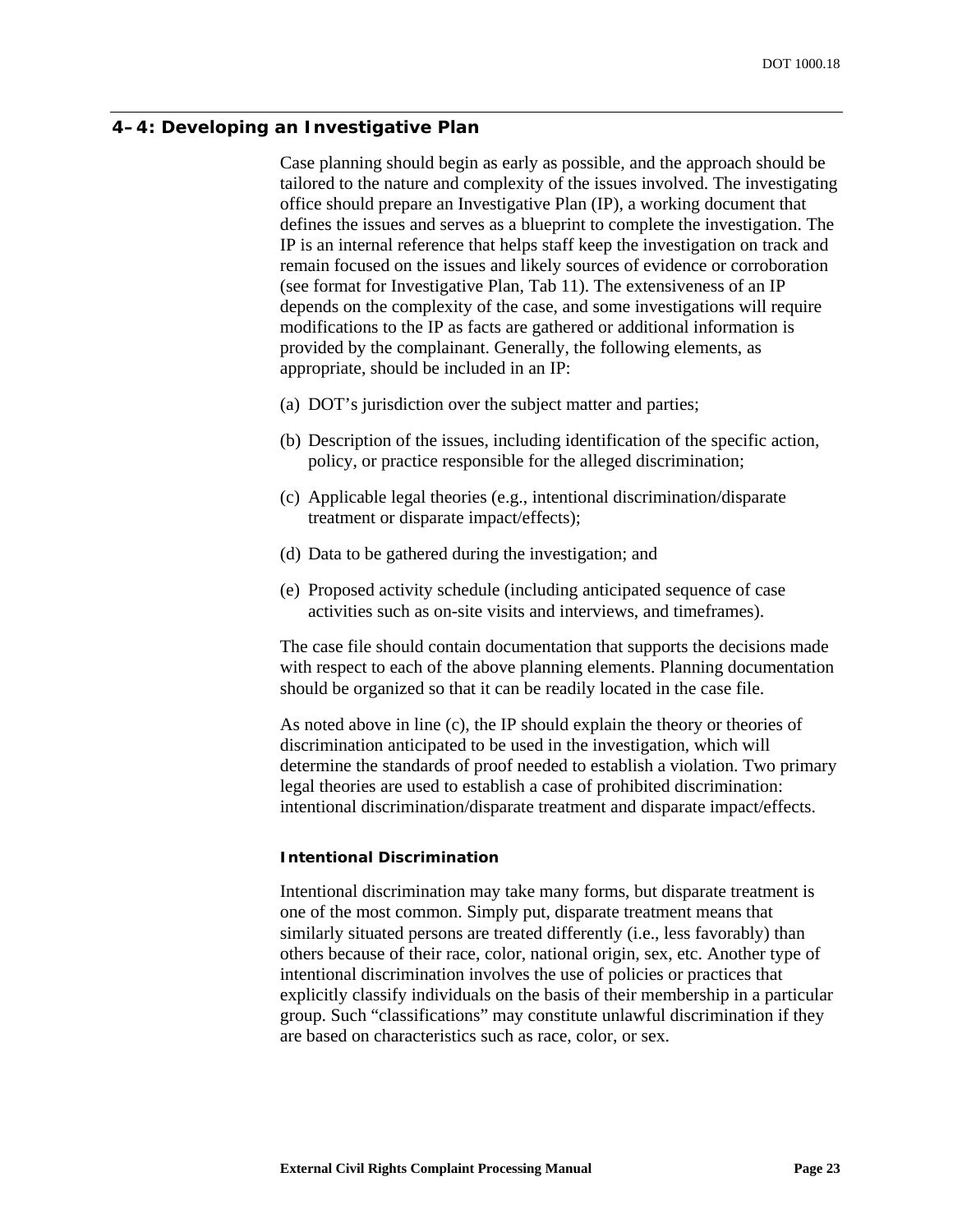## 4–4: Developing an Investigative Plan

Case planning should begin as early as possible, and the approach should be tailored to the nature and complexity of the issues involved. The investigating office should prepare an Investigative Plan (IP), a working document that defines the issues and serves as a blueprint to complete the investigation. The IP is an internal reference that helps staff keep the investigation on track and remain focused on the issues and likely sources of evidence or corroboration (see format for Investigative Plan, Tab 11). The extensiveness of an IP depends on the complexity of the case, and some investigations will require modifications to the IP as facts are gathered or additional information is provided by the complainant. Generally, the following elements, as appropriate, should be included in an IP:

(a) DOT's jurisdiction over the subject matter and parties;

(b) Description of the issues, including identification of the specific action, policy, or practice responsible for the alleged discrimination;

(c) Applicable legal theories (e.g., intentional discrimination/disparate treatment or disparate impact/effects);

(d) Data to be gathered during the investigation; and

(e) Proposed activity schedule (including anticipated sequence of case activities such as on-site visits and interviews, and timeframes).

The case file should contain documentation that supports the decisions made with respect to each of the above planning elements. Planning documentation should be organized so that it can be readily located in the case file.

As noted above in line (c), the IP should explain the theory or theories of discrimination anticipated to be used in the investigation, which will determine the standards of proof needed to establish a violation. Two primary legal theories are used to establish a case of prohibited discrimination: intentional discrimination/disparate treatment and disparate impact/effects.

### Intentional Discrimination

Intentional discrimination may take many forms, but disparate treatment is one of the most common. Simply put, disparate treatment means that similarly situated persons are treated differently (i.e., less favorably) than others because of their race, color, national origin, sex, etc. Another type of intentional discrimination involves the use of policies or practices that explicitly classify individuals on the basis of their membership in a particular group. Such "classifications" may constitute unlawful discrimination if they are based on characteristics such as race, color, or sex.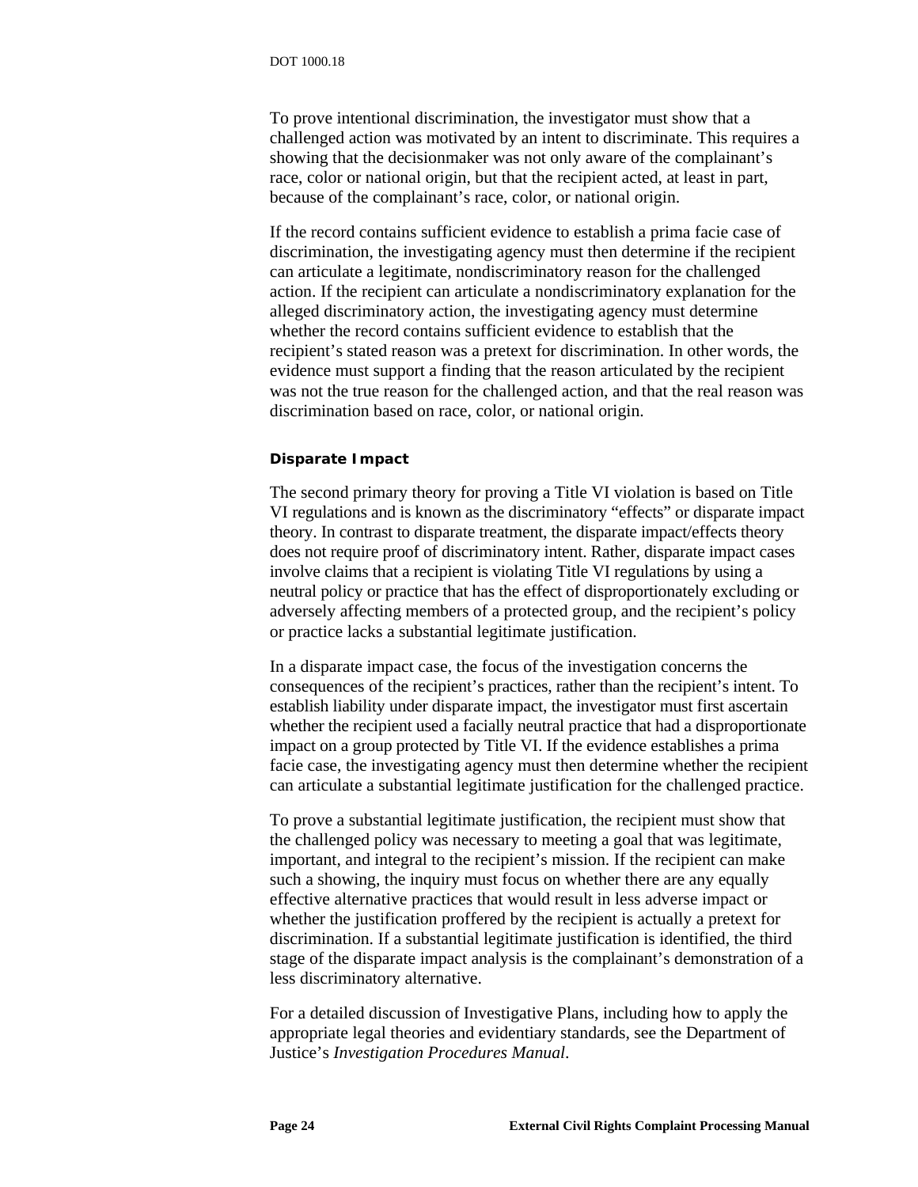To prove intentional discrimination, the investigator must show that a challenged action was motivated by an intent to discriminate. This requires a showing that the decisionmaker was not only aware of the complainant's race, color or national origin, but that the recipient acted, at least in part, because of the complainant's race, color, or national origin.

If the record contains sufficient evidence to establish a prima facie case of discrimination, the investigating agency must then determine if the recipient can articulate a legitimate, nondiscriminatory reason for the challenged action. If the recipient can articulate a nondiscriminatory explanation for the alleged discriminatory action, the investigating agency must determine whether the record contains sufficient evidence to establish that the recipient's stated reason was a pretext for discrimination. In other words, the evidence must support a finding that the reason articulated by the recipient was not the true reason for the challenged action, and that the real reason was discrimination based on race, color, or national origin.

#### Disparate Impact

The second primary theory for proving a Title VI violation is based on Title VI regulations and is known as the discriminatory "effects" or disparate impact theory. In contrast to disparate treatment, the disparate impact/effects theory does not require proof of discriminatory intent. Rather, disparate impact cases involve claims that a recipient is violating Title VI regulations by using a neutral policy or practice that has the effect of disproportionately excluding or adversely affecting members of a protected group, and the recipient's policy or practice lacks a substantial legitimate justification.

In a disparate impact case, the focus of the investigation concerns the consequences of the recipient's practices, rather than the recipient's intent. To establish liability under disparate impact, the investigator must first ascertain whether the recipient used a facially neutral practice that had a disproportionate impact on a group protected by Title VI. If the evidence establishes a prima facie case, the investigating agency must then determine whether the recipient can articulate a substantial legitimate justification for the challenged practice.

To prove a substantial legitimate justification, the recipient must show that the challenged policy was necessary to meeting a goal that was legitimate, important, and integral to the recipient's mission. If the recipient can make such a showing, the inquiry must focus on whether there are any equally effective alternative practices that would result in less adverse impact or whether the justification proffered by the recipient is actually a pretext for discrimination. If a substantial legitimate justification is identified, the third stage of the disparate impact analysis is the complainant's demonstration of a less discriminatory alternative.

For a detailed discussion of Investigative Plans, including how to apply the appropriate legal theories and evidentiary standards, see the Department of Justice's *Investigation Procedures Manual*.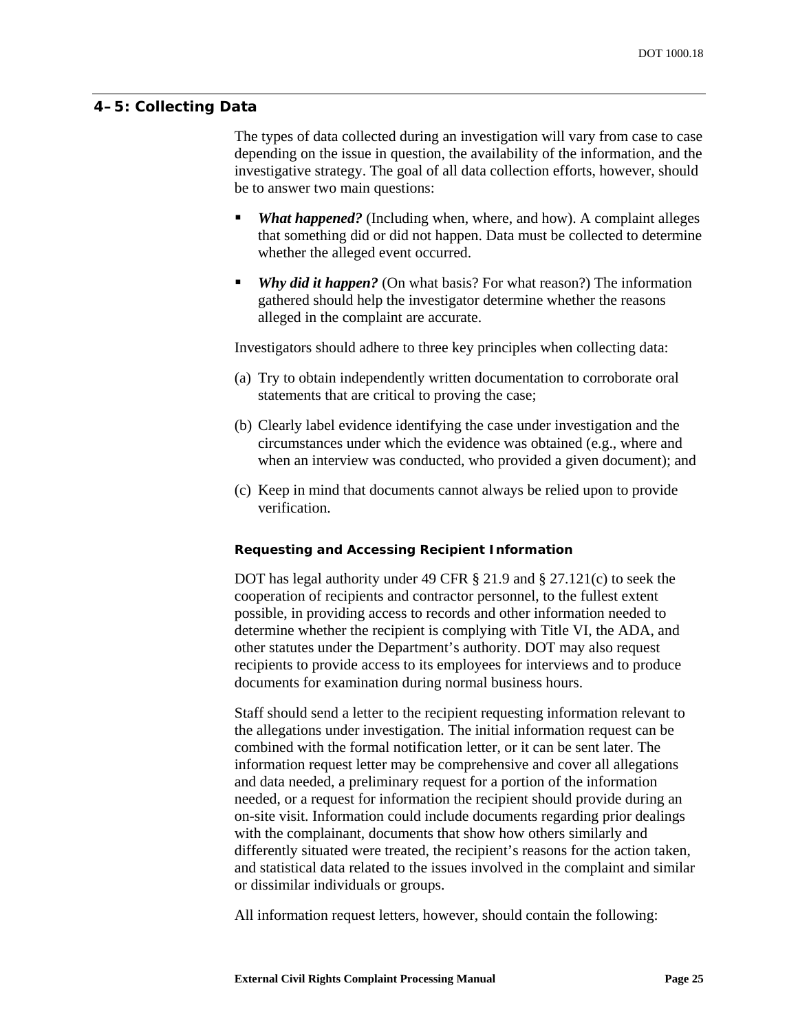## 4–5: Collecting Data

The types of data collected during an investigation will vary from case to case depending on the issue in question, the availability of the information, and the investigative strategy. The goal of all data collection efforts, however, should be to answer two main questions:

- ***What happened?*** (Including when, where, and how). A complaint alleges that something did or did not happen. Data must be collected to determine whether the alleged event occurred.
- ***Why did it happen?*** (On what basis? For what reason?) The information gathered should help the investigator determine whether the reasons alleged in the complaint are accurate.

Investigators should adhere to three key principles when collecting data:

(a) Try to obtain independently written documentation to corroborate oral statements that are critical to proving the case;

(b) Clearly label evidence identifying the case under investigation and the circumstances under which the evidence was obtained (e.g., where and when an interview was conducted, who provided a given document); and

(c) Keep in mind that documents cannot always be relied upon to provide verification.

### Requesting and Accessing Recipient Information

DOT has legal authority under 49 CFR § 21.9 and § 27.121(c) to seek the cooperation of recipients and contractor personnel, to the fullest extent possible, in providing access to records and other information needed to determine whether the recipient is complying with Title VI, the ADA, and other statutes under the Department's authority. DOT may also request recipients to provide access to its employees for interviews and to produce documents for examination during normal business hours.

Staff should send a letter to the recipient requesting information relevant to the allegations under investigation. The initial information request can be combined with the formal notification letter, or it can be sent later. The information request letter may be comprehensive and cover all allegations and data needed, a preliminary request for a portion of the information needed, or a request for information the recipient should provide during an on-site visit. Information could include documents regarding prior dealings with the complainant, documents that show how others similarly and differently situated were treated, the recipient's reasons for the action taken, and statistical data related to the issues involved in the complaint and similar or dissimilar individuals or groups.

All information request letters, however, should contain the following: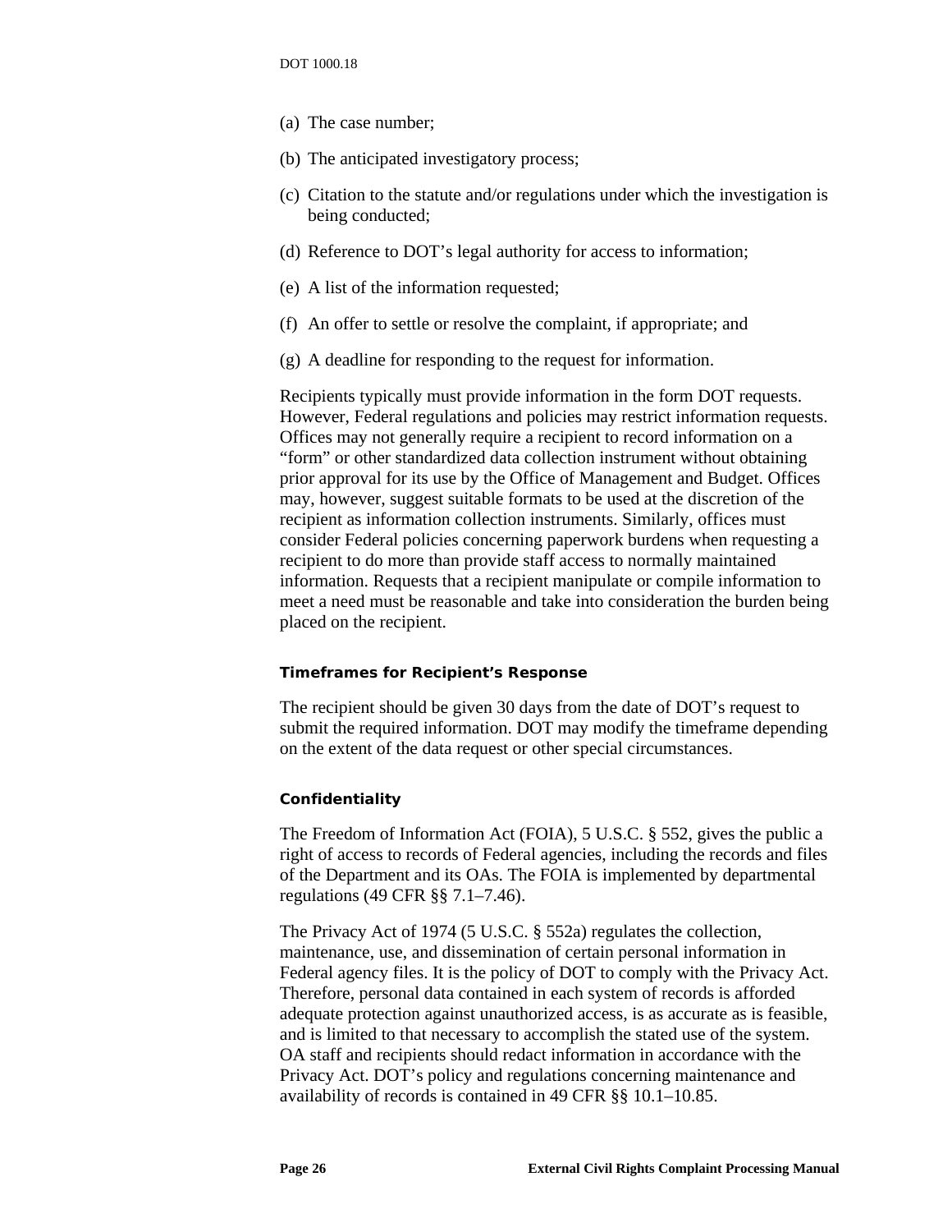(a) The case number;

(b) The anticipated investigatory process;

(c) Citation to the statute and/or regulations under which the investigation is being conducted;

(d) Reference to DOT's legal authority for access to information;

(e) A list of the information requested;

(f) An offer to settle or resolve the complaint, if appropriate; and

(g) A deadline for responding to the request for information.

Recipients typically must provide information in the form DOT requests. However, Federal regulations and policies may restrict information requests. Offices may not generally require a recipient to record information on a "form" or other standardized data collection instrument without obtaining prior approval for its use by the Office of Management and Budget. Offices may, however, suggest suitable formats to be used at the discretion of the recipient as information collection instruments. Similarly, offices must consider Federal policies concerning paperwork burdens when requesting a recipient to do more than provide staff access to normally maintained information. Requests that a recipient manipulate or compile information to meet a need must be reasonable and take into consideration the burden being placed on the recipient.

#### Timeframes for Recipient's Response

The recipient should be given 30 days from the date of DOT's request to submit the required information. DOT may modify the timeframe depending on the extent of the data request or other special circumstances.

#### Confidentiality

The Freedom of Information Act (FOIA), 5 U.S.C. § 552, gives the public a right of access to records of Federal agencies, including the records and files of the Department and its OAs. The FOIA is implemented by departmental regulations (49 CFR §§ 7.1–7.46).

The Privacy Act of 1974 (5 U.S.C. § 552a) regulates the collection, maintenance, use, and dissemination of certain personal information in Federal agency files. It is the policy of DOT to comply with the Privacy Act. Therefore, personal data contained in each system of records is afforded adequate protection against unauthorized access, is as accurate as is feasible, and is limited to that necessary to accomplish the stated use of the system. OA staff and recipients should redact information in accordance with the Privacy Act. DOT's policy and regulations concerning maintenance and availability of records is contained in 49 CFR §§ 10.1–10.85.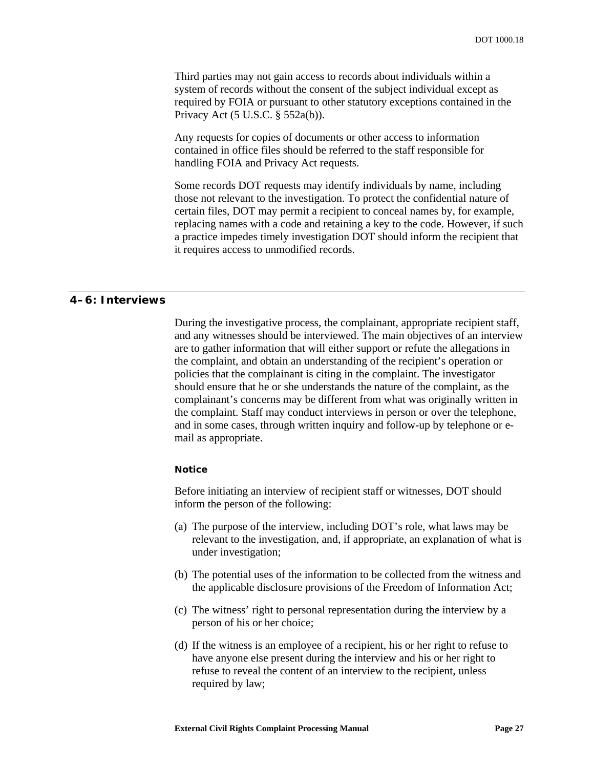Third parties may not gain access to records about individuals within a system of records without the consent of the subject individual except as required by FOIA or pursuant to other statutory exceptions contained in the Privacy Act (5 U.S.C. § 552a(b)).

Any requests for copies of documents or other access to information contained in office files should be referred to the staff responsible for handling FOIA and Privacy Act requests.

Some records DOT requests may identify individuals by name, including those not relevant to the investigation. To protect the confidential nature of certain files, DOT may permit a recipient to conceal names by, for example, replacing names with a code and retaining a key to the code. However, if such a practice impedes timely investigation DOT should inform the recipient that it requires access to unmodified records.

## 4–6: Interviews

During the investigative process, the complainant, appropriate recipient staff, and any witnesses should be interviewed. The main objectives of an interview are to gather information that will either support or refute the allegations in the complaint, and obtain an understanding of the recipient's operation or policies that the complainant is citing in the complaint. The investigator should ensure that he or she understands the nature of the complaint, as the complainant's concerns may be different from what was originally written in the complaint. Staff may conduct interviews in person or over the telephone, and in some cases, through written inquiry and follow-up by telephone or e-mail as appropriate.

### Notice

Before initiating an interview of recipient staff or witnesses, DOT should inform the person of the following:

(a) The purpose of the interview, including DOT's role, what laws may be relevant to the investigation, and, if appropriate, an explanation of what is under investigation;

(b) The potential uses of the information to be collected from the witness and the applicable disclosure provisions of the Freedom of Information Act;

(c) The witness' right to personal representation during the interview by a person of his or her choice;

(d) If the witness is an employee of a recipient, his or her right to refuse to have anyone else present during the interview and his or her right to refuse to reveal the content of an interview to the recipient, unless required by law;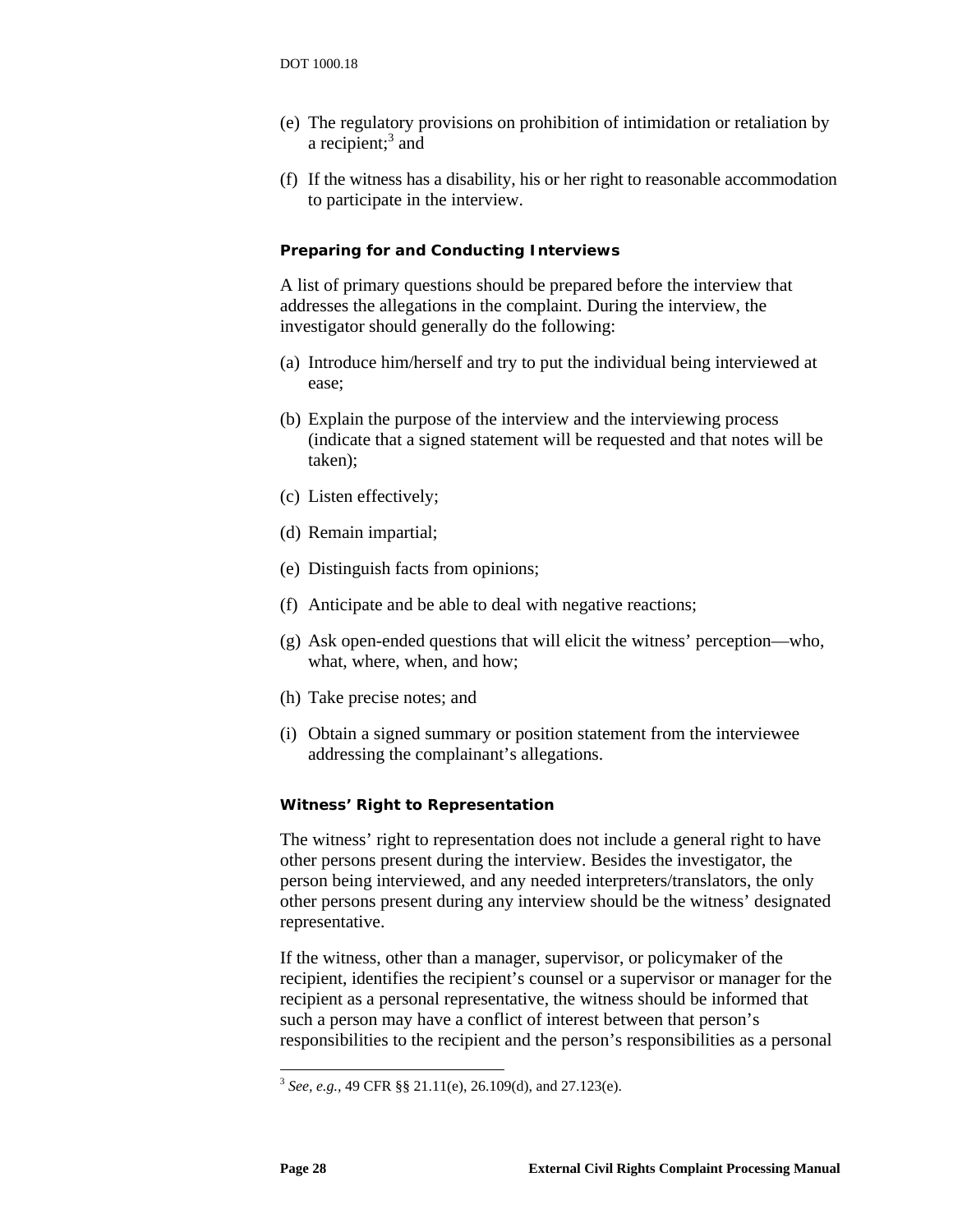(e) The regulatory provisions on prohibition of intimidation or retaliation by a recipient;[3] and

(f) If the witness has a disability, his or her right to reasonable accommodation to participate in the interview.

#### Preparing for and Conducting Interviews

A list of primary questions should be prepared before the interview that addresses the allegations in the complaint. During the interview, the investigator should generally do the following:

(a) Introduce him/herself and try to put the individual being interviewed at ease;

(b) Explain the purpose of the interview and the interviewing process (indicate that a signed statement will be requested and that notes will be taken);

(c) Listen effectively;

(d) Remain impartial;

(e) Distinguish facts from opinions;

(f) Anticipate and be able to deal with negative reactions;

(g) Ask open-ended questions that will elicit the witness' perception—who, what, where, when, and how;

(h) Take precise notes; and

(i) Obtain a signed summary or position statement from the interviewee addressing the complainant's allegations.

#### Witness' Right to Representation

The witness' right to representation does not include a general right to have other persons present during the interview. Besides the investigator, the person being interviewed, and any needed interpreters/translators, the only other persons present during any interview should be the witness' designated representative.

If the witness, other than a manager, supervisor, or policymaker of the recipient, identifies the recipient's counsel or a supervisor or manager for the recipient as a personal representative, the witness should be informed that such a person may have a conflict of interest between that person's responsibilities to the recipient and the person's responsibilities as a personal

---

[3] *See, e.g.,* 49 CFR §§ 21.11(e), 26.109(d), and 27.123(e).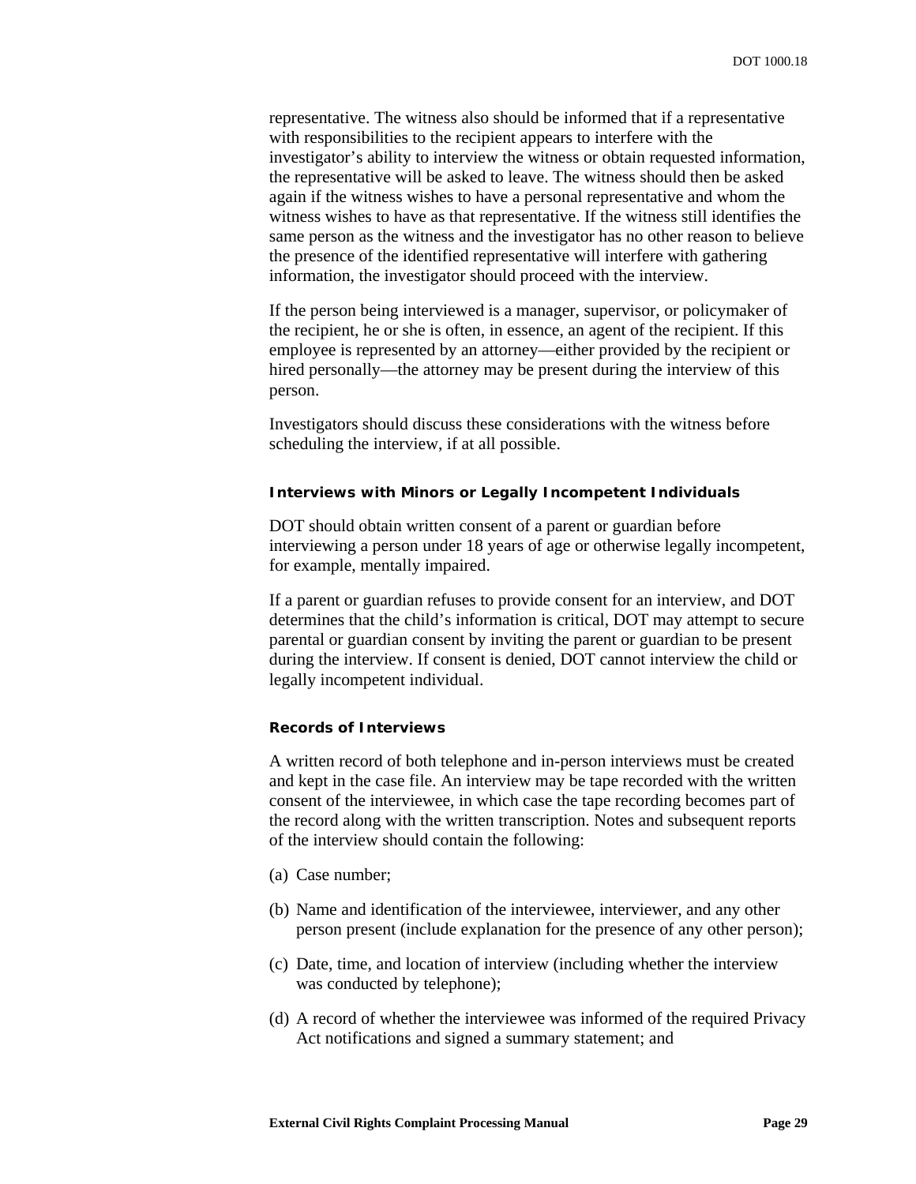representative. The witness also should be informed that if a representative with responsibilities to the recipient appears to interfere with the investigator's ability to interview the witness or obtain requested information, the representative will be asked to leave. The witness should then be asked again if the witness wishes to have a personal representative and whom the witness wishes to have as that representative. If the witness still identifies the same person as the witness and the investigator has no other reason to believe the presence of the identified representative will interfere with gathering information, the investigator should proceed with the interview.

If the person being interviewed is a manager, supervisor, or policymaker of the recipient, he or she is often, in essence, an agent of the recipient. If this employee is represented by an attorney—either provided by the recipient or hired personally—the attorney may be present during the interview of this person.

Investigators should discuss these considerations with the witness before scheduling the interview, if at all possible.

#### Interviews with Minors or Legally Incompetent Individuals

DOT should obtain written consent of a parent or guardian before interviewing a person under 18 years of age or otherwise legally incompetent, for example, mentally impaired.

If a parent or guardian refuses to provide consent for an interview, and DOT determines that the child's information is critical, DOT may attempt to secure parental or guardian consent by inviting the parent or guardian to be present during the interview. If consent is denied, DOT cannot interview the child or legally incompetent individual.

#### Records of Interviews

A written record of both telephone and in-person interviews must be created and kept in the case file. An interview may be tape recorded with the written consent of the interviewee, in which case the tape recording becomes part of the record along with the written transcription. Notes and subsequent reports of the interview should contain the following:

(a) Case number;

(b) Name and identification of the interviewee, interviewer, and any other person present (include explanation for the presence of any other person);

(c) Date, time, and location of interview (including whether the interview was conducted by telephone);

(d) A record of whether the interviewee was informed of the required Privacy Act notifications and signed a summary statement; and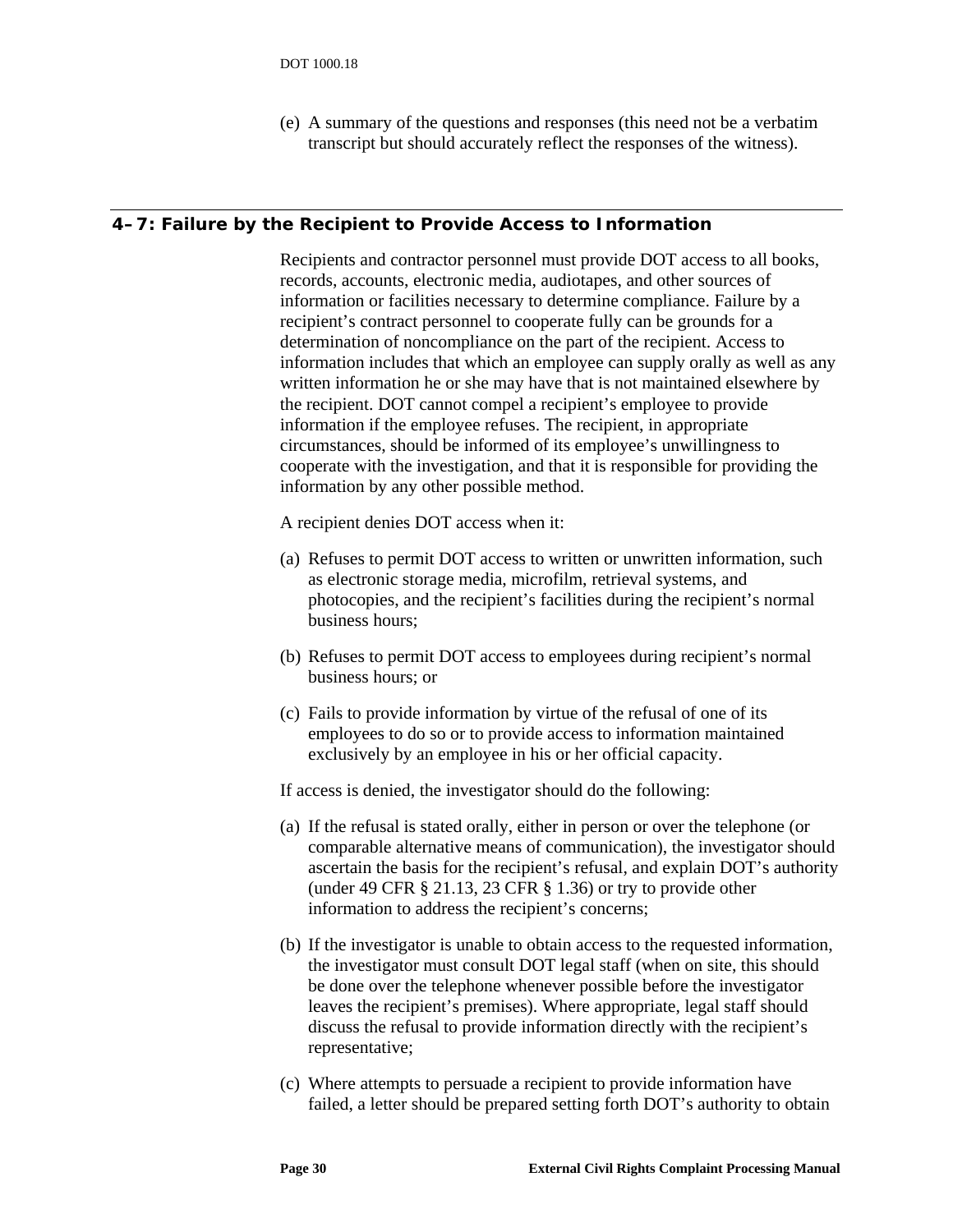(e) A summary of the questions and responses (this need not be a verbatim transcript but should accurately reflect the responses of the witness).

## 4–7: Failure by the Recipient to Provide Access to Information

Recipients and contractor personnel must provide DOT access to all books, records, accounts, electronic media, audiotapes, and other sources of information or facilities necessary to determine compliance. Failure by a recipient's contract personnel to cooperate fully can be grounds for a determination of noncompliance on the part of the recipient. Access to information includes that which an employee can supply orally as well as any written information he or she may have that is not maintained elsewhere by the recipient. DOT cannot compel a recipient's employee to provide information if the employee refuses. The recipient, in appropriate circumstances, should be informed of its employee's unwillingness to cooperate with the investigation, and that it is responsible for providing the information by any other possible method.

A recipient denies DOT access when it:

(a) Refuses to permit DOT access to written or unwritten information, such as electronic storage media, microfilm, retrieval systems, and photocopies, and the recipient's facilities during the recipient's normal business hours;

(b) Refuses to permit DOT access to employees during recipient's normal business hours; or

(c) Fails to provide information by virtue of the refusal of one of its employees to do so or to provide access to information maintained exclusively by an employee in his or her official capacity.

If access is denied, the investigator should do the following:

(a) If the refusal is stated orally, either in person or over the telephone (or comparable alternative means of communication), the investigator should ascertain the basis for the recipient's refusal, and explain DOT's authority (under 49 CFR § 21.13, 23 CFR § 1.36) or try to provide other information to address the recipient's concerns;

(b) If the investigator is unable to obtain access to the requested information, the investigator must consult DOT legal staff (when on site, this should be done over the telephone whenever possible before the investigator leaves the recipient's premises). Where appropriate, legal staff should discuss the refusal to provide information directly with the recipient's representative;

(c) Where attempts to persuade a recipient to provide information have failed, a letter should be prepared setting forth DOT's authority to obtain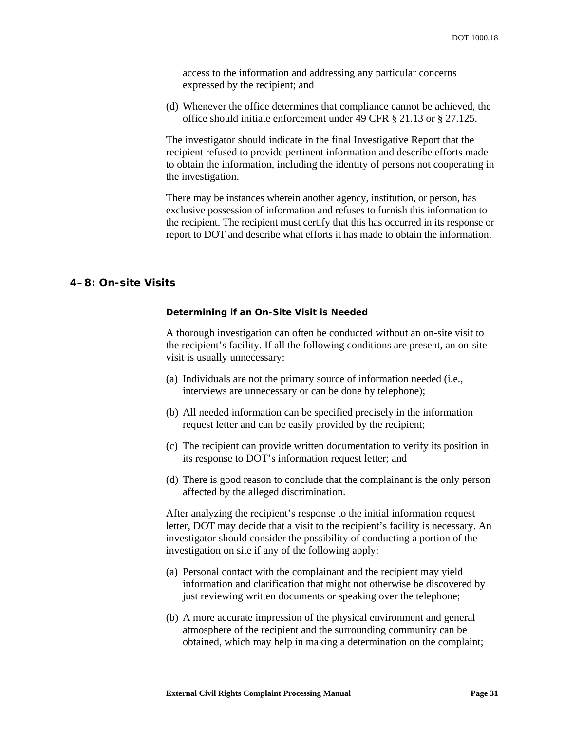access to the information and addressing any particular concerns expressed by the recipient; and

(d) Whenever the office determines that compliance cannot be achieved, the office should initiate enforcement under 49 CFR § 21.13 or § 27.125.

The investigator should indicate in the final Investigative Report that the recipient refused to provide pertinent information and describe efforts made to obtain the information, including the identity of persons not cooperating in the investigation.

There may be instances wherein another agency, institution, or person, has exclusive possession of information and refuses to furnish this information to the recipient. The recipient must certify that this has occurred in its response or report to DOT and describe what efforts it has made to obtain the information.

## 4–8: On-site Visits

#### Determining if an On-Site Visit is Needed

A thorough investigation can often be conducted without an on-site visit to the recipient's facility. If all the following conditions are present, an on-site visit is usually unnecessary:

(a) Individuals are not the primary source of information needed (i.e., interviews are unnecessary or can be done by telephone);

(b) All needed information can be specified precisely in the information request letter and can be easily provided by the recipient;

(c) The recipient can provide written documentation to verify its position in its response to DOT's information request letter; and

(d) There is good reason to conclude that the complainant is the only person affected by the alleged discrimination.

After analyzing the recipient's response to the initial information request letter, DOT may decide that a visit to the recipient's facility is necessary. An investigator should consider the possibility of conducting a portion of the investigation on site if any of the following apply:

(a) Personal contact with the complainant and the recipient may yield information and clarification that might not otherwise be discovered by just reviewing written documents or speaking over the telephone;

(b) A more accurate impression of the physical environment and general atmosphere of the recipient and the surrounding community can be obtained, which may help in making a determination on the complaint;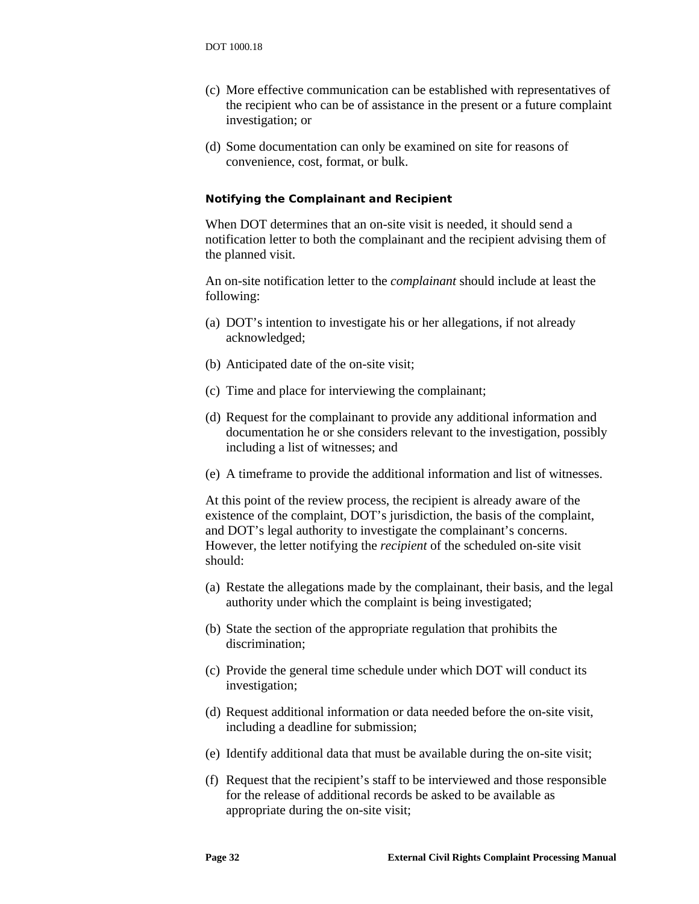(c) More effective communication can be established with representatives of the recipient who can be of assistance in the present or a future complaint investigation; or

(d) Some documentation can only be examined on site for reasons of convenience, cost, format, or bulk.

#### Notifying the Complainant and Recipient

When DOT determines that an on-site visit is needed, it should send a notification letter to both the complainant and the recipient advising them of the planned visit.

An on-site notification letter to the *complainant* should include at least the following:

(a) DOT's intention to investigate his or her allegations, if not already acknowledged;

(b) Anticipated date of the on-site visit;

(c) Time and place for interviewing the complainant;

(d) Request for the complainant to provide any additional information and documentation he or she considers relevant to the investigation, possibly including a list of witnesses; and

(e) A timeframe to provide the additional information and list of witnesses.

At this point of the review process, the recipient is already aware of the existence of the complaint, DOT's jurisdiction, the basis of the complaint, and DOT's legal authority to investigate the complainant's concerns. However, the letter notifying the *recipient* of the scheduled on-site visit should:

(a) Restate the allegations made by the complainant, their basis, and the legal authority under which the complaint is being investigated;

(b) State the section of the appropriate regulation that prohibits the discrimination;

(c) Provide the general time schedule under which DOT will conduct its investigation;

(d) Request additional information or data needed before the on-site visit, including a deadline for submission;

(e) Identify additional data that must be available during the on-site visit;

(f) Request that the recipient's staff to be interviewed and those responsible for the release of additional records be asked to be available as appropriate during the on-site visit;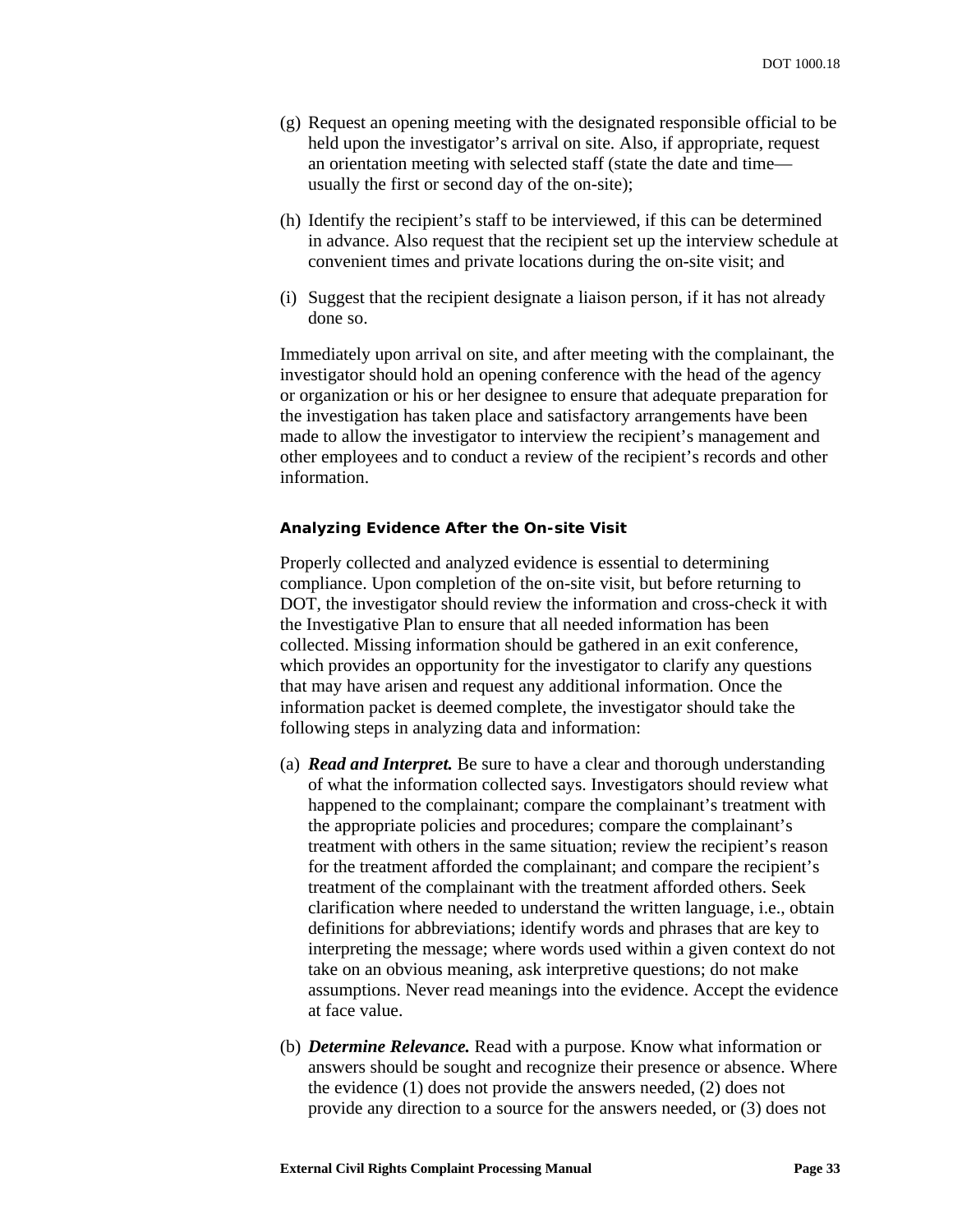(g) Request an opening meeting with the designated responsible official to be held upon the investigator's arrival on site. Also, if appropriate, request an orientation meeting with selected staff (state the date and time—usually the first or second day of the on-site);

(h) Identify the recipient's staff to be interviewed, if this can be determined in advance. Also request that the recipient set up the interview schedule at convenient times and private locations during the on-site visit; and

(i) Suggest that the recipient designate a liaison person, if it has not already done so.

Immediately upon arrival on site, and after meeting with the complainant, the investigator should hold an opening conference with the head of the agency or organization or his or her designee to ensure that adequate preparation for the investigation has taken place and satisfactory arrangements have been made to allow the investigator to interview the recipient's management and other employees and to conduct a review of the recipient's records and other information.

#### Analyzing Evidence After the On-site Visit

Properly collected and analyzed evidence is essential to determining compliance. Upon completion of the on-site visit, but before returning to DOT, the investigator should review the information and cross-check it with the Investigative Plan to ensure that all needed information has been collected. Missing information should be gathered in an exit conference, which provides an opportunity for the investigator to clarify any questions that may have arisen and request any additional information. Once the information packet is deemed complete, the investigator should take the following steps in analyzing data and information:

(a) ***Read and Interpret.*** Be sure to have a clear and thorough understanding of what the information collected says. Investigators should review what happened to the complainant; compare the complainant's treatment with the appropriate policies and procedures; compare the complainant's treatment with others in the same situation; review the recipient's reason for the treatment afforded the complainant; and compare the recipient's treatment of the complainant with the treatment afforded others. Seek clarification where needed to understand the written language, i.e., obtain definitions for abbreviations; identify words and phrases that are key to interpreting the message; where words used within a given context do not take on an obvious meaning, ask interpretive questions; do not make assumptions. Never read meanings into the evidence. Accept the evidence at face value.

(b) ***Determine Relevance.*** Read with a purpose. Know what information or answers should be sought and recognize their presence or absence. Where the evidence (1) does not provide the answers needed, (2) does not provide any direction to a source for the answers needed, or (3) does not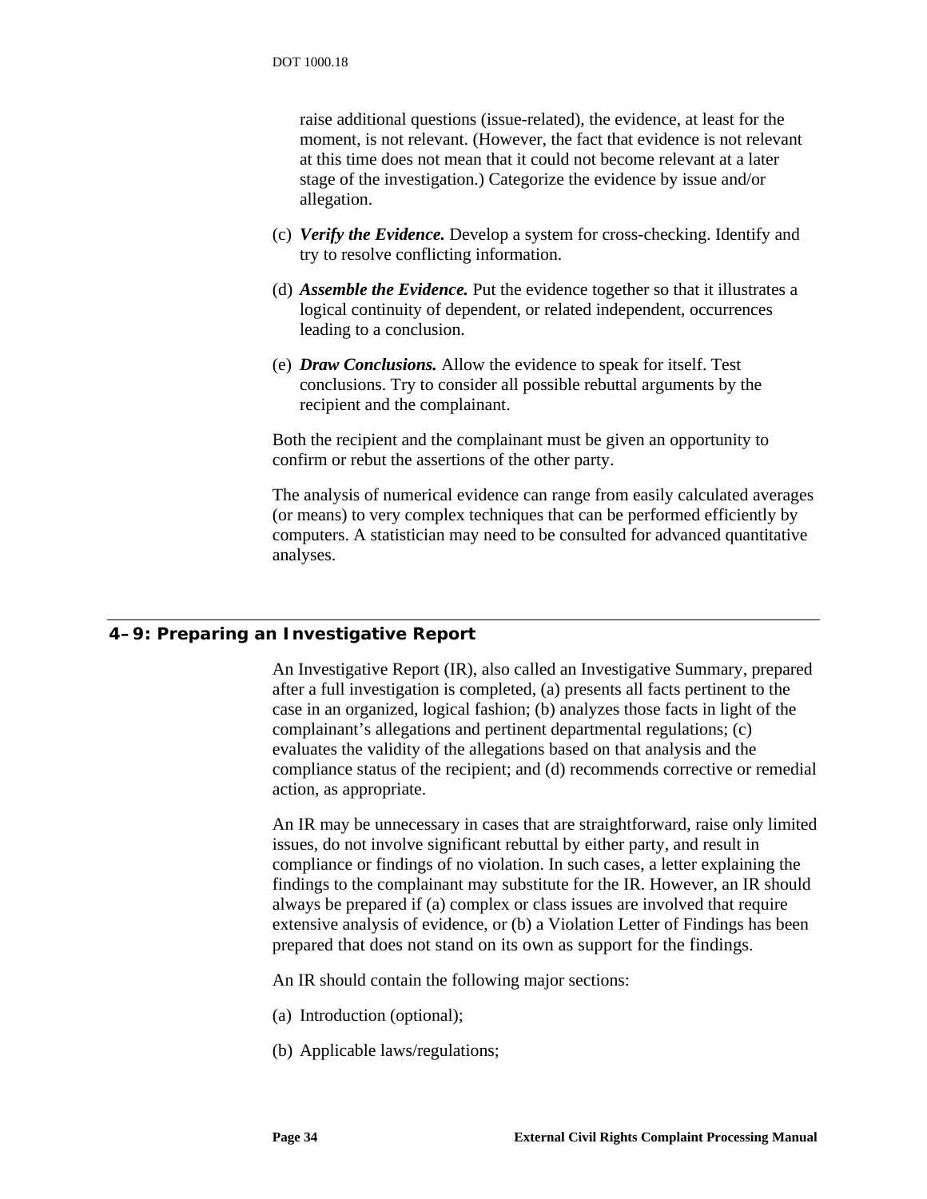raise additional questions (issue-related), the evidence, at least for the moment, is not relevant. (However, the fact that evidence is not relevant at this time does not mean that it could not become relevant at a later stage of the investigation.) Categorize the evidence by issue and/or allegation.

(c) ***Verify the Evidence.*** Develop a system for cross-checking. Identify and try to resolve conflicting information.

(d) ***Assemble the Evidence.*** Put the evidence together so that it illustrates a logical continuity of dependent, or related independent, occurrences leading to a conclusion.

(e) ***Draw Conclusions.*** Allow the evidence to speak for itself. Test conclusions. Try to consider all possible rebuttal arguments by the recipient and the complainant.

Both the recipient and the complainant must be given an opportunity to confirm or rebut the assertions of the other party.

The analysis of numerical evidence can range from easily calculated averages (or means) to very complex techniques that can be performed efficiently by computers. A statistician may need to be consulted for advanced quantitative analyses.

## 4–9: Preparing an Investigative Report

An Investigative Report (IR), also called an Investigative Summary, prepared after a full investigation is completed, (a) presents all facts pertinent to the case in an organized, logical fashion; (b) analyzes those facts in light of the complainant's allegations and pertinent departmental regulations; (c) evaluates the validity of the allegations based on that analysis and the compliance status of the recipient; and (d) recommends corrective or remedial action, as appropriate.

An IR may be unnecessary in cases that are straightforward, raise only limited issues, do not involve significant rebuttal by either party, and result in compliance or findings of no violation. In such cases, a letter explaining the findings to the complainant may substitute for the IR. However, an IR should always be prepared if (a) complex or class issues are involved that require extensive analysis of evidence, or (b) a Violation Letter of Findings has been prepared that does not stand on its own as support for the findings.

An IR should contain the following major sections:

(a) Introduction (optional);

(b) Applicable laws/regulations;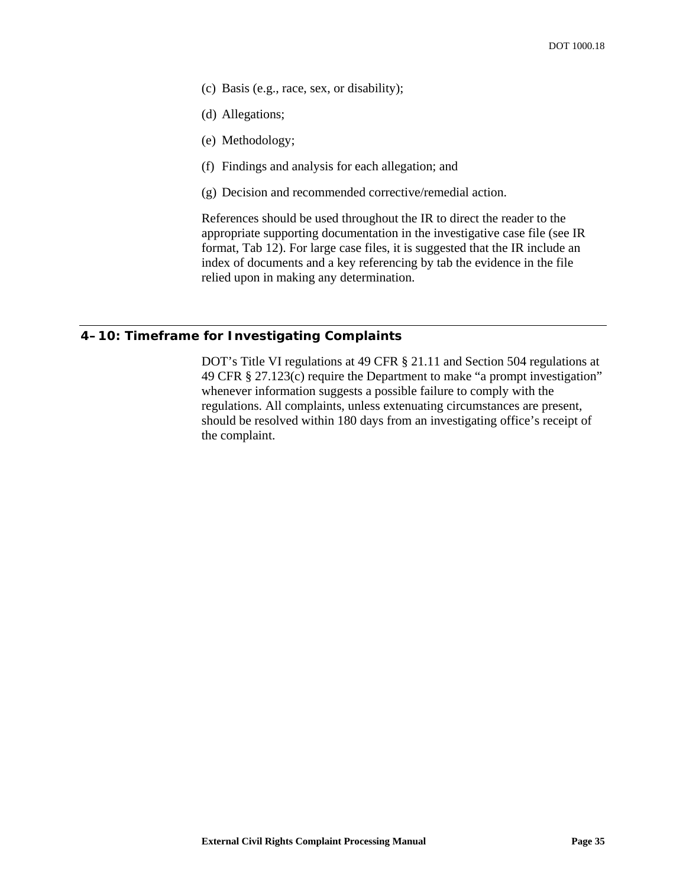(c) Basis (e.g., race, sex, or disability);

(d) Allegations;

(e) Methodology;

(f) Findings and analysis for each allegation; and

(g) Decision and recommended corrective/remedial action.

References should be used throughout the IR to direct the reader to the appropriate supporting documentation in the investigative case file (see IR format, Tab 12). For large case files, it is suggested that the IR include an index of documents and a key referencing by tab the evidence in the file relied upon in making any determination.

## 4–10: Timeframe for Investigating Complaints

DOT's Title VI regulations at 49 CFR § 21.11 and Section 504 regulations at 49 CFR § 27.123(c) require the Department to make "a prompt investigation" whenever information suggests a possible failure to comply with the regulations. All complaints, unless extenuating circumstances are present, should be resolved within 180 days from an investigating office's receipt of the complaint.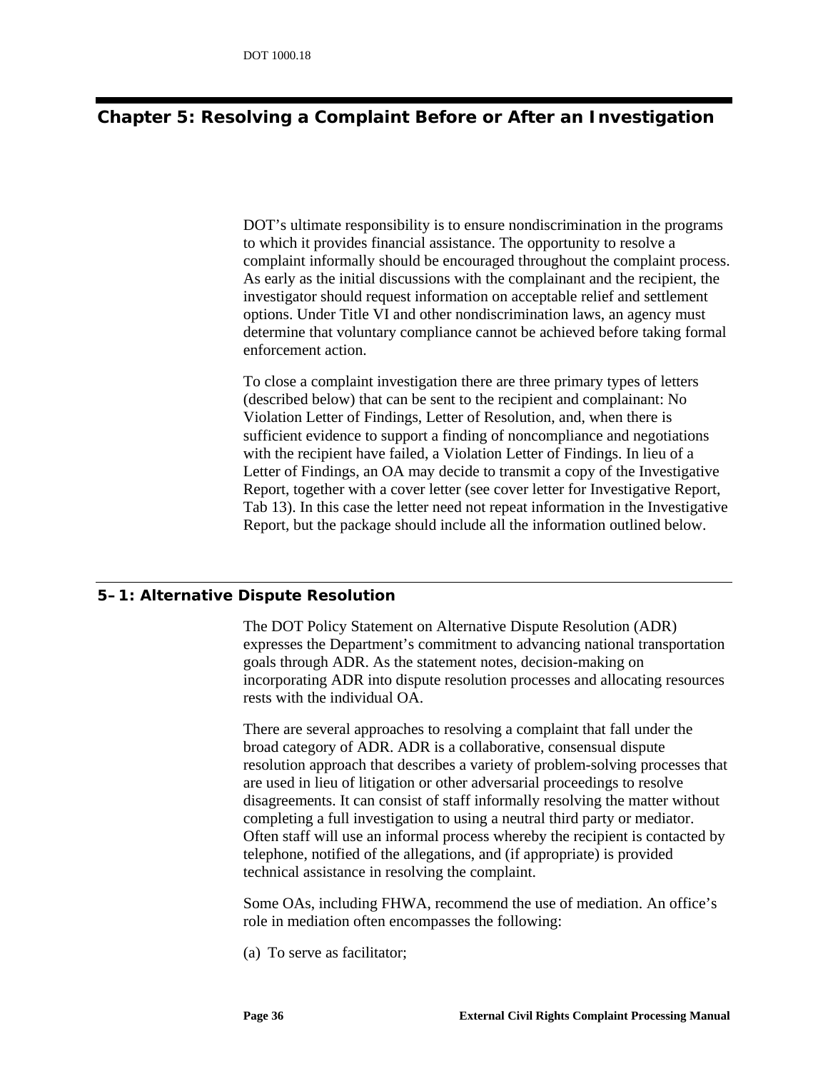# Chapter 5: Resolving a Complaint Before or After an Investigation

DOT's ultimate responsibility is to ensure nondiscrimination in the programs to which it provides financial assistance. The opportunity to resolve a complaint informally should be encouraged throughout the complaint process. As early as the initial discussions with the complainant and the recipient, the investigator should request information on acceptable relief and settlement options. Under Title VI and other nondiscrimination laws, an agency must determine that voluntary compliance cannot be achieved before taking formal enforcement action.

To close a complaint investigation there are three primary types of letters (described below) that can be sent to the recipient and complainant: No Violation Letter of Findings, Letter of Resolution, and, when there is sufficient evidence to support a finding of noncompliance and negotiations with the recipient have failed, a Violation Letter of Findings. In lieu of a Letter of Findings, an OA may decide to transmit a copy of the Investigative Report, together with a cover letter (see cover letter for Investigative Report, Tab 13). In this case the letter need not repeat information in the Investigative Report, but the package should include all the information outlined below.

## 5–1: Alternative Dispute Resolution

The DOT Policy Statement on Alternative Dispute Resolution (ADR) expresses the Department's commitment to advancing national transportation goals through ADR. As the statement notes, decision-making on incorporating ADR into dispute resolution processes and allocating resources rests with the individual OA.

There are several approaches to resolving a complaint that fall under the broad category of ADR. ADR is a collaborative, consensual dispute resolution approach that describes a variety of problem-solving processes that are used in lieu of litigation or other adversarial proceedings to resolve disagreements. It can consist of staff informally resolving the matter without completing a full investigation to using a neutral third party or mediator. Often staff will use an informal process whereby the recipient is contacted by telephone, notified of the allegations, and (if appropriate) is provided technical assistance in resolving the complaint.

Some OAs, including FHWA, recommend the use of mediation. An office's role in mediation often encompasses the following:

(a) To serve as facilitator;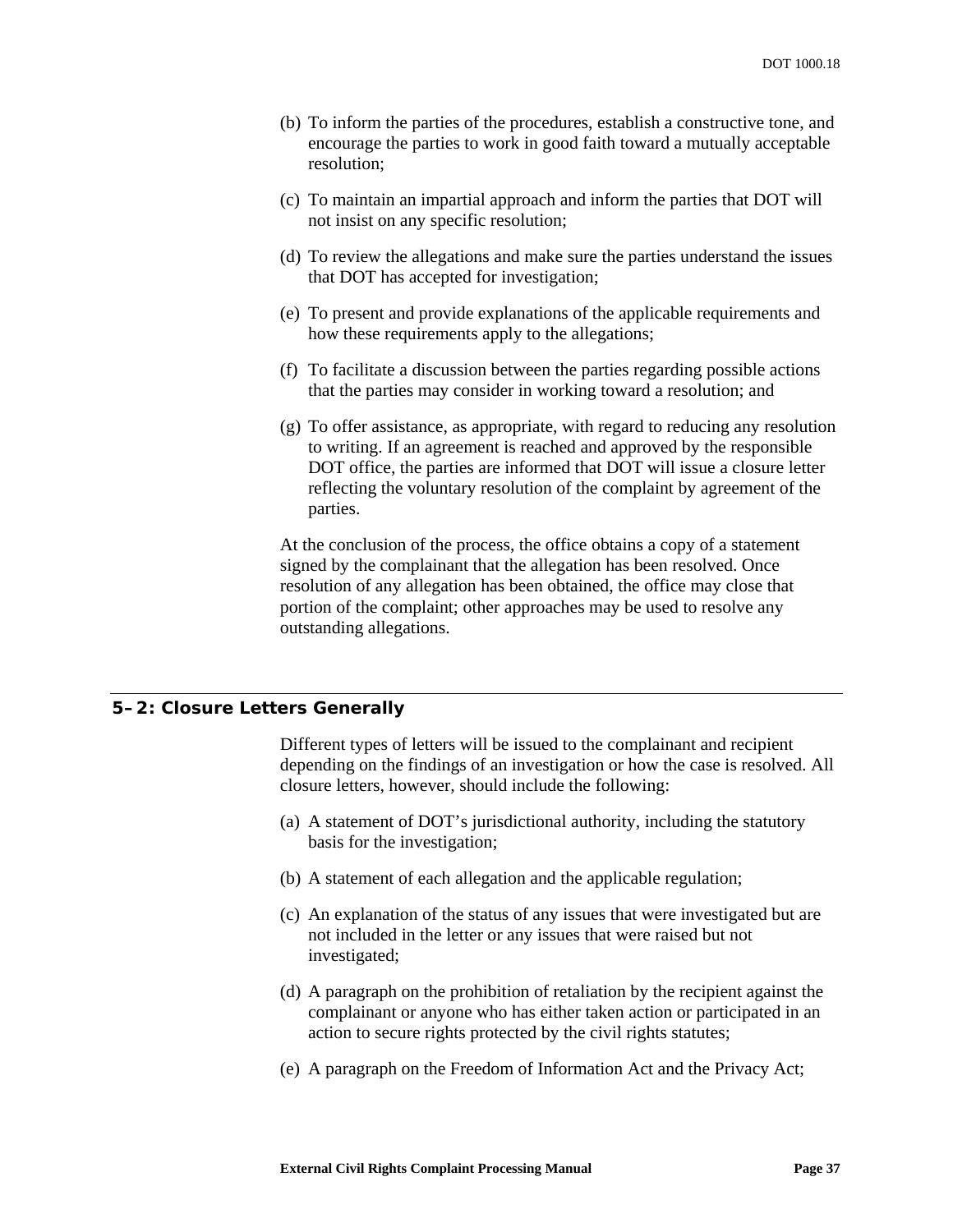(b) To inform the parties of the procedures, establish a constructive tone, and encourage the parties to work in good faith toward a mutually acceptable resolution;

(c) To maintain an impartial approach and inform the parties that DOT will not insist on any specific resolution;

(d) To review the allegations and make sure the parties understand the issues that DOT has accepted for investigation;

(e) To present and provide explanations of the applicable requirements and how these requirements apply to the allegations;

(f) To facilitate a discussion between the parties regarding possible actions that the parties may consider in working toward a resolution; and

(g) To offer assistance, as appropriate, with regard to reducing any resolution to writing. If an agreement is reached and approved by the responsible DOT office, the parties are informed that DOT will issue a closure letter reflecting the voluntary resolution of the complaint by agreement of the parties.

At the conclusion of the process, the office obtains a copy of a statement signed by the complainant that the allegation has been resolved. Once resolution of any allegation has been obtained, the office may close that portion of the complaint; other approaches may be used to resolve any outstanding allegations.

## 5–2: Closure Letters Generally

Different types of letters will be issued to the complainant and recipient depending on the findings of an investigation or how the case is resolved. All closure letters, however, should include the following:

(a) A statement of DOT's jurisdictional authority, including the statutory basis for the investigation;

(b) A statement of each allegation and the applicable regulation;

(c) An explanation of the status of any issues that were investigated but are not included in the letter or any issues that were raised but not investigated;

(d) A paragraph on the prohibition of retaliation by the recipient against the complainant or anyone who has either taken action or participated in an action to secure rights protected by the civil rights statutes;

(e) A paragraph on the Freedom of Information Act and the Privacy Act;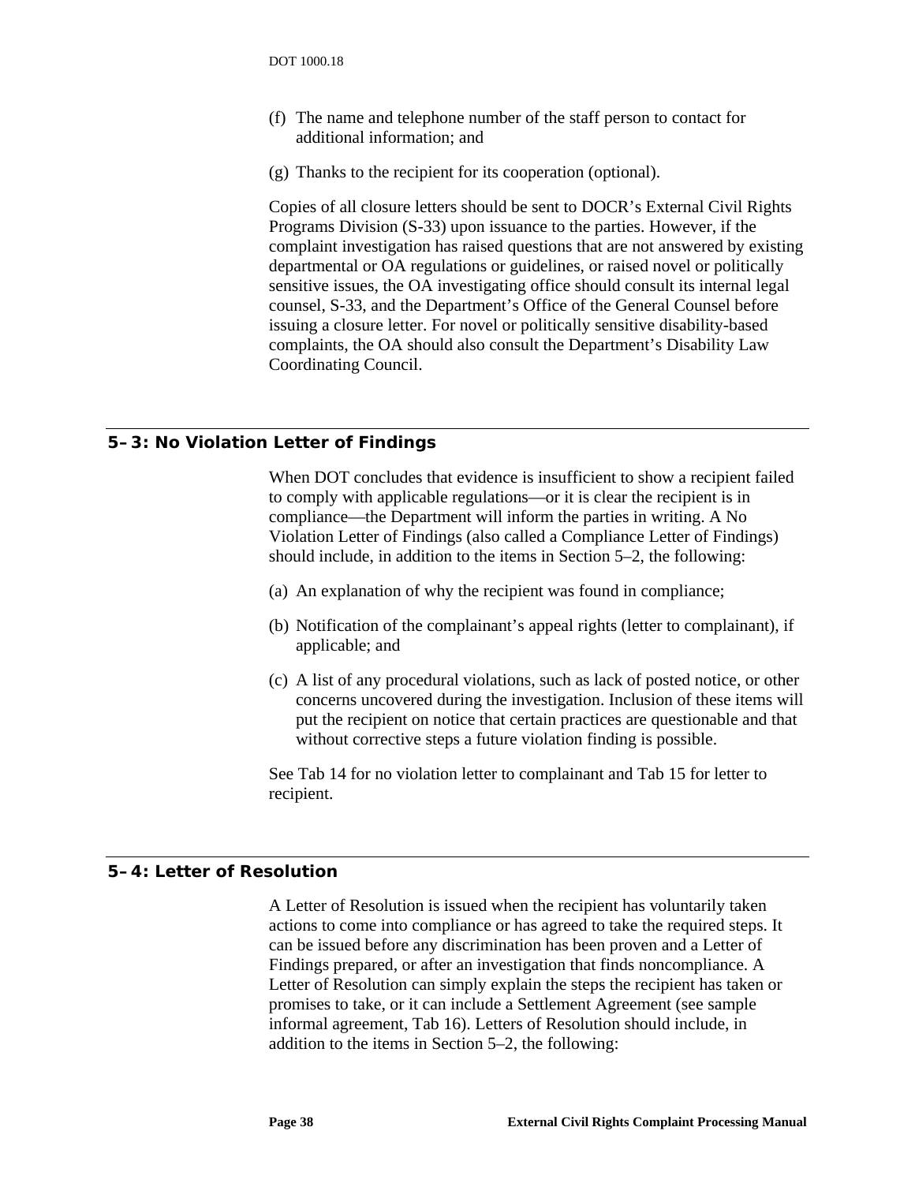(f) The name and telephone number of the staff person to contact for additional information; and

(g) Thanks to the recipient for its cooperation (optional).

Copies of all closure letters should be sent to DOCR's External Civil Rights Programs Division (S-33) upon issuance to the parties. However, if the complaint investigation has raised questions that are not answered by existing departmental or OA regulations or guidelines, or raised novel or politically sensitive issues, the OA investigating office should consult its internal legal counsel, S-33, and the Department's Office of the General Counsel before issuing a closure letter. For novel or politically sensitive disability-based complaints, the OA should also consult the Department's Disability Law Coordinating Council.

## 5–3: No Violation Letter of Findings

When DOT concludes that evidence is insufficient to show a recipient failed to comply with applicable regulations—or it is clear the recipient is in compliance—the Department will inform the parties in writing. A No Violation Letter of Findings (also called a Compliance Letter of Findings) should include, in addition to the items in Section 5–2, the following:

(a) An explanation of why the recipient was found in compliance;

(b) Notification of the complainant's appeal rights (letter to complainant), if applicable; and

(c) A list of any procedural violations, such as lack of posted notice, or other concerns uncovered during the investigation. Inclusion of these items will put the recipient on notice that certain practices are questionable and that without corrective steps a future violation finding is possible.

See Tab 14 for no violation letter to complainant and Tab 15 for letter to recipient.

## 5–4: Letter of Resolution

A Letter of Resolution is issued when the recipient has voluntarily taken actions to come into compliance or has agreed to take the required steps. It can be issued before any discrimination has been proven and a Letter of Findings prepared, or after an investigation that finds noncompliance. A Letter of Resolution can simply explain the steps the recipient has taken or promises to take, or it can include a Settlement Agreement (see sample informal agreement, Tab 16). Letters of Resolution should include, in addition to the items in Section 5–2, the following: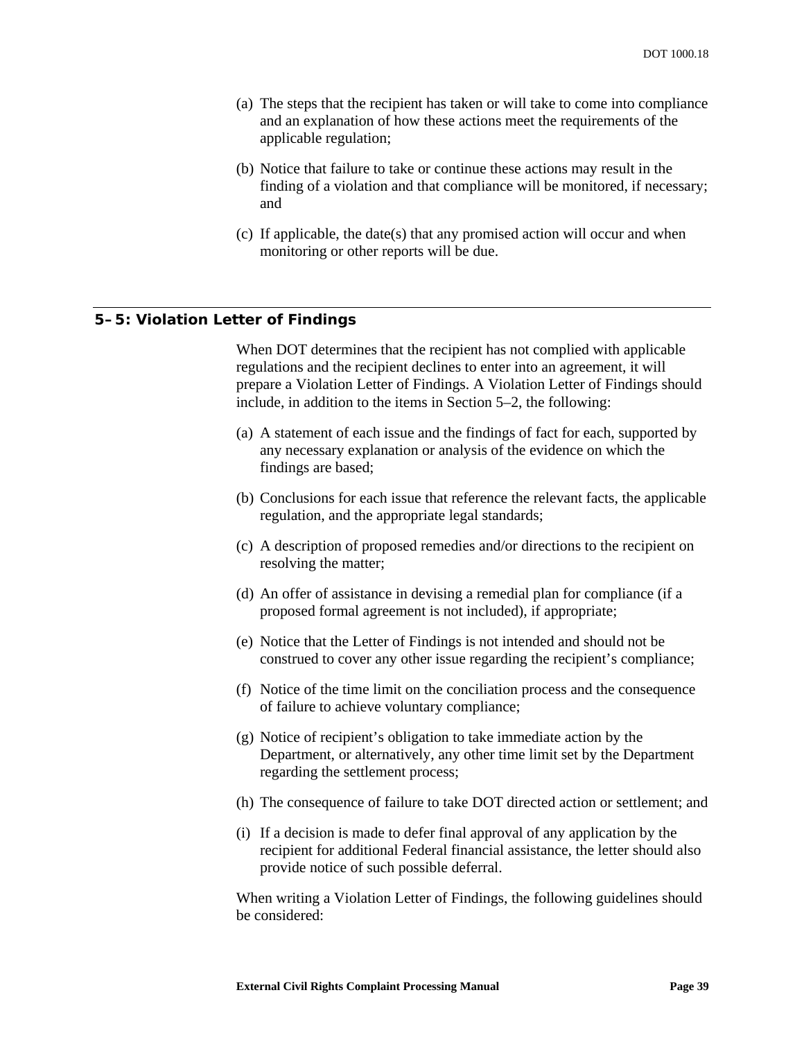(a) The steps that the recipient has taken or will take to come into compliance and an explanation of how these actions meet the requirements of the applicable regulation;

(b) Notice that failure to take or continue these actions may result in the finding of a violation and that compliance will be monitored, if necessary; and

(c) If applicable, the date(s) that any promised action will occur and when monitoring or other reports will be due.

## 5–5: Violation Letter of Findings

When DOT determines that the recipient has not complied with applicable regulations and the recipient declines to enter into an agreement, it will prepare a Violation Letter of Findings. A Violation Letter of Findings should include, in addition to the items in Section 5–2, the following:

(a) A statement of each issue and the findings of fact for each, supported by any necessary explanation or analysis of the evidence on which the findings are based;

(b) Conclusions for each issue that reference the relevant facts, the applicable regulation, and the appropriate legal standards;

(c) A description of proposed remedies and/or directions to the recipient on resolving the matter;

(d) An offer of assistance in devising a remedial plan for compliance (if a proposed formal agreement is not included), if appropriate;

(e) Notice that the Letter of Findings is not intended and should not be construed to cover any other issue regarding the recipient's compliance;

(f) Notice of the time limit on the conciliation process and the consequence of failure to achieve voluntary compliance;

(g) Notice of recipient's obligation to take immediate action by the Department, or alternatively, any other time limit set by the Department regarding the settlement process;

(h) The consequence of failure to take DOT directed action or settlement; and

(i) If a decision is made to defer final approval of any application by the recipient for additional Federal financial assistance, the letter should also provide notice of such possible deferral.

When writing a Violation Letter of Findings, the following guidelines should be considered: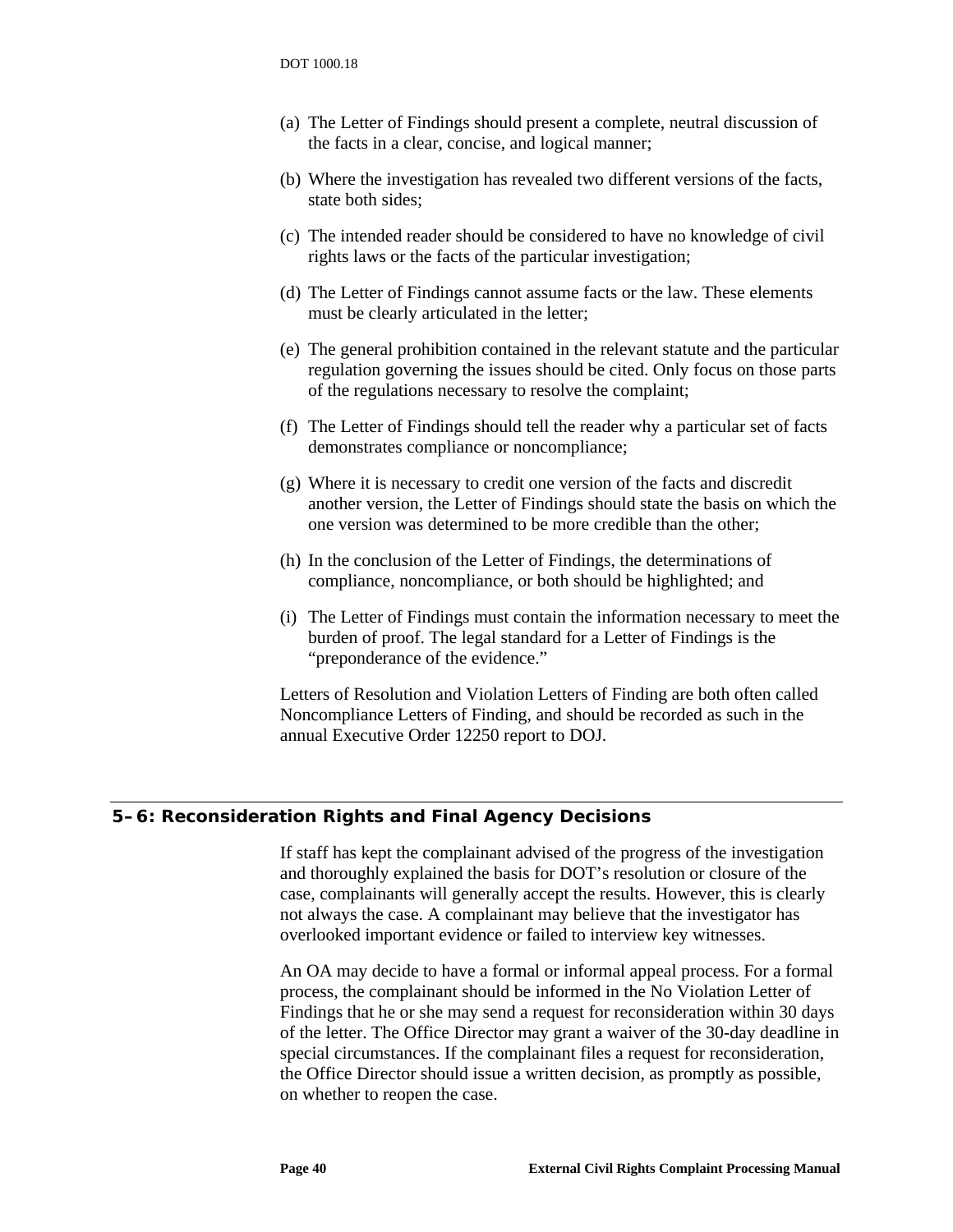(a) The Letter of Findings should present a complete, neutral discussion of the facts in a clear, concise, and logical manner;

(b) Where the investigation has revealed two different versions of the facts, state both sides;

(c) The intended reader should be considered to have no knowledge of civil rights laws or the facts of the particular investigation;

(d) The Letter of Findings cannot assume facts or the law. These elements must be clearly articulated in the letter;

(e) The general prohibition contained in the relevant statute and the particular regulation governing the issues should be cited. Only focus on those parts of the regulations necessary to resolve the complaint;

(f) The Letter of Findings should tell the reader why a particular set of facts demonstrates compliance or noncompliance;

(g) Where it is necessary to credit one version of the facts and discredit another version, the Letter of Findings should state the basis on which the one version was determined to be more credible than the other;

(h) In the conclusion of the Letter of Findings, the determinations of compliance, noncompliance, or both should be highlighted; and

(i) The Letter of Findings must contain the information necessary to meet the burden of proof. The legal standard for a Letter of Findings is the "preponderance of the evidence."

Letters of Resolution and Violation Letters of Finding are both often called Noncompliance Letters of Finding, and should be recorded as such in the annual Executive Order 12250 report to DOJ.

## 5–6: Reconsideration Rights and Final Agency Decisions

If staff has kept the complainant advised of the progress of the investigation and thoroughly explained the basis for DOT's resolution or closure of the case, complainants will generally accept the results. However, this is clearly not always the case. A complainant may believe that the investigator has overlooked important evidence or failed to interview key witnesses.

An OA may decide to have a formal or informal appeal process. For a formal process, the complainant should be informed in the No Violation Letter of Findings that he or she may send a request for reconsideration within 30 days of the letter. The Office Director may grant a waiver of the 30-day deadline in special circumstances. If the complainant files a request for reconsideration, the Office Director should issue a written decision, as promptly as possible, on whether to reopen the case.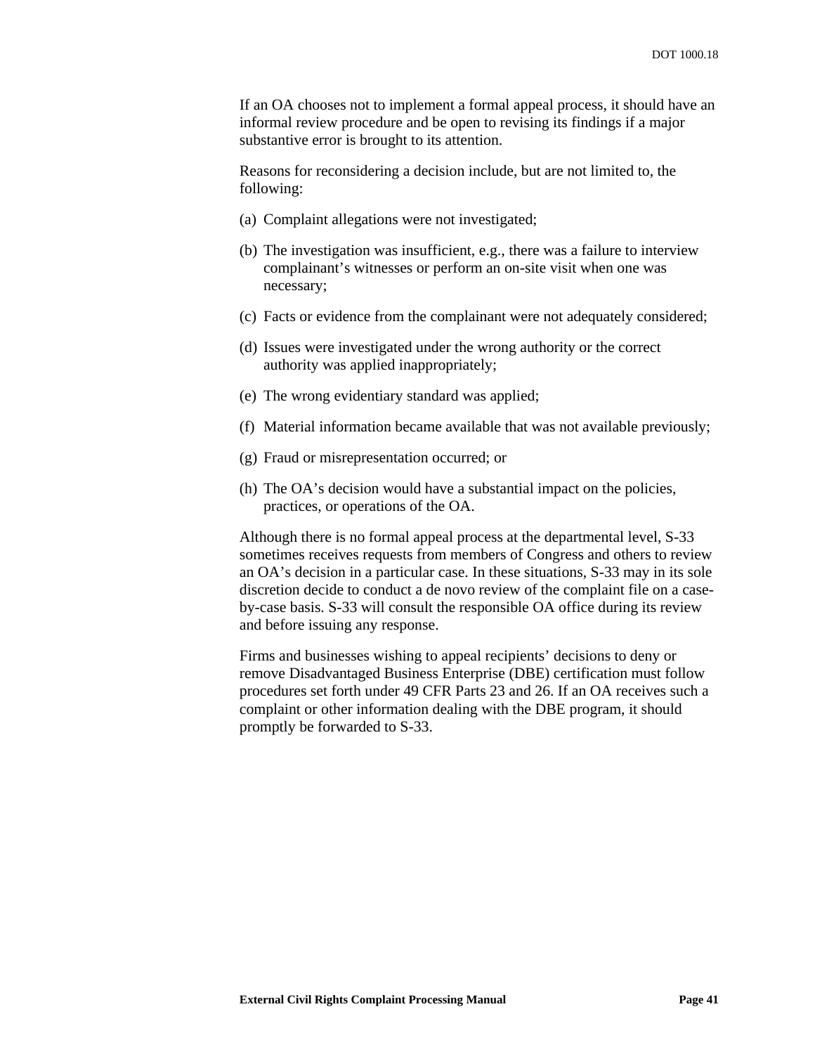If an OA chooses not to implement a formal appeal process, it should have an informal review procedure and be open to revising its findings if a major substantive error is brought to its attention.

Reasons for reconsidering a decision include, but are not limited to, the following:

(a) Complaint allegations were not investigated;

(b) The investigation was insufficient, e.g., there was a failure to interview complainant's witnesses or perform an on-site visit when one was necessary;

(c) Facts or evidence from the complainant were not adequately considered;

(d) Issues were investigated under the wrong authority or the correct authority was applied inappropriately;

(e) The wrong evidentiary standard was applied;

(f) Material information became available that was not available previously;

(g) Fraud or misrepresentation occurred; or

(h) The OA's decision would have a substantial impact on the policies, practices, or operations of the OA.

Although there is no formal appeal process at the departmental level, S-33 sometimes receives requests from members of Congress and others to review an OA's decision in a particular case. In these situations, S-33 may in its sole discretion decide to conduct a de novo review of the complaint file on a case-by-case basis. S-33 will consult the responsible OA office during its review and before issuing any response.

Firms and businesses wishing to appeal recipients' decisions to deny or remove Disadvantaged Business Enterprise (DBE) certification must follow procedures set forth under 49 CFR Parts 23 and 26. If an OA receives such a complaint or other information dealing with the DBE program, it should promptly be forwarded to S-33.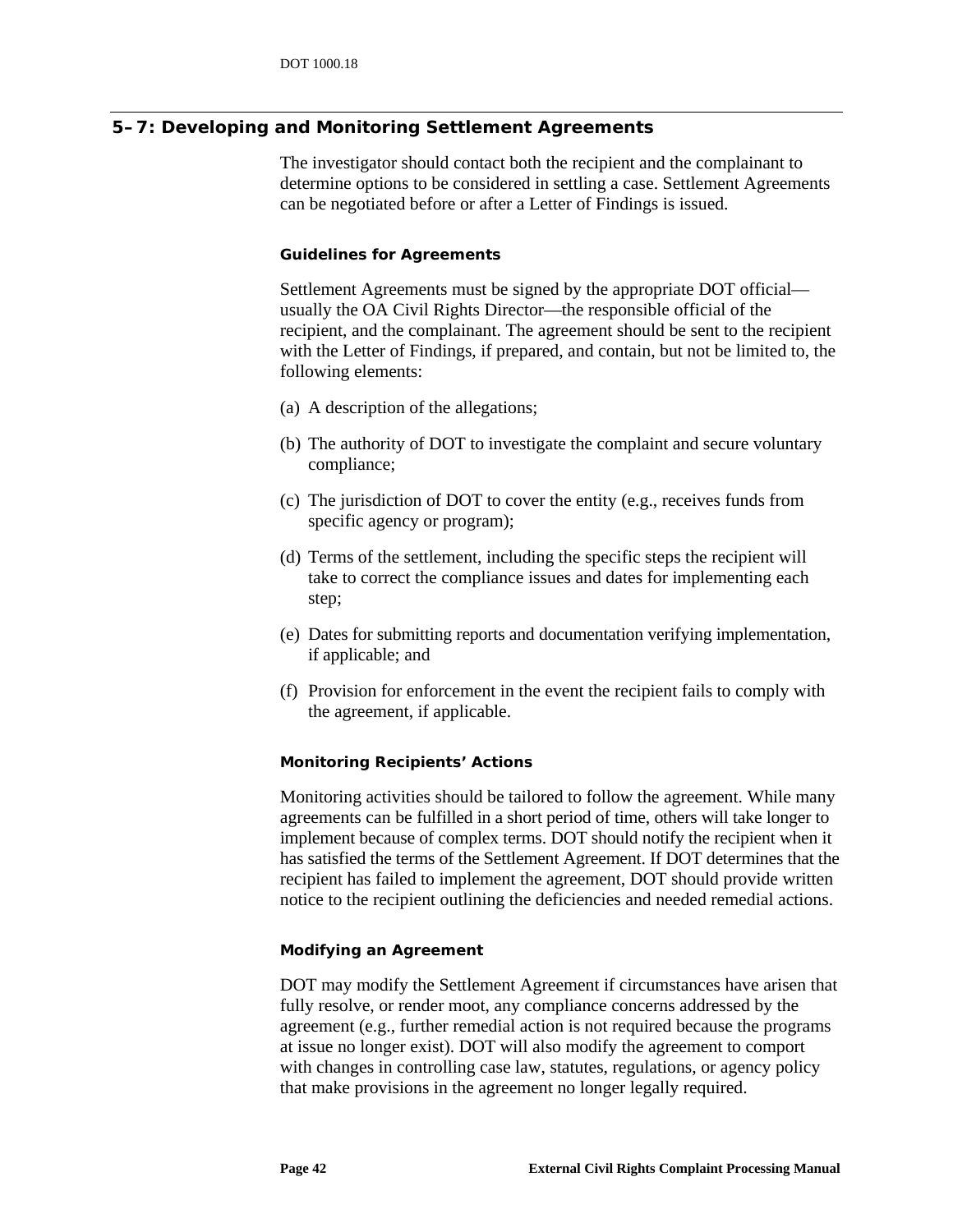## 5–7: Developing and Monitoring Settlement Agreements

The investigator should contact both the recipient and the complainant to determine options to be considered in settling a case. Settlement Agreements can be negotiated before or after a Letter of Findings is issued.

### Guidelines for Agreements

Settlement Agreements must be signed by the appropriate DOT official—usually the OA Civil Rights Director—the responsible official of the recipient, and the complainant. The agreement should be sent to the recipient with the Letter of Findings, if prepared, and contain, but not be limited to, the following elements:

(a) A description of the allegations;

(b) The authority of DOT to investigate the complaint and secure voluntary compliance;

(c) The jurisdiction of DOT to cover the entity (e.g., receives funds from specific agency or program);

(d) Terms of the settlement, including the specific steps the recipient will take to correct the compliance issues and dates for implementing each step;

(e) Dates for submitting reports and documentation verifying implementation, if applicable; and

(f) Provision for enforcement in the event the recipient fails to comply with the agreement, if applicable.

### Monitoring Recipients' Actions

Monitoring activities should be tailored to follow the agreement. While many agreements can be fulfilled in a short period of time, others will take longer to implement because of complex terms. DOT should notify the recipient when it has satisfied the terms of the Settlement Agreement. If DOT determines that the recipient has failed to implement the agreement, DOT should provide written notice to the recipient outlining the deficiencies and needed remedial actions.

### Modifying an Agreement

DOT may modify the Settlement Agreement if circumstances have arisen that fully resolve, or render moot, any compliance concerns addressed by the agreement (e.g., further remedial action is not required because the programs at issue no longer exist). DOT will also modify the agreement to comport with changes in controlling case law, statutes, regulations, or agency policy that make provisions in the agreement no longer legally required.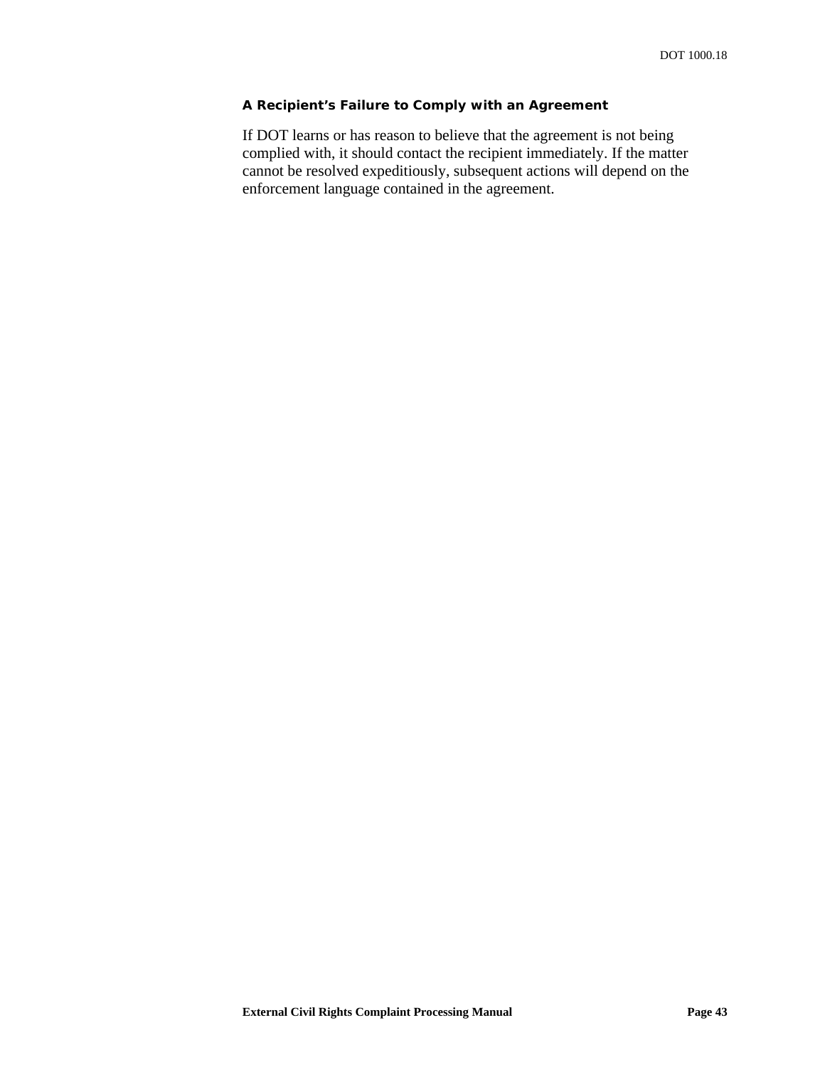### A Recipient's Failure to Comply with an Agreement

If DOT learns or has reason to believe that the agreement is not being complied with, it should contact the recipient immediately. If the matter cannot be resolved expeditiously, subsequent actions will depend on the enforcement language contained in the agreement.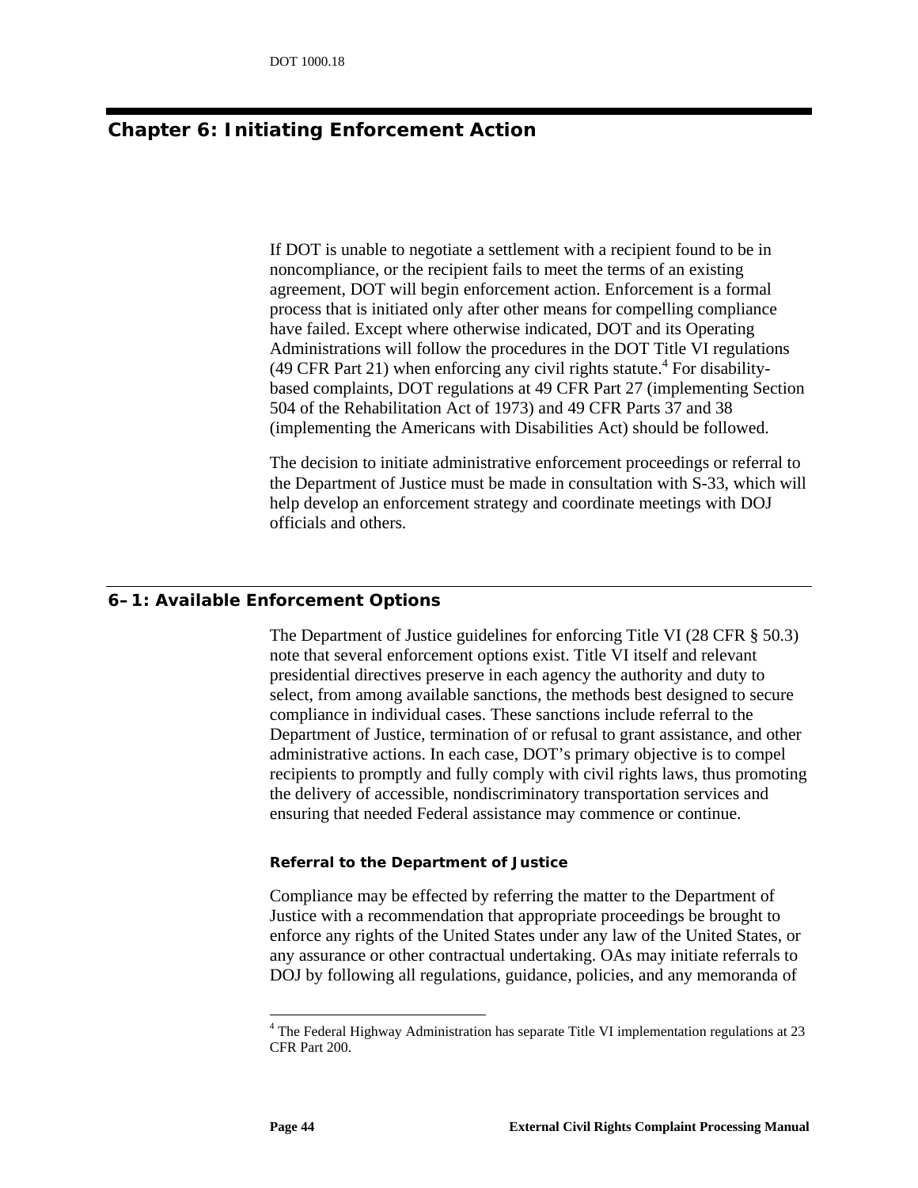# Chapter 6: Initiating Enforcement Action

If DOT is unable to negotiate a settlement with a recipient found to be in noncompliance, or the recipient fails to meet the terms of an existing agreement, DOT will begin enforcement action. Enforcement is a formal process that is initiated only after other means for compelling compliance have failed. Except where otherwise indicated, DOT and its Operating Administrations will follow the procedures in the DOT Title VI regulations (49 CFR Part 21) when enforcing any civil rights statute.[4] For disability-based complaints, DOT regulations at 49 CFR Part 27 (implementing Section 504 of the Rehabilitation Act of 1973) and 49 CFR Parts 37 and 38 (implementing the Americans with Disabilities Act) should be followed.

The decision to initiate administrative enforcement proceedings or referral to the Department of Justice must be made in consultation with S-33, which will help develop an enforcement strategy and coordinate meetings with DOJ officials and others.

## 6–1: Available Enforcement Options

The Department of Justice guidelines for enforcing Title VI (28 CFR § 50.3) note that several enforcement options exist. Title VI itself and relevant presidential directives preserve in each agency the authority and duty to select, from among available sanctions, the methods best designed to secure compliance in individual cases. These sanctions include referral to the Department of Justice, termination of or refusal to grant assistance, and other administrative actions. In each case, DOT's primary objective is to compel recipients to promptly and fully comply with civil rights laws, thus promoting the delivery of accessible, nondiscriminatory transportation services and ensuring that needed Federal assistance may commence or continue.

### Referral to the Department of Justice

Compliance may be effected by referring the matter to the Department of Justice with a recommendation that appropriate proceedings be brought to enforce any rights of the United States under any law of the United States, or any assurance or other contractual undertaking. OAs may initiate referrals to DOJ by following all regulations, guidance, policies, and any memoranda of

[4] The Federal Highway Administration has separate Title VI implementation regulations at 23 CFR Part 200.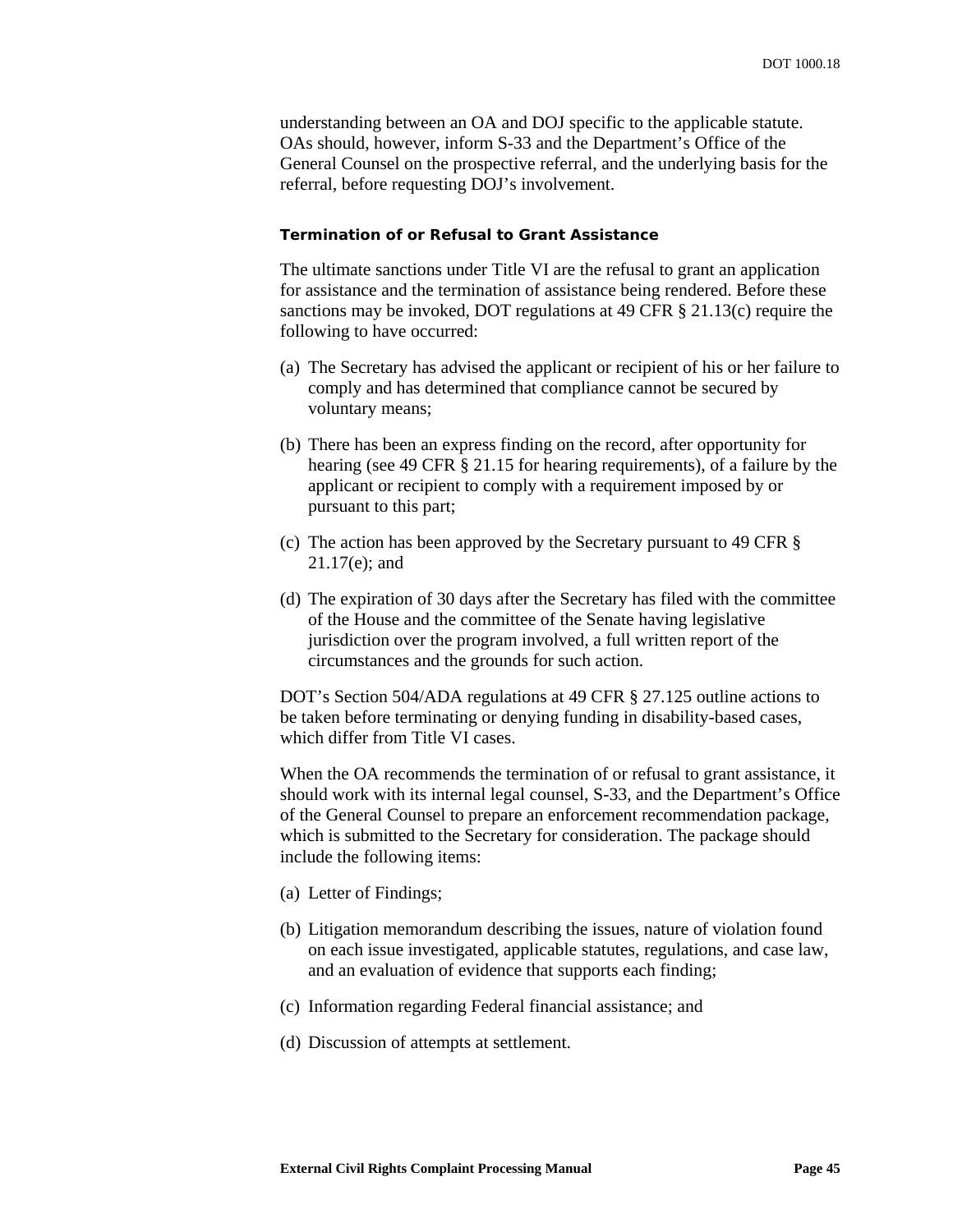understanding between an OA and DOJ specific to the applicable statute. OAs should, however, inform S-33 and the Department's Office of the General Counsel on the prospective referral, and the underlying basis for the referral, before requesting DOJ's involvement.

#### Termination of or Refusal to Grant Assistance

The ultimate sanctions under Title VI are the refusal to grant an application for assistance and the termination of assistance being rendered. Before these sanctions may be invoked, DOT regulations at 49 CFR § 21.13(c) require the following to have occurred:

(a) The Secretary has advised the applicant or recipient of his or her failure to comply and has determined that compliance cannot be secured by voluntary means;

(b) There has been an express finding on the record, after opportunity for hearing (see 49 CFR § 21.15 for hearing requirements), of a failure by the applicant or recipient to comply with a requirement imposed by or pursuant to this part;

(c) The action has been approved by the Secretary pursuant to 49 CFR § 21.17(e); and

(d) The expiration of 30 days after the Secretary has filed with the committee of the House and the committee of the Senate having legislative jurisdiction over the program involved, a full written report of the circumstances and the grounds for such action.

DOT's Section 504/ADA regulations at 49 CFR § 27.125 outline actions to be taken before terminating or denying funding in disability-based cases, which differ from Title VI cases.

When the OA recommends the termination of or refusal to grant assistance, it should work with its internal legal counsel, S-33, and the Department's Office of the General Counsel to prepare an enforcement recommendation package, which is submitted to the Secretary for consideration. The package should include the following items:

(a) Letter of Findings;

(b) Litigation memorandum describing the issues, nature of violation found on each issue investigated, applicable statutes, regulations, and case law, and an evaluation of evidence that supports each finding;

(c) Information regarding Federal financial assistance; and

(d) Discussion of attempts at settlement.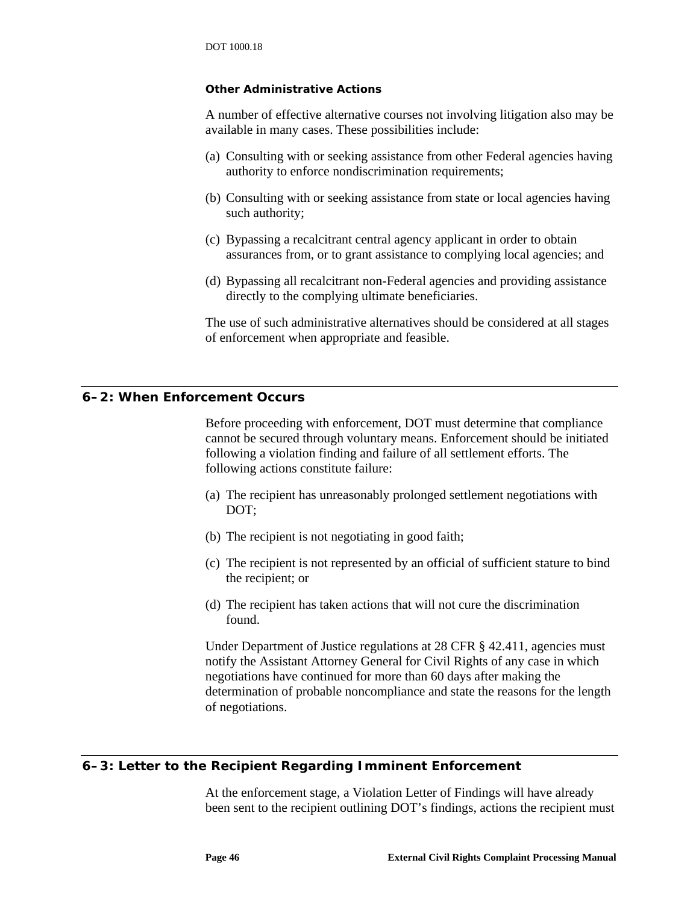#### Other Administrative Actions

A number of effective alternative courses not involving litigation also may be available in many cases. These possibilities include:

(a) Consulting with or seeking assistance from other Federal agencies having authority to enforce nondiscrimination requirements;

(b) Consulting with or seeking assistance from state or local agencies having such authority;

(c) Bypassing a recalcitrant central agency applicant in order to obtain assurances from, or to grant assistance to complying local agencies; and

(d) Bypassing all recalcitrant non-Federal agencies and providing assistance directly to the complying ultimate beneficiaries.

The use of such administrative alternatives should be considered at all stages of enforcement when appropriate and feasible.

### 6–2: When Enforcement Occurs

Before proceeding with enforcement, DOT must determine that compliance cannot be secured through voluntary means. Enforcement should be initiated following a violation finding and failure of all settlement efforts. The following actions constitute failure:

(a) The recipient has unreasonably prolonged settlement negotiations with DOT;

(b) The recipient is not negotiating in good faith;

(c) The recipient is not represented by an official of sufficient stature to bind the recipient; or

(d) The recipient has taken actions that will not cure the discrimination found.

Under Department of Justice regulations at 28 CFR § 42.411, agencies must notify the Assistant Attorney General for Civil Rights of any case in which negotiations have continued for more than 60 days after making the determination of probable noncompliance and state the reasons for the length of negotiations.

### 6–3: Letter to the Recipient Regarding Imminent Enforcement

At the enforcement stage, a Violation Letter of Findings will have already been sent to the recipient outlining DOT's findings, actions the recipient must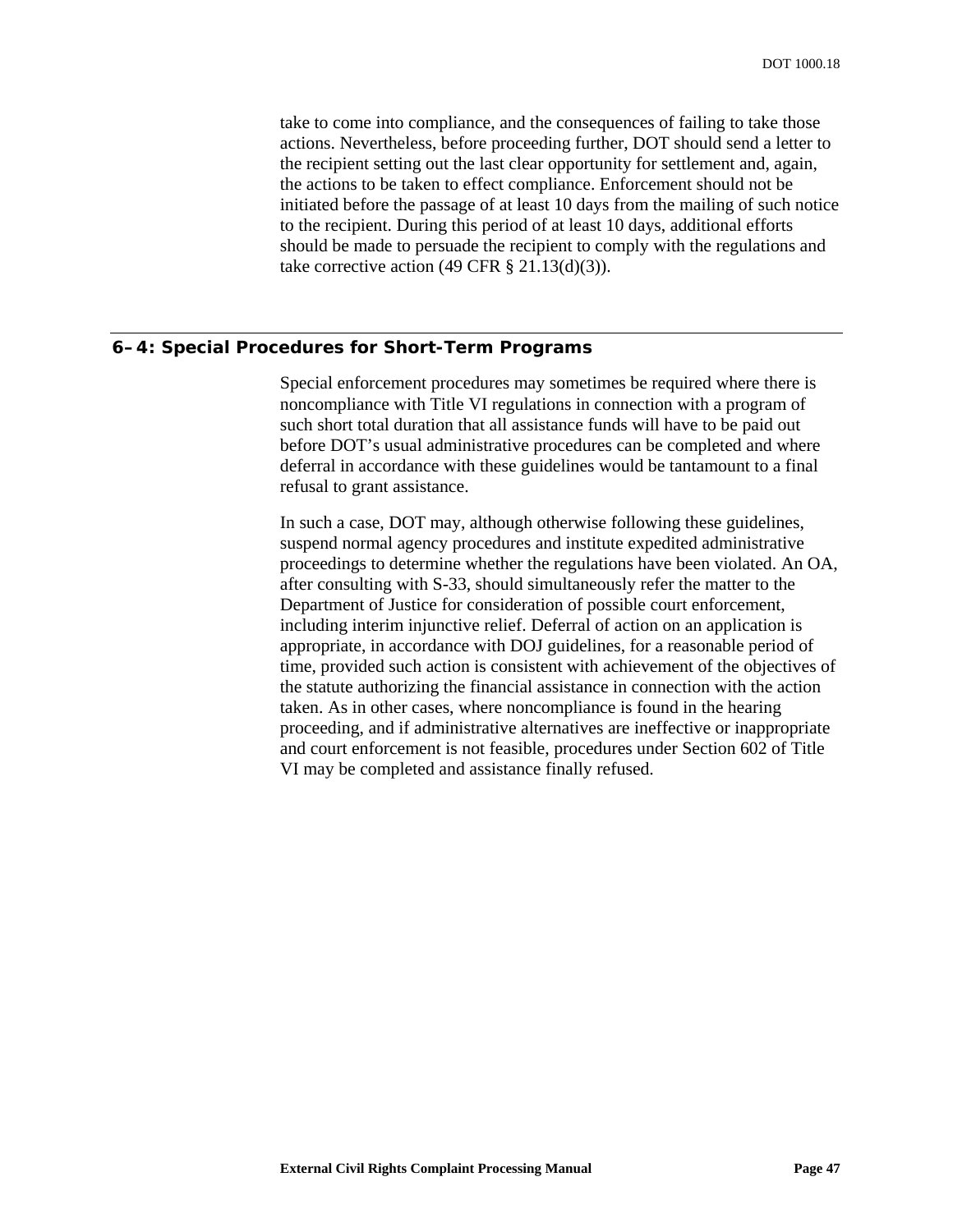take to come into compliance, and the consequences of failing to take those actions. Nevertheless, before proceeding further, DOT should send a letter to the recipient setting out the last clear opportunity for settlement and, again, the actions to be taken to effect compliance. Enforcement should not be initiated before the passage of at least 10 days from the mailing of such notice to the recipient. During this period of at least 10 days, additional efforts should be made to persuade the recipient to comply with the regulations and take corrective action (49 CFR § 21.13(d)(3)).

## 6–4: Special Procedures for Short-Term Programs

Special enforcement procedures may sometimes be required where there is noncompliance with Title VI regulations in connection with a program of such short total duration that all assistance funds will have to be paid out before DOT's usual administrative procedures can be completed and where deferral in accordance with these guidelines would be tantamount to a final refusal to grant assistance.

In such a case, DOT may, although otherwise following these guidelines, suspend normal agency procedures and institute expedited administrative proceedings to determine whether the regulations have been violated. An OA, after consulting with S-33, should simultaneously refer the matter to the Department of Justice for consideration of possible court enforcement, including interim injunctive relief. Deferral of action on an application is appropriate, in accordance with DOJ guidelines, for a reasonable period of time, provided such action is consistent with achievement of the objectives of the statute authorizing the financial assistance in connection with the action taken. As in other cases, where noncompliance is found in the hearing proceeding, and if administrative alternatives are ineffective or inappropriate and court enforcement is not feasible, procedures under Section 602 of Title VI may be completed and assistance finally refused.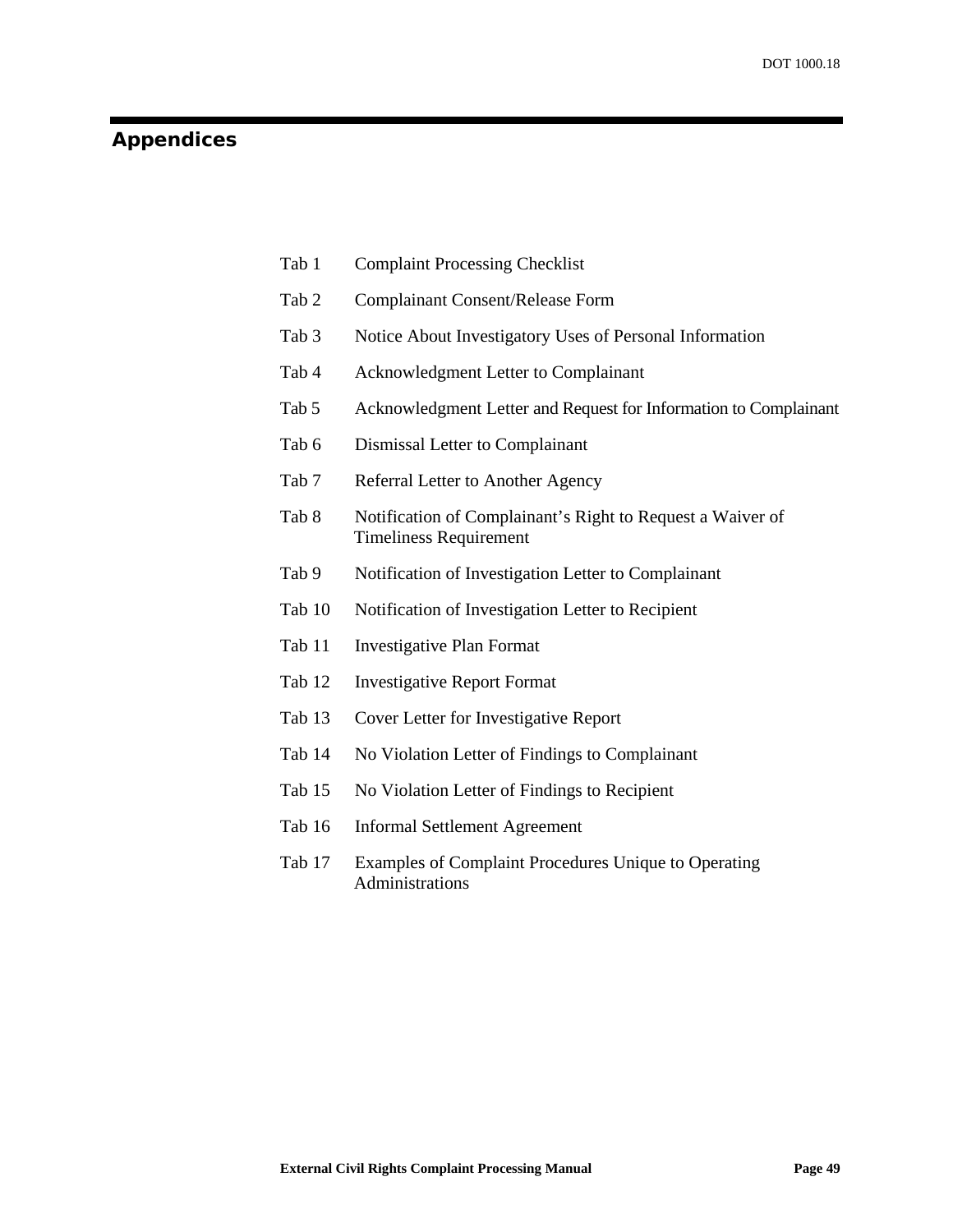# Appendices

| | |
|---|---|
| Tab 1 | Complaint Processing Checklist |
| Tab 2 | Complainant Consent/Release Form |
| Tab 3 | Notice About Investigatory Uses of Personal Information |
| Tab 4 | Acknowledgment Letter to Complainant |
| Tab 5 | Acknowledgment Letter and Request for Information to Complainant |
| Tab 6 | Dismissal Letter to Complainant |
| Tab 7 | Referral Letter to Another Agency |
| Tab 8 | Notification of Complainant's Right to Request a Waiver of Timeliness Requirement |
| Tab 9 | Notification of Investigation Letter to Complainant |
| Tab 10 | Notification of Investigation Letter to Recipient |
| Tab 11 | Investigative Plan Format |
| Tab 12 | Investigative Report Format |
| Tab 13 | Cover Letter for Investigative Report |
| Tab 14 | No Violation Letter of Findings to Complainant |
| Tab 15 | No Violation Letter of Findings to Recipient |
| Tab 16 | Informal Settlement Agreement |
| Tab 17 | Examples of Complaint Procedures Unique to Operating Administrations |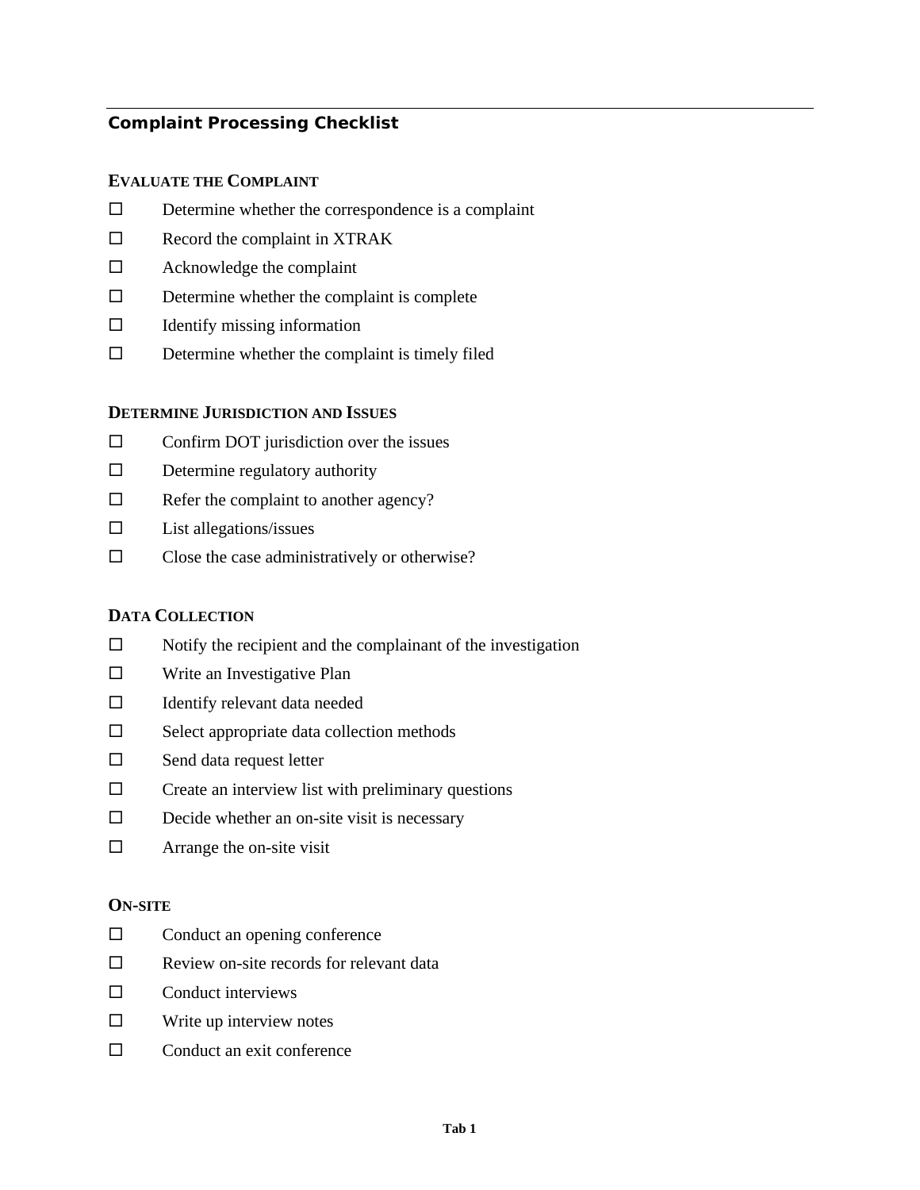## Complaint Processing Checklist

### Evaluate the Complaint

- ☐ Determine whether the correspondence is a complaint
- ☐ Record the complaint in XTRAK
- ☐ Acknowledge the complaint
- ☐ Determine whether the complaint is complete
- ☐ Identify missing information
- ☐ Determine whether the complaint is timely filed

### Determine Jurisdiction and Issues

- ☐ Confirm DOT jurisdiction over the issues
- ☐ Determine regulatory authority
- ☐ Refer the complaint to another agency?
- ☐ List allegations/issues
- ☐ Close the case administratively or otherwise?

### Data Collection

- ☐ Notify the recipient and the complainant of the investigation
- ☐ Write an Investigative Plan
- ☐ Identify relevant data needed
- ☐ Select appropriate data collection methods
- ☐ Send data request letter
- ☐ Create an interview list with preliminary questions
- ☐ Decide whether an on-site visit is necessary
- ☐ Arrange the on-site visit

### On-site

- ☐ Conduct an opening conference
- ☐ Review on-site records for relevant data
- ☐ Conduct interviews
- ☐ Write up interview notes
- ☐ Conduct an exit conference

**Tab 1**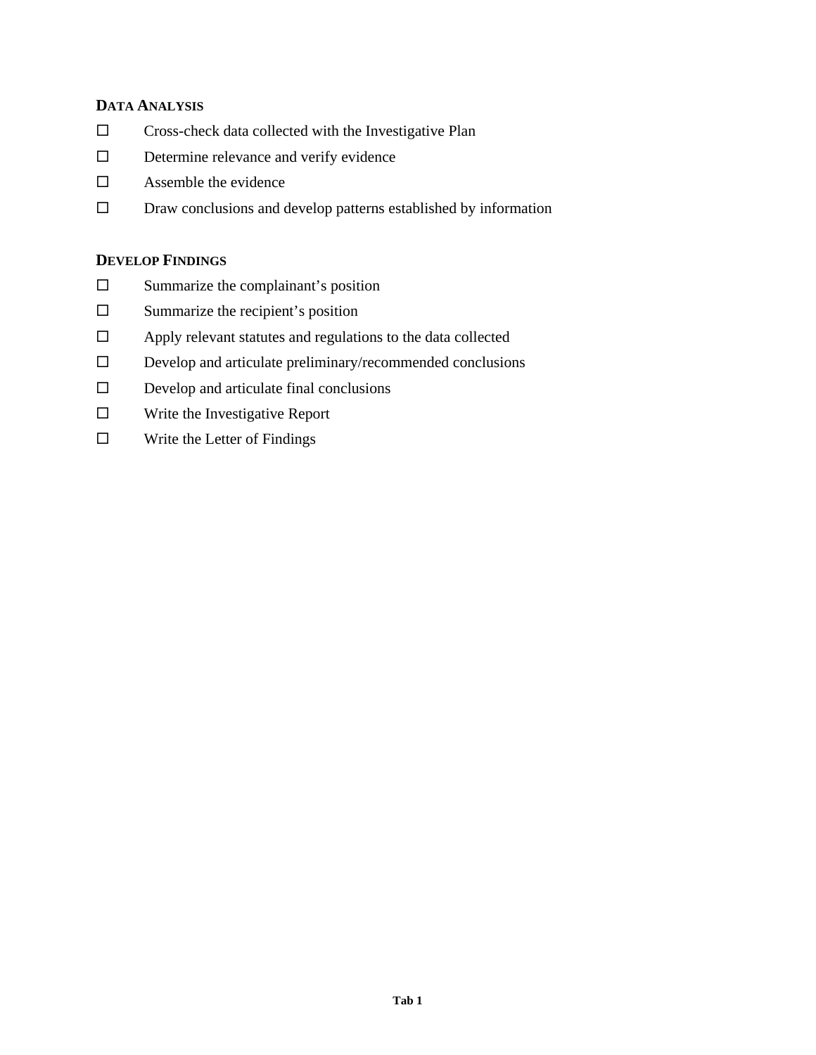**DATA ANALYSIS**

- ☐ Cross-check data collected with the Investigative Plan
- ☐ Determine relevance and verify evidence
- ☐ Assemble the evidence
- ☐ Draw conclusions and develop patterns established by information

**DEVELOP FINDINGS**

- ☐ Summarize the complainant's position
- ☐ Summarize the recipient's position
- ☐ Apply relevant statutes and regulations to the data collected
- ☐ Develop and articulate preliminary/recommended conclusions
- ☐ Develop and articulate final conclusions
- ☐ Write the Investigative Report
- ☐ Write the Letter of Findings

**Tab 1**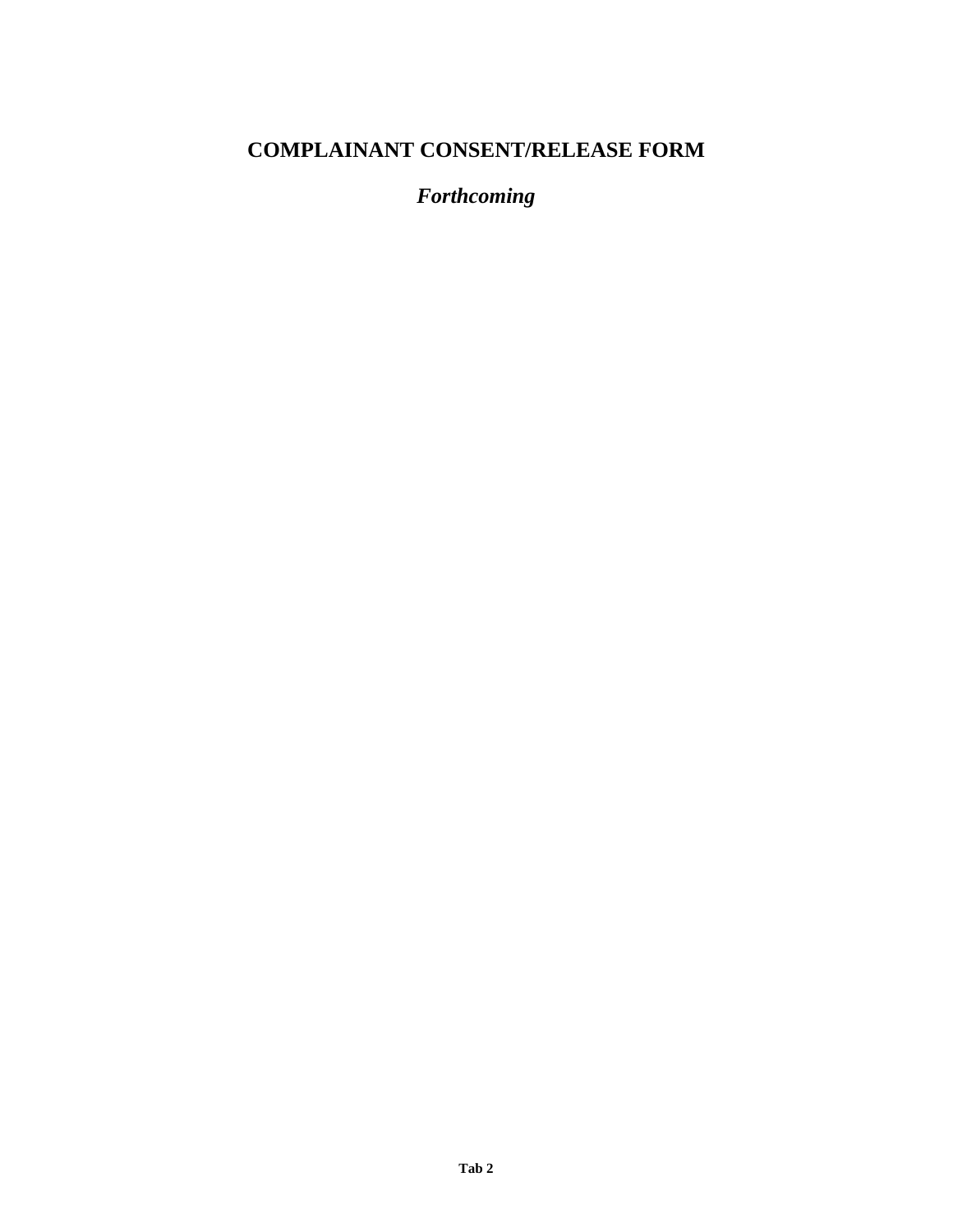# COMPLAINANT CONSENT/RELEASE FORM

***Forthcoming***

**Tab 2**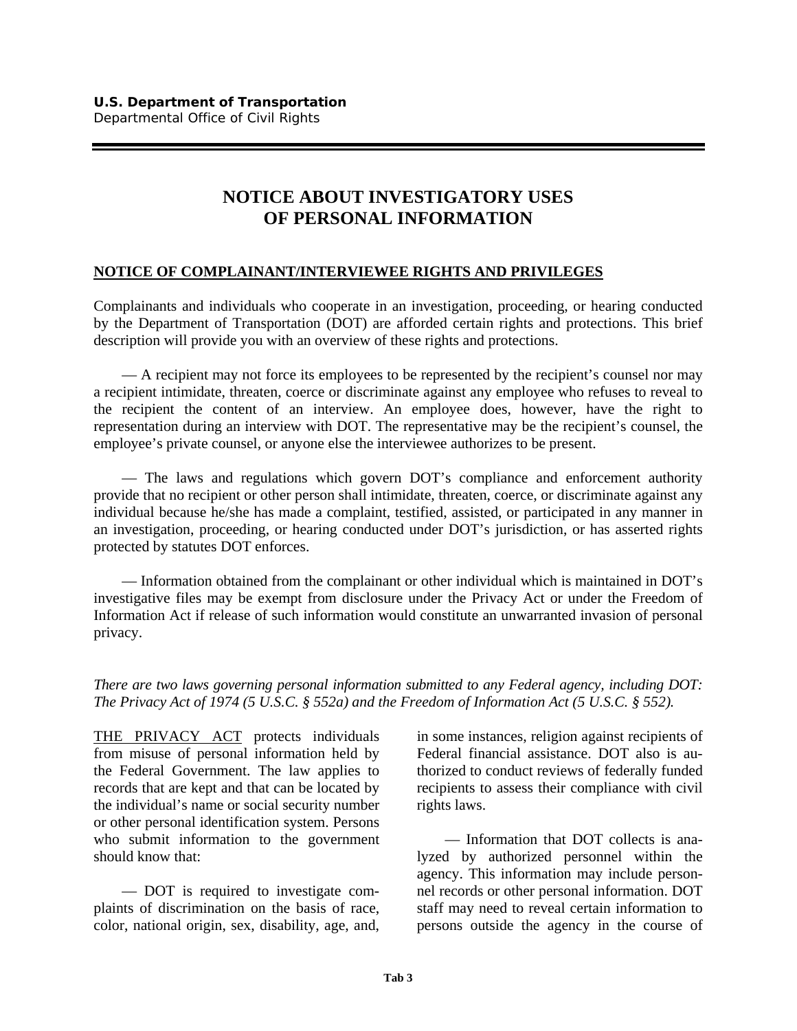**U.S. Department of Transportation**
Departmental Office of Civil Rights

# NOTICE ABOUT INVESTIGATORY USES OF PERSONAL INFORMATION

## NOTICE OF COMPLAINANT/INTERVIEWEE RIGHTS AND PRIVILEGES

Complainants and individuals who cooperate in an investigation, proceeding, or hearing conducted by the Department of Transportation (DOT) are afforded certain rights and protections. This brief description will provide you with an overview of these rights and protections.

— A recipient may not force its employees to be represented by the recipient's counsel nor may a recipient intimidate, threaten, coerce or discriminate against any employee who refuses to reveal to the recipient the content of an interview. An employee does, however, have the right to representation during an interview with DOT. The representative may be the recipient's counsel, the employee's private counsel, or anyone else the interviewee authorizes to be present.

— The laws and regulations which govern DOT's compliance and enforcement authority provide that no recipient or other person shall intimidate, threaten, coerce, or discriminate against any individual because he/she has made a complaint, testified, assisted, or participated in any manner in an investigation, proceeding, or hearing conducted under DOT's jurisdiction, or has asserted rights protected by statutes DOT enforces.

— Information obtained from the complainant or other individual which is maintained in DOT's investigative files may be exempt from disclosure under the Privacy Act or under the Freedom of Information Act if release of such information would constitute an unwarranted invasion of personal privacy.

*There are two laws governing personal information submitted to any Federal agency, including DOT: The Privacy Act of 1974 (5 U.S.C. § 552a) and the Freedom of Information Act (5 U.S.C. § 552).*

THE PRIVACY ACT protects individuals from misuse of personal information held by the Federal Government. The law applies to records that are kept and that can be located by the individual's name or social security number or other personal identification system. Persons who submit information to the government should know that:

— DOT is required to investigate complaints of discrimination on the basis of race, color, national origin, sex, disability, age, and, in some instances, religion against recipients of Federal financial assistance. DOT also is authorized to conduct reviews of federally funded recipients to assess their compliance with civil rights laws.

— Information that DOT collects is analyzed by authorized personnel within the agency. This information may include personnel records or other personal information. DOT staff may need to reveal certain information to persons outside the agency in the course of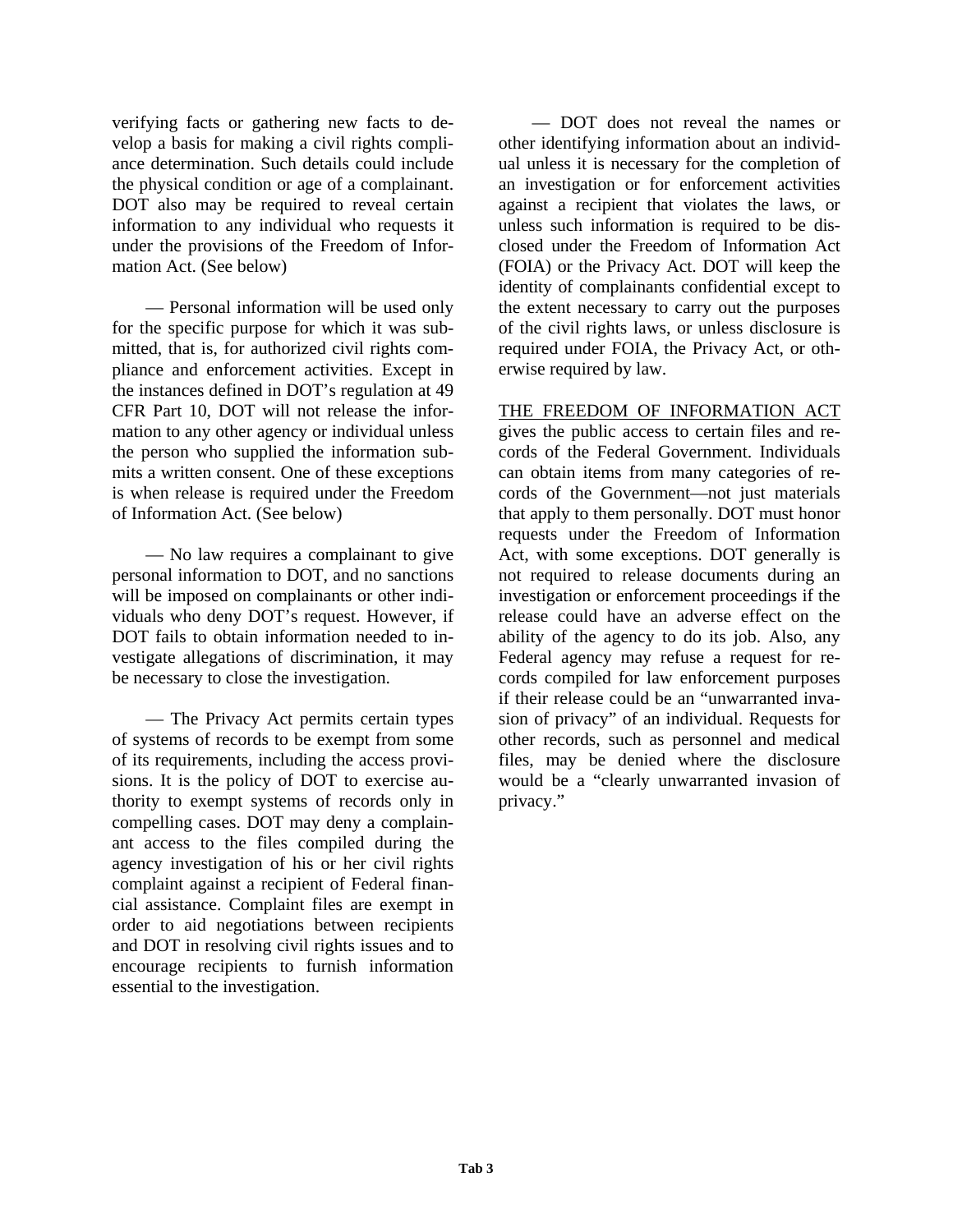verifying facts or gathering new facts to develop a basis for making a civil rights compliance determination. Such details could include the physical condition or age of a complainant. DOT also may be required to reveal certain information to any individual who requests it under the provisions of the Freedom of Information Act. (See below)

— Personal information will be used only for the specific purpose for which it was submitted, that is, for authorized civil rights compliance and enforcement activities. Except in the instances defined in DOT's regulation at 49 CFR Part 10, DOT will not release the information to any other agency or individual unless the person who supplied the information submits a written consent. One of these exceptions is when release is required under the Freedom of Information Act. (See below)

— No law requires a complainant to give personal information to DOT, and no sanctions will be imposed on complainants or other individuals who deny DOT's request. However, if DOT fails to obtain information needed to investigate allegations of discrimination, it may be necessary to close the investigation.

— The Privacy Act permits certain types of systems of records to be exempt from some of its requirements, including the access provisions. It is the policy of DOT to exercise authority to exempt systems of records only in compelling cases. DOT may deny a complainant access to the files compiled during the agency investigation of his or her civil rights complaint against a recipient of Federal financial assistance. Complaint files are exempt in order to aid negotiations between recipients and DOT in resolving civil rights issues and to encourage recipients to furnish information essential to the investigation.

— DOT does not reveal the names or other identifying information about an individual unless it is necessary for the completion of an investigation or for enforcement activities against a recipient that violates the laws, or unless such information is required to be disclosed under the Freedom of Information Act (FOIA) or the Privacy Act. DOT will keep the identity of complainants confidential except to the extent necessary to carry out the purposes of the civil rights laws, or unless disclosure is required under FOIA, the Privacy Act, or otherwise required by law.

<u>THE FREEDOM OF INFORMATION ACT</u> gives the public access to certain files and records of the Federal Government. Individuals can obtain items from many categories of records of the Government—not just materials that apply to them personally. DOT must honor requests under the Freedom of Information Act, with some exceptions. DOT generally is not required to release documents during an investigation or enforcement proceedings if the release could have an adverse effect on the ability of the agency to do its job. Also, any Federal agency may refuse a request for records compiled for law enforcement purposes if their release could be an "unwarranted invasion of privacy" of an individual. Requests for other records, such as personnel and medical files, may be denied where the disclosure would be a "clearly unwarranted invasion of privacy."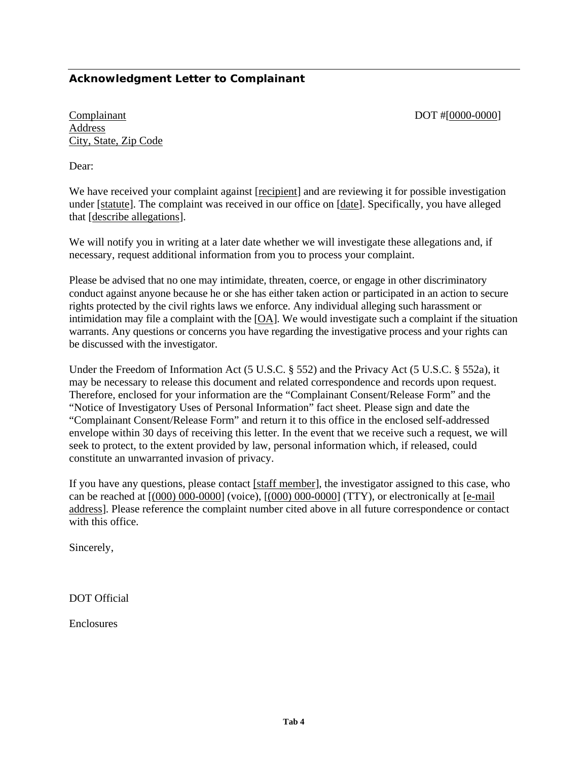## Acknowledgment Letter to Complainant

Complainant
Address
City, State, Zip Code

DOT #[0000-0000]

Dear:

We have received your complaint against [recipient] and are reviewing it for possible investigation under [statute]. The complaint was received in our office on [date]. Specifically, you have alleged that [describe allegations].

We will notify you in writing at a later date whether we will investigate these allegations and, if necessary, request additional information from you to process your complaint.

Please be advised that no one may intimidate, threaten, coerce, or engage in other discriminatory conduct against anyone because he or she has either taken action or participated in an action to secure rights protected by the civil rights laws we enforce. Any individual alleging such harassment or intimidation may file a complaint with the [OA]. We would investigate such a complaint if the situation warrants. Any questions or concerns you have regarding the investigative process and your rights can be discussed with the investigator.

Under the Freedom of Information Act (5 U.S.C. § 552) and the Privacy Act (5 U.S.C. § 552a), it may be necessary to release this document and related correspondence and records upon request. Therefore, enclosed for your information are the "Complainant Consent/Release Form" and the "Notice of Investigatory Uses of Personal Information" fact sheet. Please sign and date the "Complainant Consent/Release Form" and return it to this office in the enclosed self-addressed envelope within 30 days of receiving this letter. In the event that we receive such a request, we will seek to protect, to the extent provided by law, personal information which, if released, could constitute an unwarranted invasion of privacy.

If you have any questions, please contact [staff member], the investigator assigned to this case, who can be reached at [(000) 000-0000] (voice), [(000) 000-0000] (TTY), or electronically at [e-mail address]. Please reference the complaint number cited above in all future correspondence or contact with this office.

Sincerely,

DOT Official

Enclosures

**Tab 4**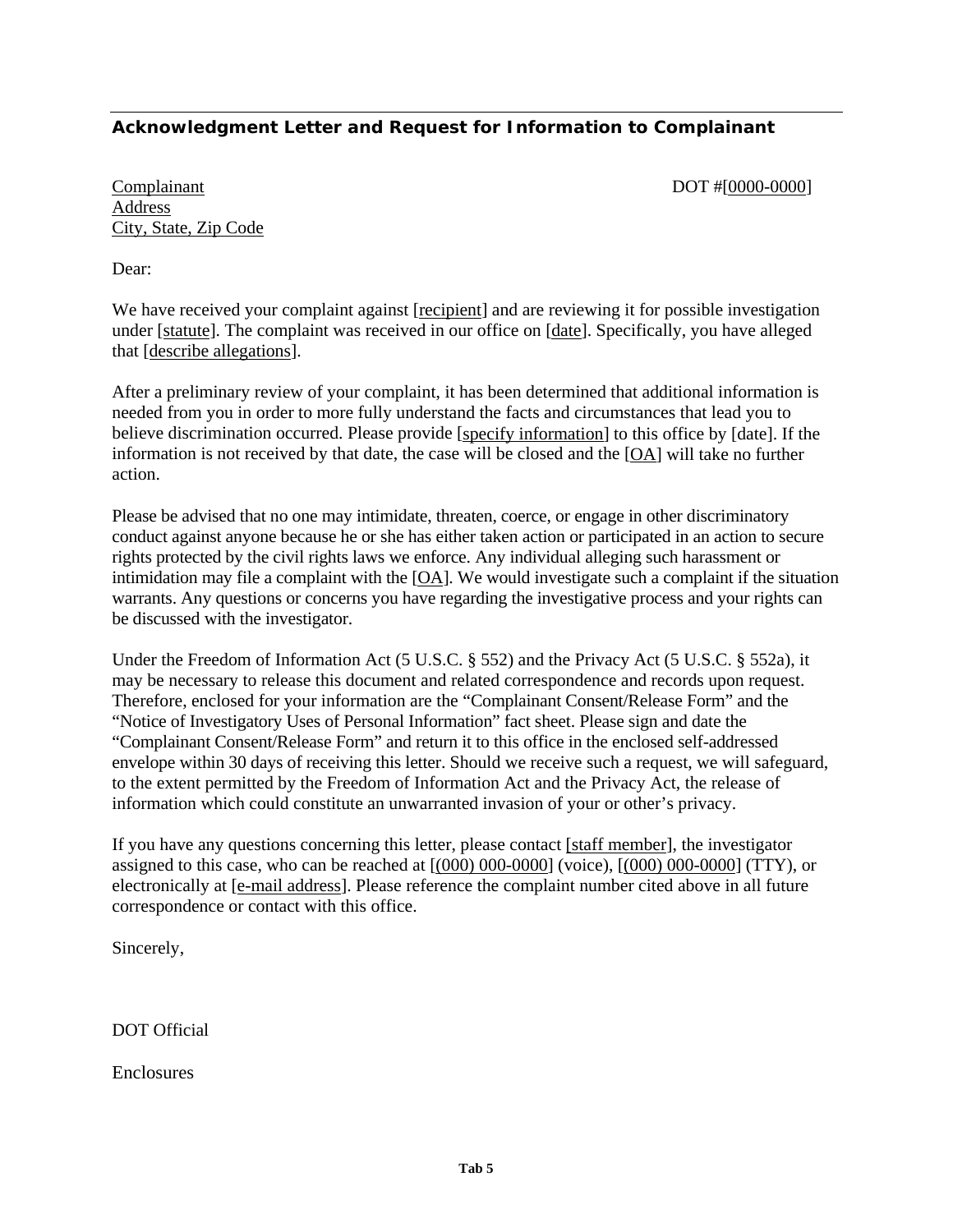## Acknowledgment Letter and Request for Information to Complainant

Complainant
Address
City, State, Zip Code

DOT #[0000-0000]

Dear:

We have received your complaint against [recipient] and are reviewing it for possible investigation under [statute]. The complaint was received in our office on [date]. Specifically, you have alleged that [describe allegations].

After a preliminary review of your complaint, it has been determined that additional information is needed from you in order to more fully understand the facts and circumstances that lead you to believe discrimination occurred. Please provide [specify information] to this office by [date]. If the information is not received by that date, the case will be closed and the [OA] will take no further action.

Please be advised that no one may intimidate, threaten, coerce, or engage in other discriminatory conduct against anyone because he or she has either taken action or participated in an action to secure rights protected by the civil rights laws we enforce. Any individual alleging such harassment or intimidation may file a complaint with the [OA]. We would investigate such a complaint if the situation warrants. Any questions or concerns you have regarding the investigative process and your rights can be discussed with the investigator.

Under the Freedom of Information Act (5 U.S.C. § 552) and the Privacy Act (5 U.S.C. § 552a), it may be necessary to release this document and related correspondence and records upon request. Therefore, enclosed for your information are the "Complainant Consent/Release Form" and the "Notice of Investigatory Uses of Personal Information" fact sheet. Please sign and date the "Complainant Consent/Release Form" and return it to this office in the enclosed self-addressed envelope within 30 days of receiving this letter. Should we receive such a request, we will safeguard, to the extent permitted by the Freedom of Information Act and the Privacy Act, the release of information which could constitute an unwarranted invasion of your or other's privacy.

If you have any questions concerning this letter, please contact [staff member], the investigator assigned to this case, who can be reached at [(000) 000-0000] (voice), [(000) 000-0000] (TTY), or electronically at [e-mail address]. Please reference the complaint number cited above in all future correspondence or contact with this office.

Sincerely,

DOT Official

Enclosures

Tab 5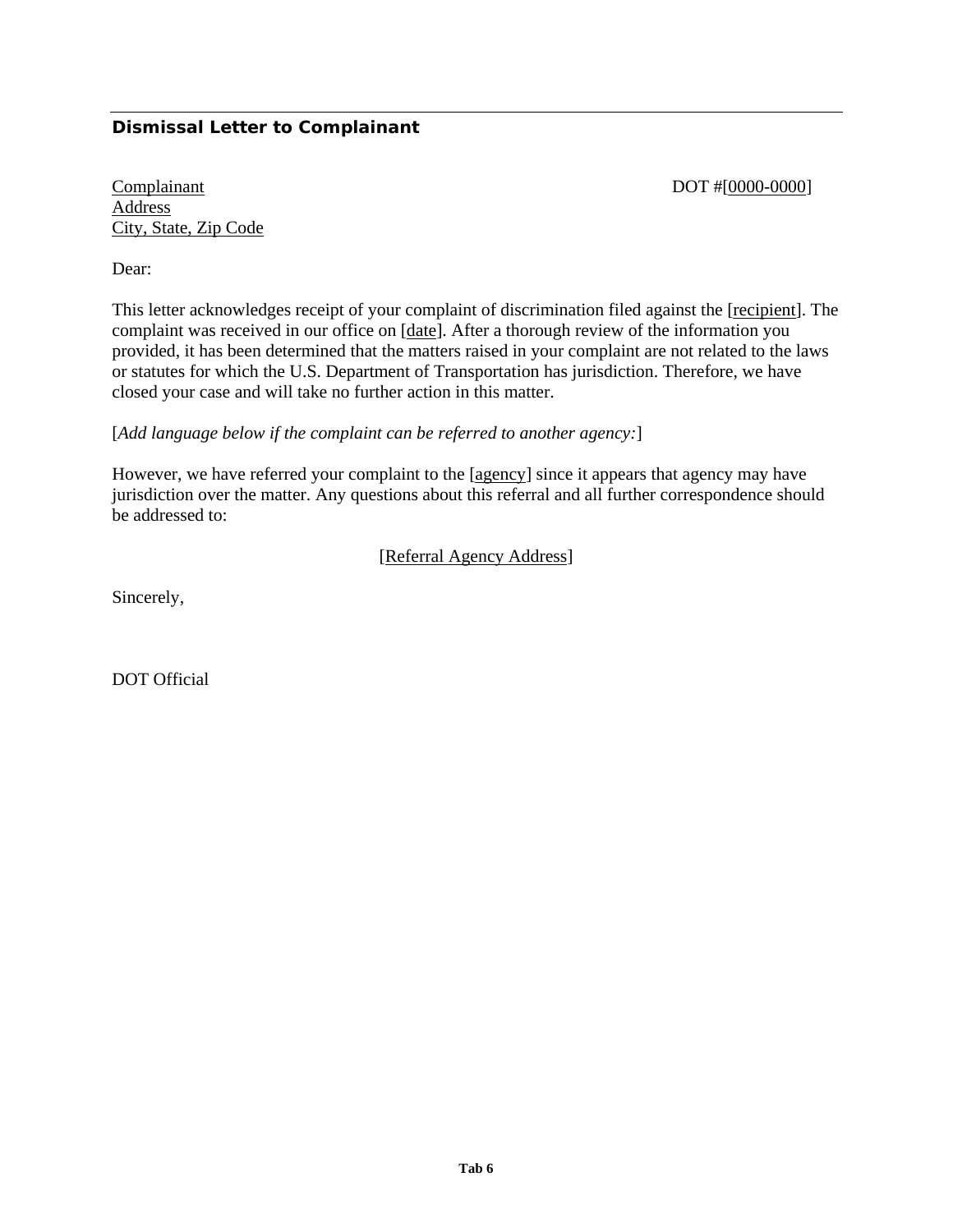### Dismissal Letter to Complainant

Complainant
Address
City, State, Zip Code

DOT #[0000-0000]

Dear:

This letter acknowledges receipt of your complaint of discrimination filed against the [recipient]. The complaint was received in our office on [date]. After a thorough review of the information you provided, it has been determined that the matters raised in your complaint are not related to the laws or statutes for which the U.S. Department of Transportation has jurisdiction. Therefore, we have closed your case and will take no further action in this matter.

[*Add language below if the complaint can be referred to another agency:*]

However, we have referred your complaint to the [agency] since it appears that agency may have jurisdiction over the matter. Any questions about this referral and all further correspondence should be addressed to:

[Referral Agency Address]

Sincerely,

DOT Official

**Tab 6**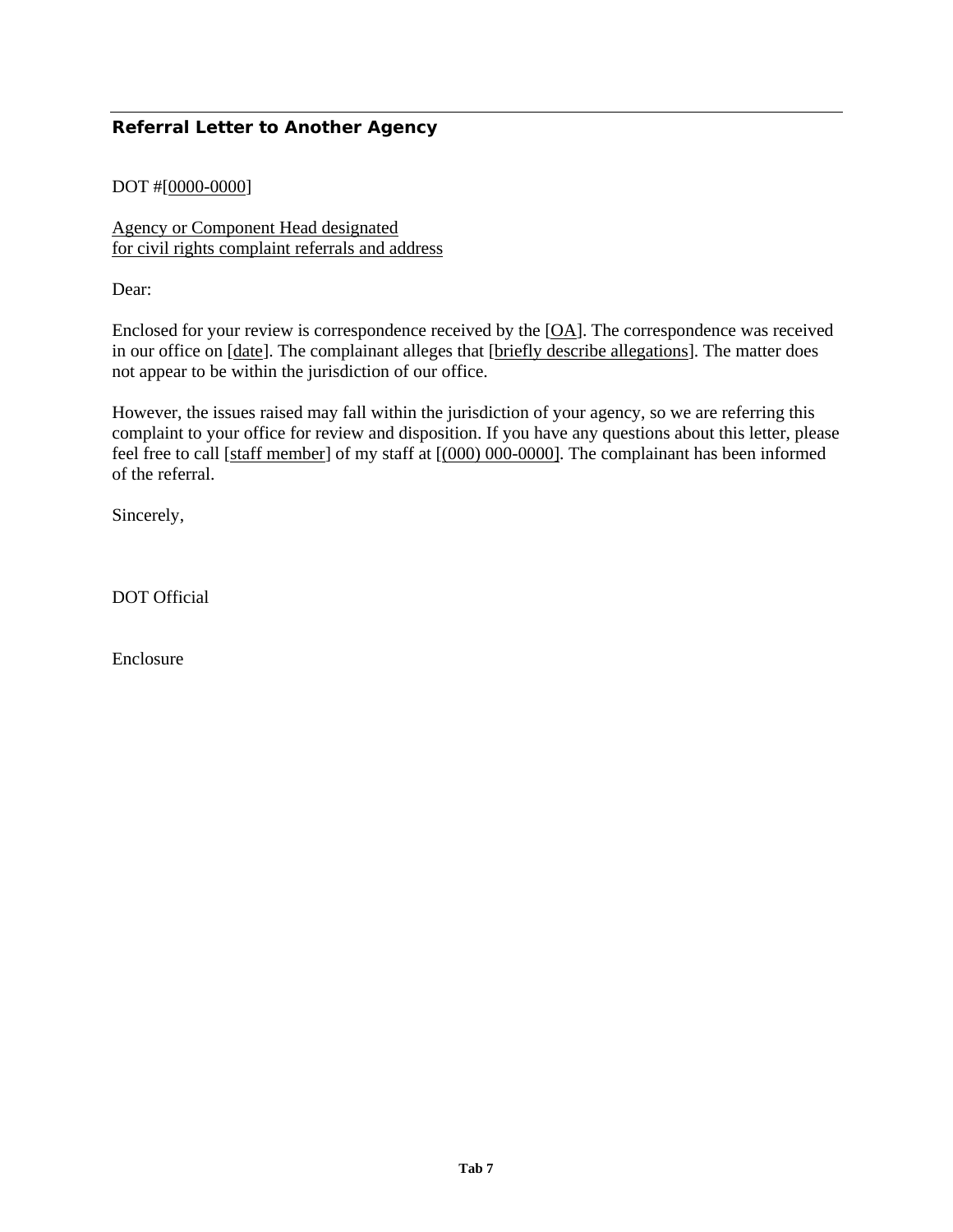## Referral Letter to Another Agency

DOT #[0000-0000]

Agency or Component Head designated
for civil rights complaint referrals and address

Dear:

Enclosed for your review is correspondence received by the [OA]. The correspondence was received in our office on [date]. The complainant alleges that [briefly describe allegations]. The matter does not appear to be within the jurisdiction of our office.

However, the issues raised may fall within the jurisdiction of your agency, so we are referring this complaint to your office for review and disposition. If you have any questions about this letter, please feel free to call [staff member] of my staff at [(000) 000-0000]. The complainant has been informed of the referral.

Sincerely,

DOT Official

Enclosure

**Tab 7**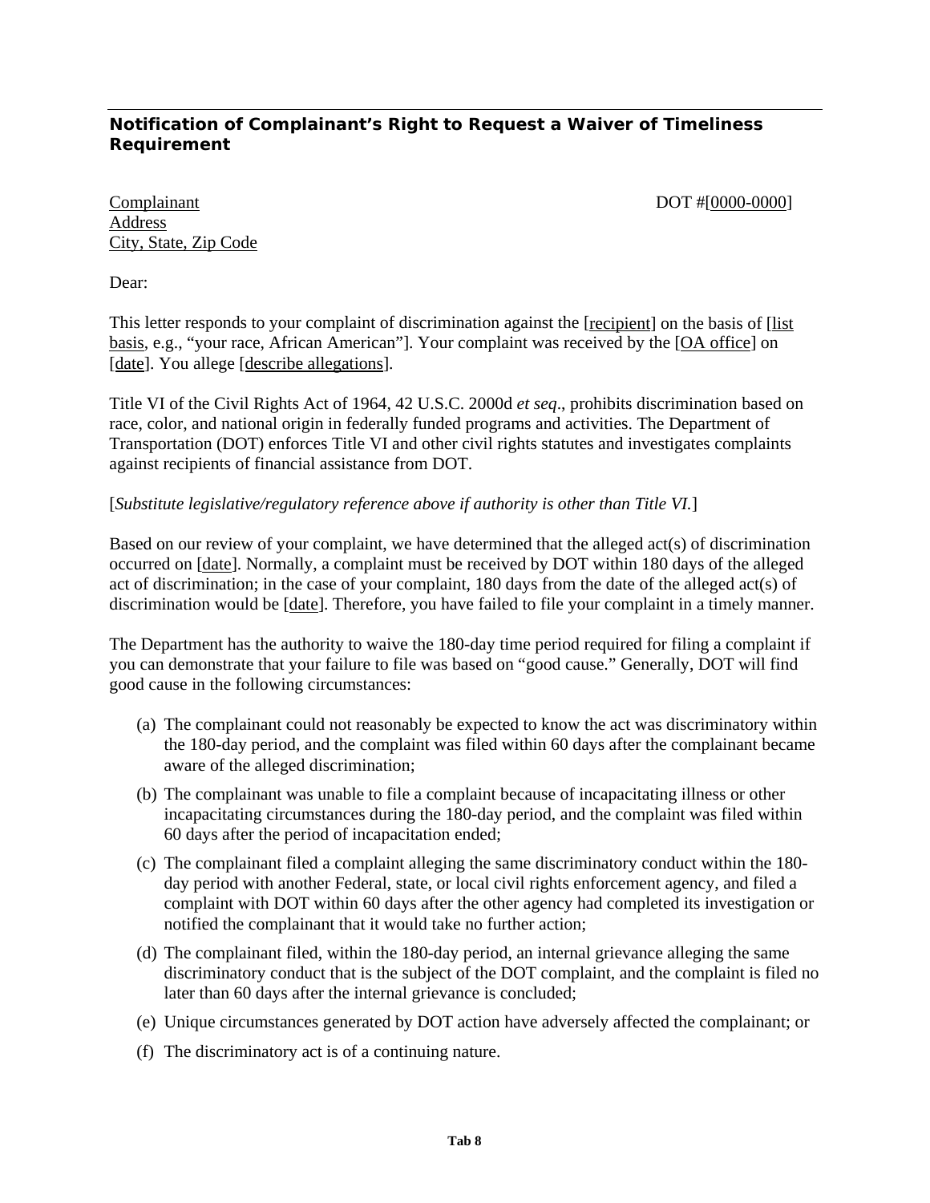### **Notification of Complainant's Right to Request a Waiver of Timeliness Requirement**

Complainant
Address
City, State, Zip Code

DOT #[0000-0000]

Dear:

This letter responds to your complaint of discrimination against the [recipient] on the basis of [list basis, e.g., "your race, African American"]. Your complaint was received by the [OA office] on [date]. You allege [describe allegations].

Title VI of the Civil Rights Act of 1964, 42 U.S.C. 2000d *et seq*., prohibits discrimination based on race, color, and national origin in federally funded programs and activities. The Department of Transportation (DOT) enforces Title VI and other civil rights statutes and investigates complaints against recipients of financial assistance from DOT.

[*Substitute legislative/regulatory reference above if authority is other than Title VI.*]

Based on our review of your complaint, we have determined that the alleged act(s) of discrimination occurred on [date]. Normally, a complaint must be received by DOT within 180 days of the alleged act of discrimination; in the case of your complaint, 180 days from the date of the alleged act(s) of discrimination would be [date]. Therefore, you have failed to file your complaint in a timely manner.

The Department has the authority to waive the 180-day time period required for filing a complaint if you can demonstrate that your failure to file was based on "good cause." Generally, DOT will find good cause in the following circumstances:

(a) The complainant could not reasonably be expected to know the act was discriminatory within the 180-day period, and the complaint was filed within 60 days after the complainant became aware of the alleged discrimination;

(b) The complainant was unable to file a complaint because of incapacitating illness or other incapacitating circumstances during the 180-day period, and the complaint was filed within 60 days after the period of incapacitation ended;

(c) The complainant filed a complaint alleging the same discriminatory conduct within the 180-day period with another Federal, state, or local civil rights enforcement agency, and filed a complaint with DOT within 60 days after the other agency had completed its investigation or notified the complainant that it would take no further action;

(d) The complainant filed, within the 180-day period, an internal grievance alleging the same discriminatory conduct that is the subject of the DOT complaint, and the complaint is filed no later than 60 days after the internal grievance is concluded;

(e) Unique circumstances generated by DOT action have adversely affected the complainant; or

(f) The discriminatory act is of a continuing nature.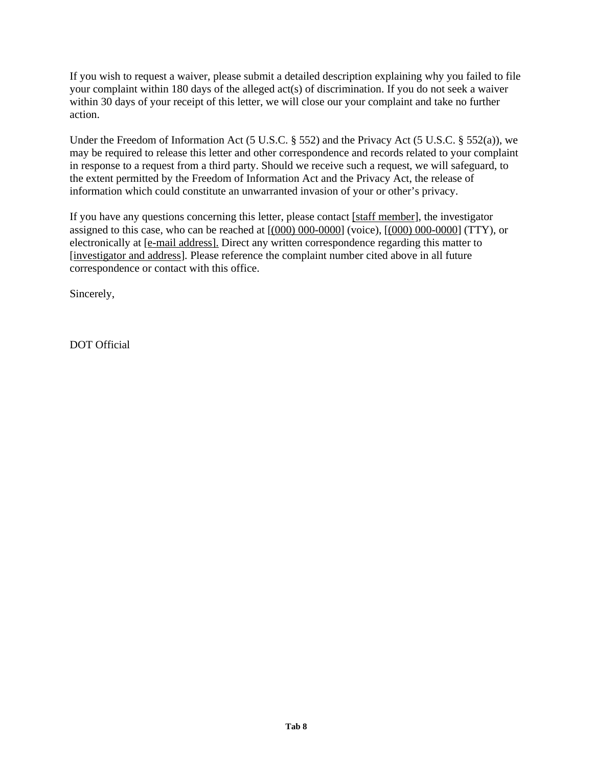If you wish to request a waiver, please submit a detailed description explaining why you failed to file your complaint within 180 days of the alleged act(s) of discrimination. If you do not seek a waiver within 30 days of your receipt of this letter, we will close our your complaint and take no further action.

Under the Freedom of Information Act (5 U.S.C. § 552) and the Privacy Act (5 U.S.C. § 552(a)), we may be required to release this letter and other correspondence and records related to your complaint in response to a request from a third party. Should we receive such a request, we will safeguard, to the extent permitted by the Freedom of Information Act and the Privacy Act, the release of information which could constitute an unwarranted invasion of your or other's privacy.

If you have any questions concerning this letter, please contact [staff member], the investigator assigned to this case, who can be reached at [(000) 000-0000] (voice), [(000) 000-0000] (TTY), or electronically at [e-mail address]. Direct any written correspondence regarding this matter to [investigator and address]. Please reference the complaint number cited above in all future correspondence or contact with this office.

Sincerely,

DOT Official

**Tab 8**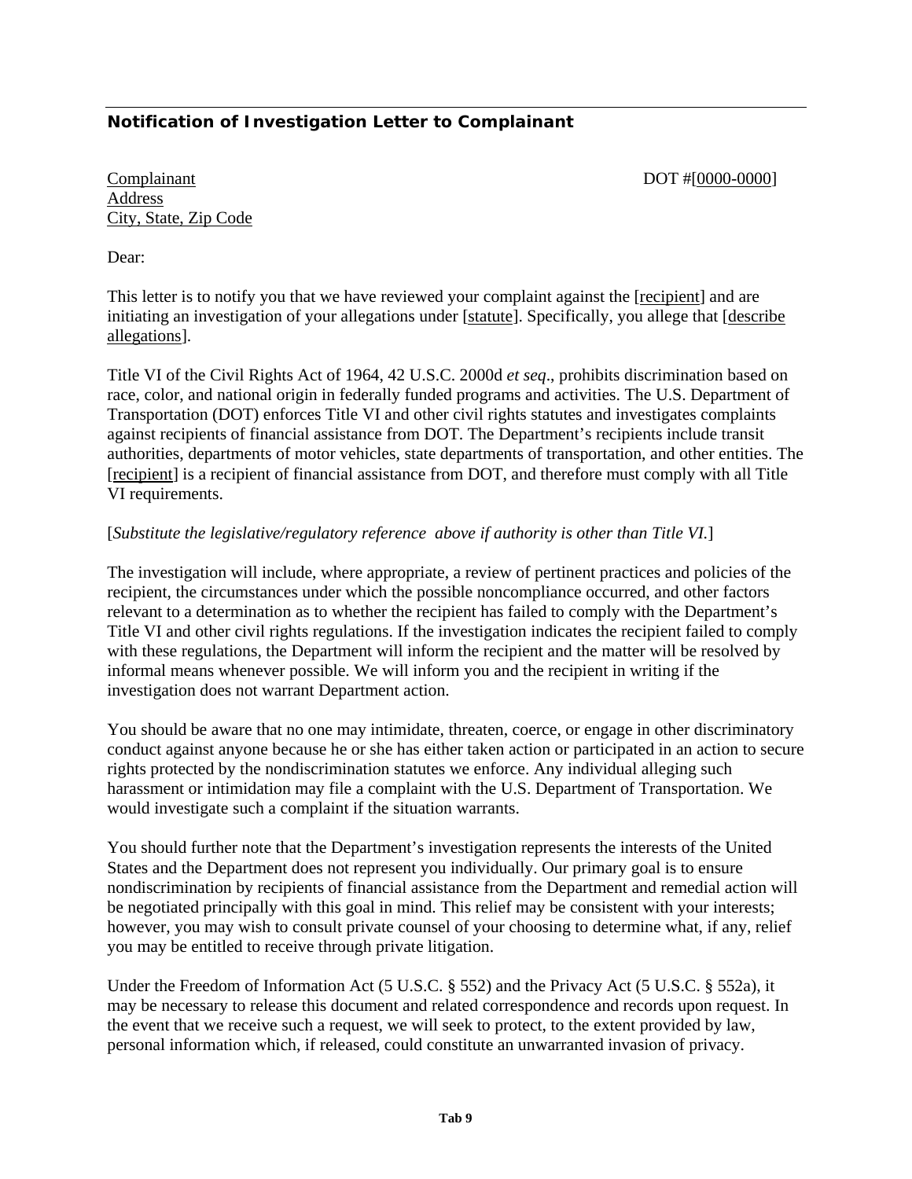**Notification of Investigation Letter to Complainant**

Complainant
Address
City, State, Zip Code

DOT #[0000-0000]

Dear:

This letter is to notify you that we have reviewed your complaint against the [recipient] and are initiating an investigation of your allegations under [statute]. Specifically, you allege that [describe allegations].

Title VI of the Civil Rights Act of 1964, 42 U.S.C. 2000d *et seq*., prohibits discrimination based on race, color, and national origin in federally funded programs and activities. The U.S. Department of Transportation (DOT) enforces Title VI and other civil rights statutes and investigates complaints against recipients of financial assistance from DOT. The Department's recipients include transit authorities, departments of motor vehicles, state departments of transportation, and other entities. The [recipient] is a recipient of financial assistance from DOT, and therefore must comply with all Title VI requirements.

[*Substitute the legislative/regulatory reference above if authority is other than Title VI.*]

The investigation will include, where appropriate, a review of pertinent practices and policies of the recipient, the circumstances under which the possible noncompliance occurred, and other factors relevant to a determination as to whether the recipient has failed to comply with the Department's Title VI and other civil rights regulations. If the investigation indicates the recipient failed to comply with these regulations, the Department will inform the recipient and the matter will be resolved by informal means whenever possible. We will inform you and the recipient in writing if the investigation does not warrant Department action.

You should be aware that no one may intimidate, threaten, coerce, or engage in other discriminatory conduct against anyone because he or she has either taken action or participated in an action to secure rights protected by the nondiscrimination statutes we enforce. Any individual alleging such harassment or intimidation may file a complaint with the U.S. Department of Transportation. We would investigate such a complaint if the situation warrants.

You should further note that the Department's investigation represents the interests of the United States and the Department does not represent you individually. Our primary goal is to ensure nondiscrimination by recipients of financial assistance from the Department and remedial action will be negotiated principally with this goal in mind. This relief may be consistent with your interests; however, you may wish to consult private counsel of your choosing to determine what, if any, relief you may be entitled to receive through private litigation.

Under the Freedom of Information Act (5 U.S.C. § 552) and the Privacy Act (5 U.S.C. § 552a), it may be necessary to release this document and related correspondence and records upon request. In the event that we receive such a request, we will seek to protect, to the extent provided by law, personal information which, if released, could constitute an unwarranted invasion of privacy.

**Tab 9**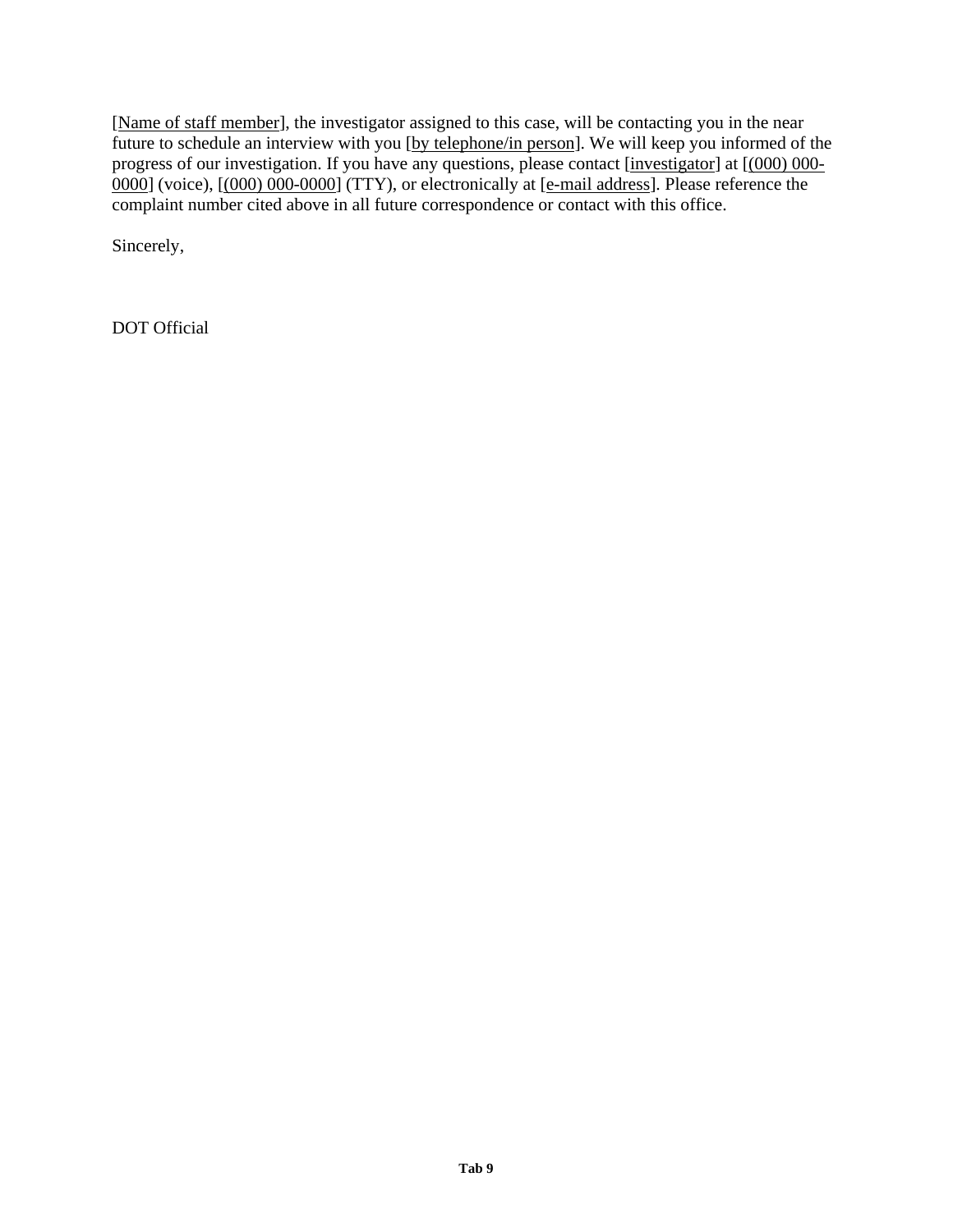[Name of staff member], the investigator assigned to this case, will be contacting you in the near future to schedule an interview with you [by telephone/in person]. We will keep you informed of the progress of our investigation. If you have any questions, please contact [investigator] at [(000) 000-0000] (voice), [(000) 000-0000] (TTY), or electronically at [e-mail address]. Please reference the complaint number cited above in all future correspondence or contact with this office.

Sincerely,

DOT Official

**Tab 9**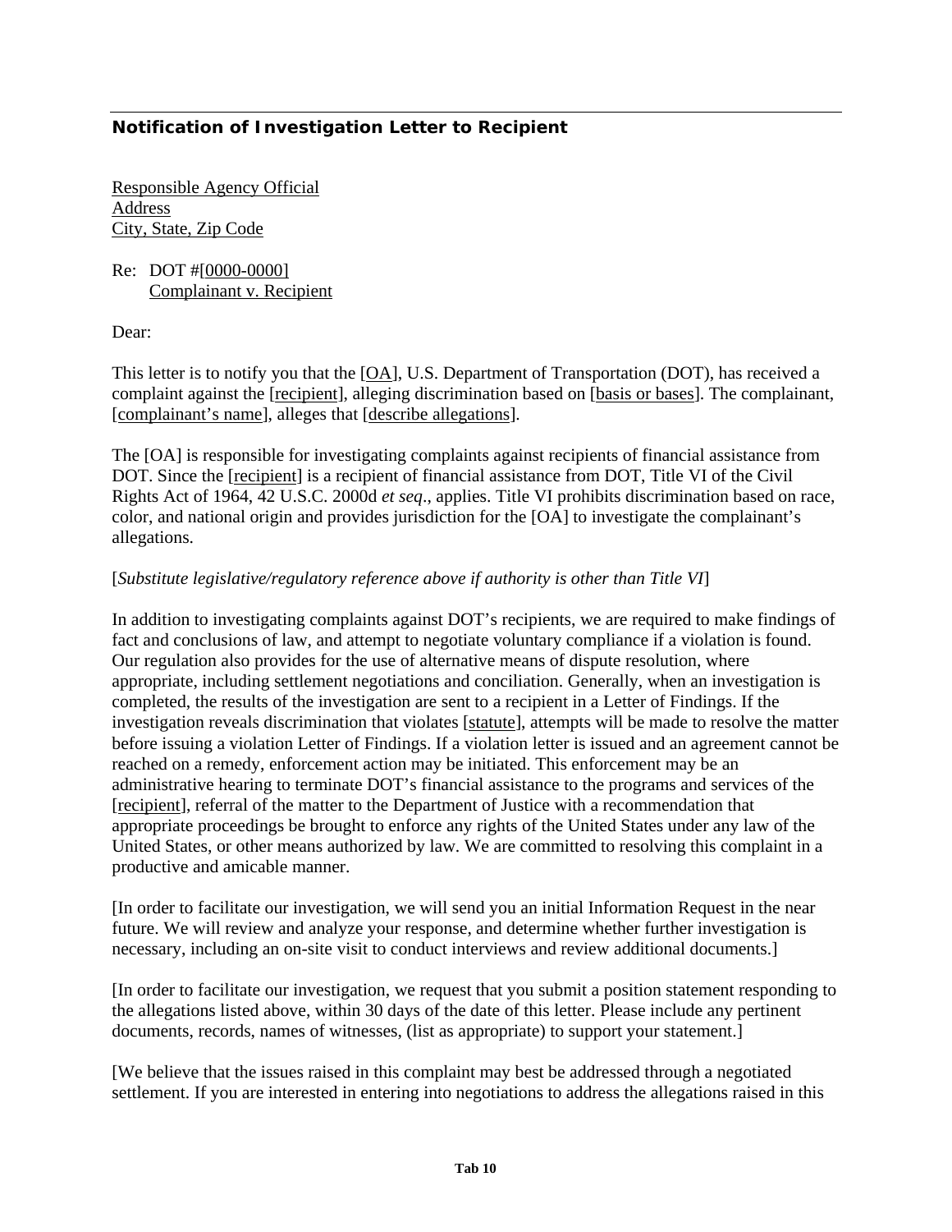### **Notification of Investigation Letter to Recipient**

Responsible Agency Official
Address
City, State, Zip Code

Re: DOT #[0000-0000]
Complainant v. Recipient

Dear:

This letter is to notify you that the [OA], U.S. Department of Transportation (DOT), has received a complaint against the [recipient], alleging discrimination based on [basis or bases]. The complainant, [complainant's name], alleges that [describe allegations].

The [OA] is responsible for investigating complaints against recipients of financial assistance from DOT. Since the [recipient] is a recipient of financial assistance from DOT, Title VI of the Civil Rights Act of 1964, 42 U.S.C. 2000d *et seq*., applies. Title VI prohibits discrimination based on race, color, and national origin and provides jurisdiction for the [OA] to investigate the complainant's allegations.

[*Substitute legislative/regulatory reference above if authority is other than Title VI*]

In addition to investigating complaints against DOT's recipients, we are required to make findings of fact and conclusions of law, and attempt to negotiate voluntary compliance if a violation is found. Our regulation also provides for the use of alternative means of dispute resolution, where appropriate, including settlement negotiations and conciliation. Generally, when an investigation is completed, the results of the investigation are sent to a recipient in a Letter of Findings. If the investigation reveals discrimination that violates [statute], attempts will be made to resolve the matter before issuing a violation Letter of Findings. If a violation letter is issued and an agreement cannot be reached on a remedy, enforcement action may be initiated. This enforcement may be an administrative hearing to terminate DOT's financial assistance to the programs and services of the [recipient], referral of the matter to the Department of Justice with a recommendation that appropriate proceedings be brought to enforce any rights of the United States under any law of the United States, or other means authorized by law. We are committed to resolving this complaint in a productive and amicable manner.

[In order to facilitate our investigation, we will send you an initial Information Request in the near future. We will review and analyze your response, and determine whether further investigation is necessary, including an on-site visit to conduct interviews and review additional documents.]

[In order to facilitate our investigation, we request that you submit a position statement responding to the allegations listed above, within 30 days of the date of this letter. Please include any pertinent documents, records, names of witnesses, (list as appropriate) to support your statement.]

[We believe that the issues raised in this complaint may best be addressed through a negotiated settlement. If you are interested in entering into negotiations to address the allegations raised in this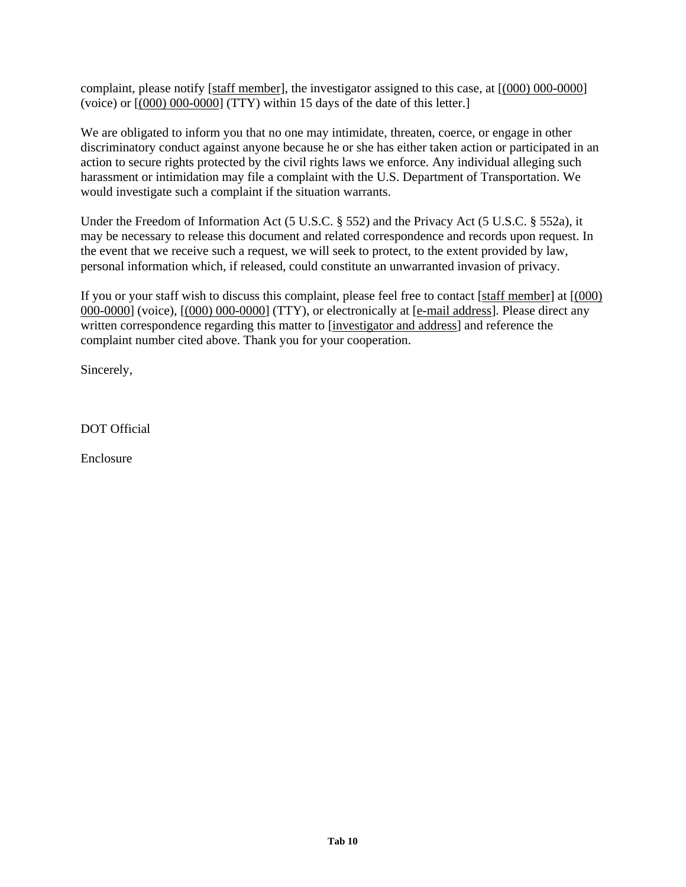complaint, please notify [staff member], the investigator assigned to this case, at [(000) 000-0000] (voice) or [(000) 000-0000] (TTY) within 15 days of the date of this letter.]

We are obligated to inform you that no one may intimidate, threaten, coerce, or engage in other discriminatory conduct against anyone because he or she has either taken action or participated in an action to secure rights protected by the civil rights laws we enforce. Any individual alleging such harassment or intimidation may file a complaint with the U.S. Department of Transportation. We would investigate such a complaint if the situation warrants.

Under the Freedom of Information Act (5 U.S.C. § 552) and the Privacy Act (5 U.S.C. § 552a), it may be necessary to release this document and related correspondence and records upon request. In the event that we receive such a request, we will seek to protect, to the extent provided by law, personal information which, if released, could constitute an unwarranted invasion of privacy.

If you or your staff wish to discuss this complaint, please feel free to contact [staff member] at [(000) 000-0000] (voice), [(000) 000-0000] (TTY), or electronically at [e-mail address]. Please direct any written correspondence regarding this matter to [investigator and address] and reference the complaint number cited above. Thank you for your cooperation.

Sincerely,

DOT Official

Enclosure

**Tab 10**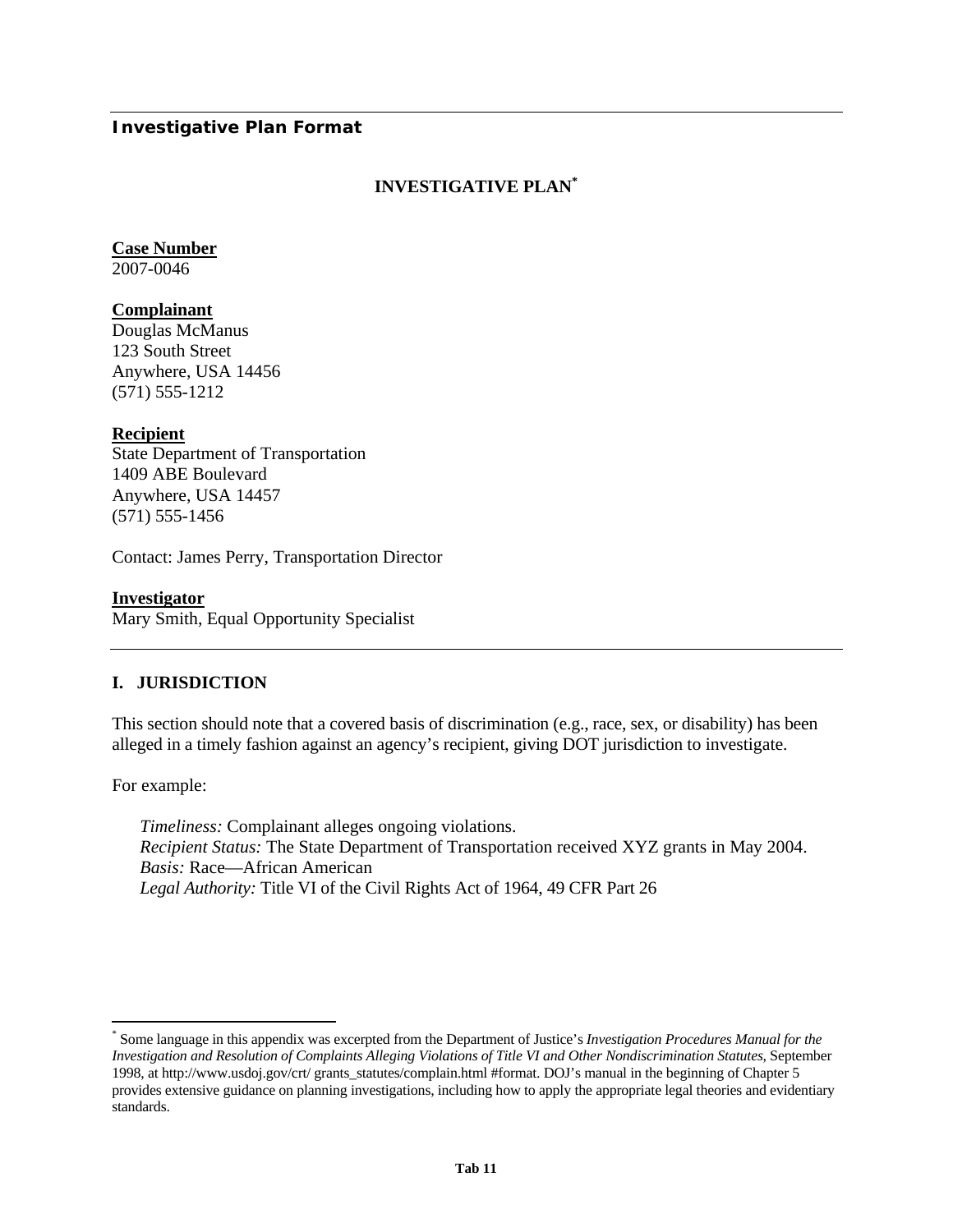**Investigative Plan Format**

## INVESTIGATIVE PLAN[*]

**Case Number**
2007-0046

**Complainant**
Douglas McManus
123 South Street
Anywhere, USA 14456
(571) 555-1212

**Recipient**
State Department of Transportation
1409 ABE Boulevard
Anywhere, USA 14457
(571) 555-1456

Contact: James Perry, Transportation Director

**Investigator**
Mary Smith, Equal Opportunity Specialist

---

### I. JURISDICTION

This section should note that a covered basis of discrimination (e.g., race, sex, or disability) has been alleged in a timely fashion against an agency's recipient, giving DOT jurisdiction to investigate.

For example:

*Timeliness:* Complainant alleges ongoing violations.
*Recipient Status:* The State Department of Transportation received XYZ grants in May 2004.
*Basis:* Race—African American
*Legal Authority:* Title VI of the Civil Rights Act of 1964, 49 CFR Part 26

---

[*] Some language in this appendix was excerpted from the Department of Justice's *Investigation Procedures Manual for the Investigation and Resolution of Complaints Alleging Violations of Title VI and Other Nondiscrimination Statutes*, September 1998, at http://www.usdoj.gov/crt/ grants_statutes/complain.html #format. DOJ's manual in the beginning of Chapter 5 provides extensive guidance on planning investigations, including how to apply the appropriate legal theories and evidentiary standards.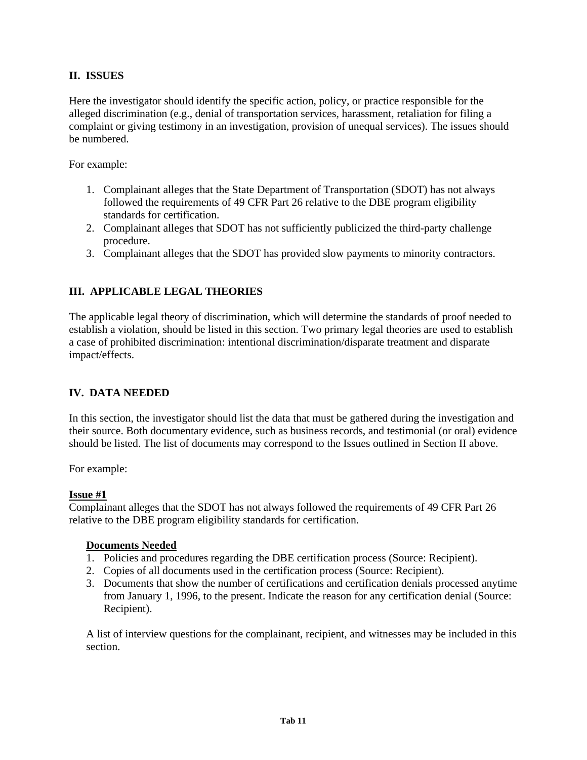## II. ISSUES

Here the investigator should identify the specific action, policy, or practice responsible for the alleged discrimination (e.g., denial of transportation services, harassment, retaliation for filing a complaint or giving testimony in an investigation, provision of unequal services). The issues should be numbered.

For example:

1. Complainant alleges that the State Department of Transportation (SDOT) has not always followed the requirements of 49 CFR Part 26 relative to the DBE program eligibility standards for certification.
2. Complainant alleges that SDOT has not sufficiently publicized the third-party challenge procedure.
3. Complainant alleges that the SDOT has provided slow payments to minority contractors.

## III. APPLICABLE LEGAL THEORIES

The applicable legal theory of discrimination, which will determine the standards of proof needed to establish a violation, should be listed in this section. Two primary legal theories are used to establish a case of prohibited discrimination: intentional discrimination/disparate treatment and disparate impact/effects.

## IV. DATA NEEDED

In this section, the investigator should list the data that must be gathered during the investigation and their source. Both documentary evidence, such as business records, and testimonial (or oral) evidence should be listed. The list of documents may correspond to the Issues outlined in Section II above.

For example:

**Issue #1**

Complainant alleges that the SDOT has not always followed the requirements of 49 CFR Part 26 relative to the DBE program eligibility standards for certification.

**Documents Needed**

1. Policies and procedures regarding the DBE certification process (Source: Recipient).
2. Copies of all documents used in the certification process (Source: Recipient).
3. Documents that show the number of certifications and certification denials processed anytime from January 1, 1996, to the present. Indicate the reason for any certification denial (Source: Recipient).

A list of interview questions for the complainant, recipient, and witnesses may be included in this section.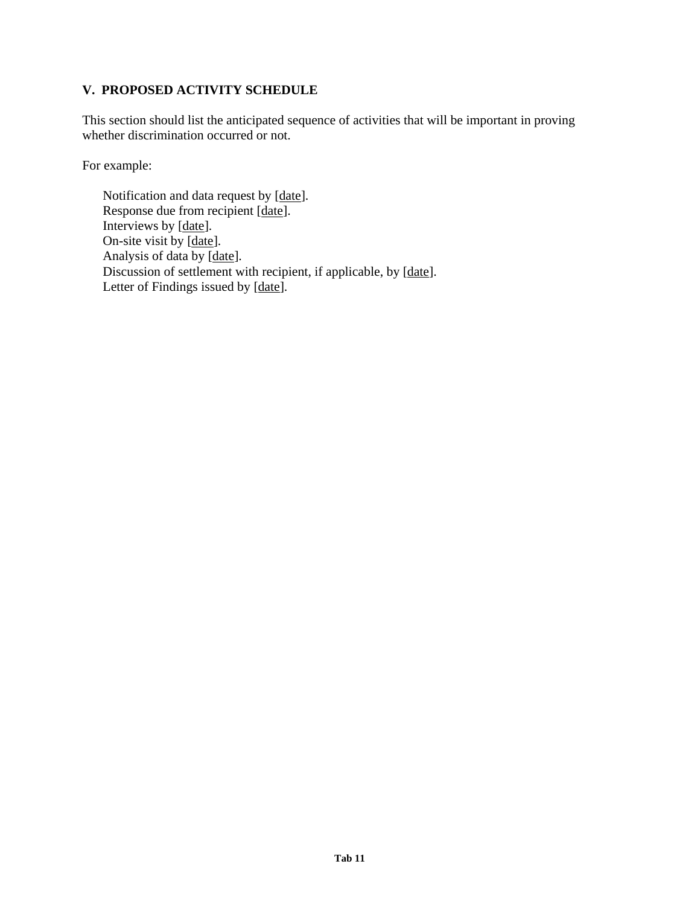## V. PROPOSED ACTIVITY SCHEDULE

This section should list the anticipated sequence of activities that will be important in proving whether discrimination occurred or not.

For example:

> Notification and data request by [date].
> Response due from recipient [date].
> Interviews by [date].
> On-site visit by [date].
> Analysis of data by [date].
> Discussion of settlement with recipient, if applicable, by [date].
> Letter of Findings issued by [date].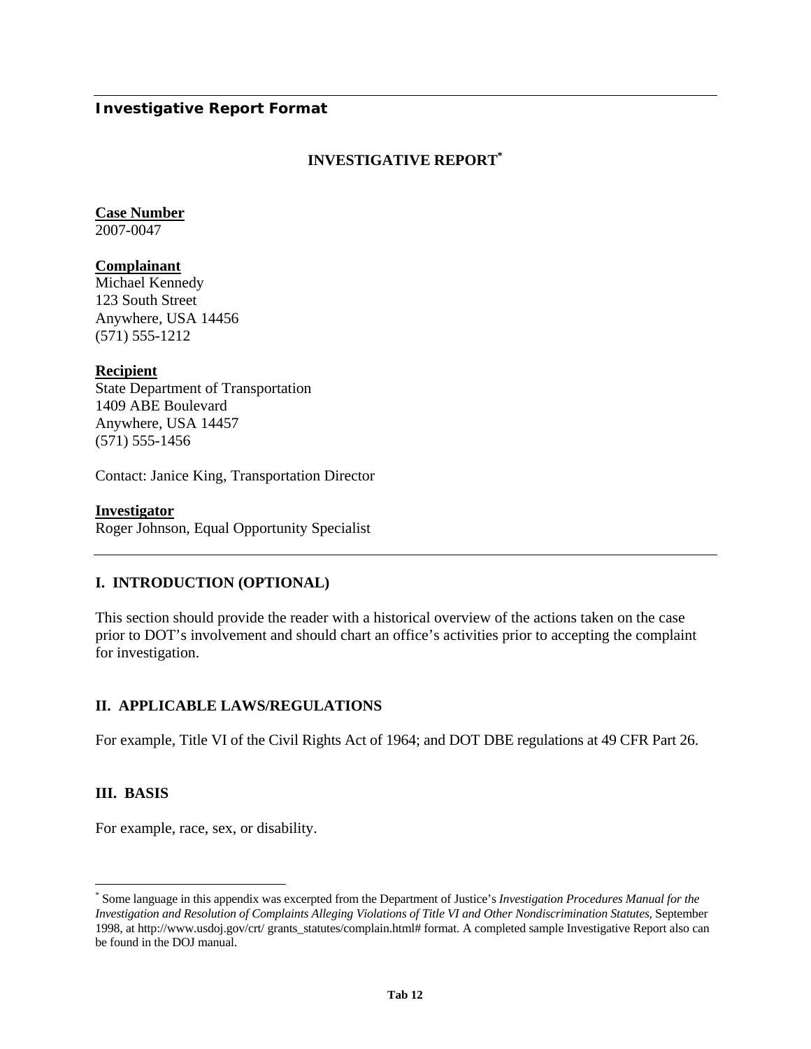**Investigative Report Format**

## INVESTIGATIVE REPORT[*]

**Case Number**
2007-0047

**Complainant**
Michael Kennedy
123 South Street
Anywhere, USA 14456
(571) 555-1212

**Recipient**
State Department of Transportation
1409 ABE Boulevard
Anywhere, USA 14457
(571) 555-1456

Contact: Janice King, Transportation Director

**Investigator**
Roger Johnson, Equal Opportunity Specialist

---

### I. INTRODUCTION (OPTIONAL)

This section should provide the reader with a historical overview of the actions taken on the case prior to DOT's involvement and should chart an office's activities prior to accepting the complaint for investigation.

### II. APPLICABLE LAWS/REGULATIONS

For example, Title VI of the Civil Rights Act of 1964; and DOT DBE regulations at 49 CFR Part 26.

### III. BASIS

For example, race, sex, or disability.

---

[*] Some language in this appendix was excerpted from the Department of Justice's *Investigation Procedures Manual for the Investigation and Resolution of Complaints Alleging Violations of Title VI and Other Nondiscrimination Statutes*, September 1998, at http://www.usdoj.gov/crt/ grants_statutes/complain.html# format. A completed sample Investigative Report also can be found in the DOJ manual.

Tab 12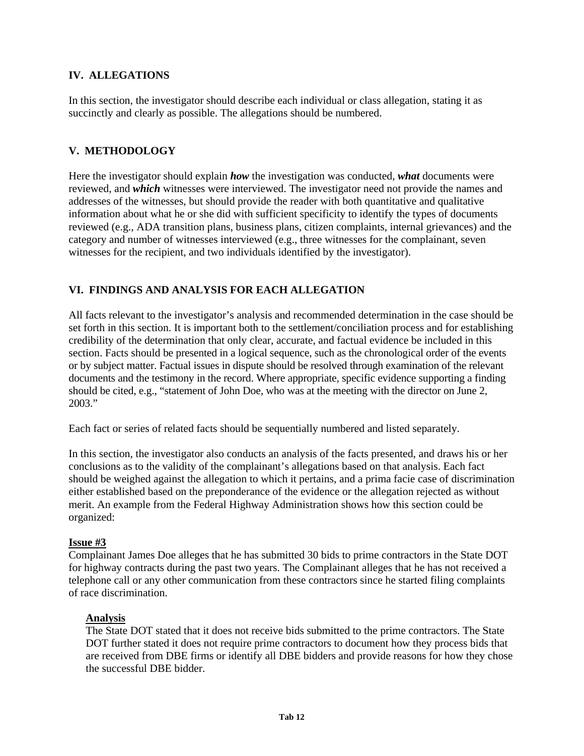## IV. ALLEGATIONS

In this section, the investigator should describe each individual or class allegation, stating it as succinctly and clearly as possible. The allegations should be numbered.

## V. METHODOLOGY

Here the investigator should explain ***how*** the investigation was conducted, ***what*** documents were reviewed, and ***which*** witnesses were interviewed. The investigator need not provide the names and addresses of the witnesses, but should provide the reader with both quantitative and qualitative information about what he or she did with sufficient specificity to identify the types of documents reviewed (e.g., ADA transition plans, business plans, citizen complaints, internal grievances) and the category and number of witnesses interviewed (e.g., three witnesses for the complainant, seven witnesses for the recipient, and two individuals identified by the investigator).

## VI. FINDINGS AND ANALYSIS FOR EACH ALLEGATION

All facts relevant to the investigator's analysis and recommended determination in the case should be set forth in this section. It is important both to the settlement/conciliation process and for establishing credibility of the determination that only clear, accurate, and factual evidence be included in this section. Facts should be presented in a logical sequence, such as the chronological order of the events or by subject matter. Factual issues in dispute should be resolved through examination of the relevant documents and the testimony in the record. Where appropriate, specific evidence supporting a finding should be cited, e.g., "statement of John Doe, who was at the meeting with the director on June 2, 2003."

Each fact or series of related facts should be sequentially numbered and listed separately.

In this section, the investigator also conducts an analysis of the facts presented, and draws his or her conclusions as to the validity of the complainant's allegations based on that analysis. Each fact should be weighed against the allegation to which it pertains, and a prima facie case of discrimination either established based on the preponderance of the evidence or the allegation rejected as without merit. An example from the Federal Highway Administration shows how this section could be organized:

**Issue #3**

Complainant James Doe alleges that he has submitted 30 bids to prime contractors in the State DOT for highway contracts during the past two years. The Complainant alleges that he has not received a telephone call or any other communication from these contractors since he started filing complaints of race discrimination.

> **Analysis**
>
> The State DOT stated that it does not receive bids submitted to the prime contractors. The State DOT further stated it does not require prime contractors to document how they process bids that are received from DBE firms or identify all DBE bidders and provide reasons for how they chose the successful DBE bidder.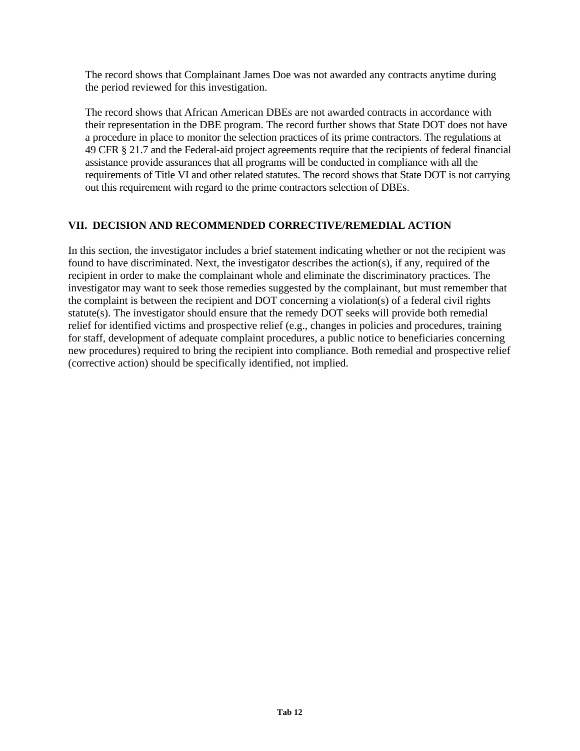The record shows that Complainant James Doe was not awarded any contracts anytime during the period reviewed for this investigation.

The record shows that African American DBEs are not awarded contracts in accordance with their representation in the DBE program. The record further shows that State DOT does not have a procedure in place to monitor the selection practices of its prime contractors. The regulations at 49 CFR § 21.7 and the Federal-aid project agreements require that the recipients of federal financial assistance provide assurances that all programs will be conducted in compliance with all the requirements of Title VI and other related statutes. The record shows that State DOT is not carrying out this requirement with regard to the prime contractors selection of DBEs.

## VII. DECISION AND RECOMMENDED CORRECTIVE/REMEDIAL ACTION

In this section, the investigator includes a brief statement indicating whether or not the recipient was found to have discriminated. Next, the investigator describes the action(s), if any, required of the recipient in order to make the complainant whole and eliminate the discriminatory practices. The investigator may want to seek those remedies suggested by the complainant, but must remember that the complaint is between the recipient and DOT concerning a violation(s) of a federal civil rights statute(s). The investigator should ensure that the remedy DOT seeks will provide both remedial relief for identified victims and prospective relief (e.g., changes in policies and procedures, training for staff, development of adequate complaint procedures, a public notice to beneficiaries concerning new procedures) required to bring the recipient into compliance. Both remedial and prospective relief (corrective action) should be specifically identified, not implied.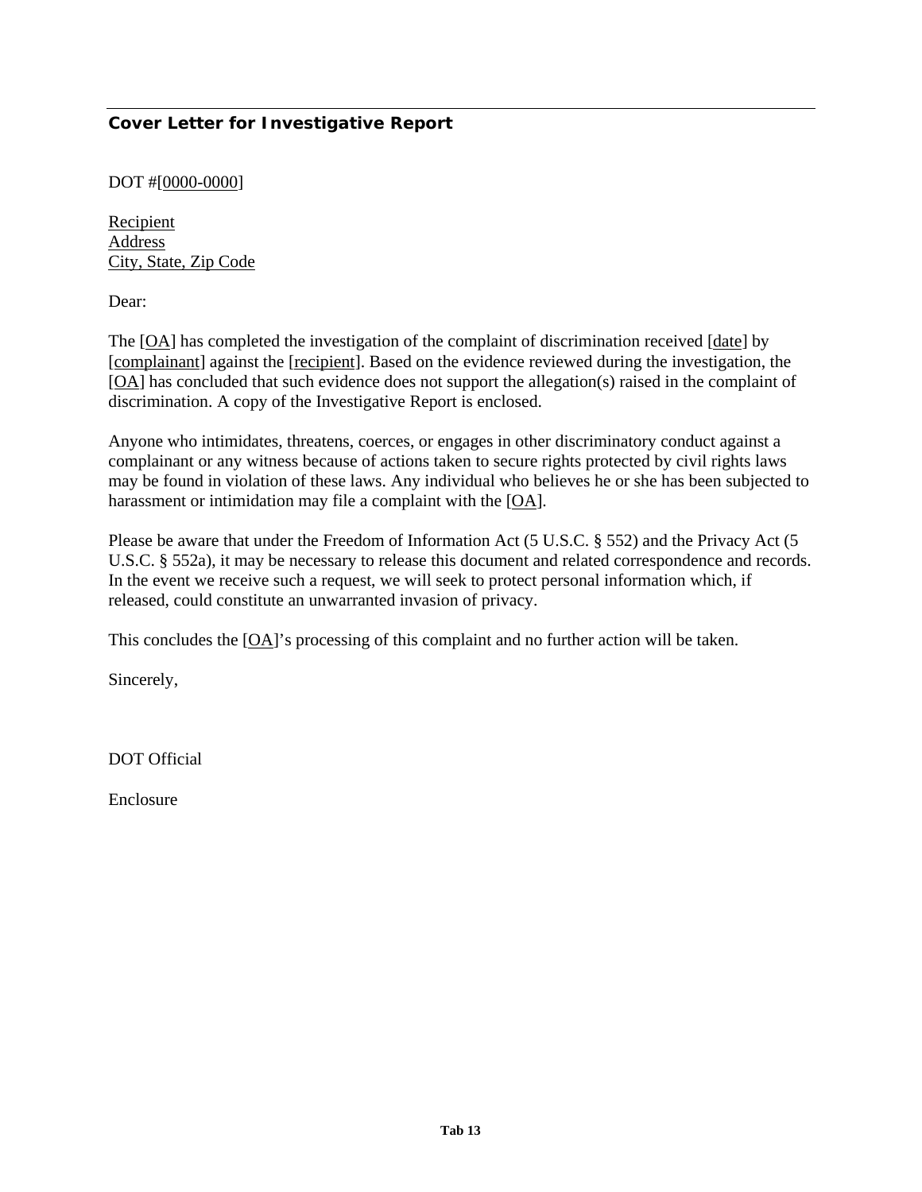## Cover Letter for Investigative Report

DOT #[0000-0000]

Recipient
Address
City, State, Zip Code

Dear:

The [OA] has completed the investigation of the complaint of discrimination received [date] by [complainant] against the [recipient]. Based on the evidence reviewed during the investigation, the [OA] has concluded that such evidence does not support the allegation(s) raised in the complaint of discrimination. A copy of the Investigative Report is enclosed.

Anyone who intimidates, threatens, coerces, or engages in other discriminatory conduct against a complainant or any witness because of actions taken to secure rights protected by civil rights laws may be found in violation of these laws. Any individual who believes he or she has been subjected to harassment or intimidation may file a complaint with the [OA].

Please be aware that under the Freedom of Information Act (5 U.S.C. § 552) and the Privacy Act (5 U.S.C. § 552a), it may be necessary to release this document and related correspondence and records. In the event we receive such a request, we will seek to protect personal information which, if released, could constitute an unwarranted invasion of privacy.

This concludes the [OA]'s processing of this complaint and no further action will be taken.

Sincerely,

DOT Official

Enclosure

**Tab 13**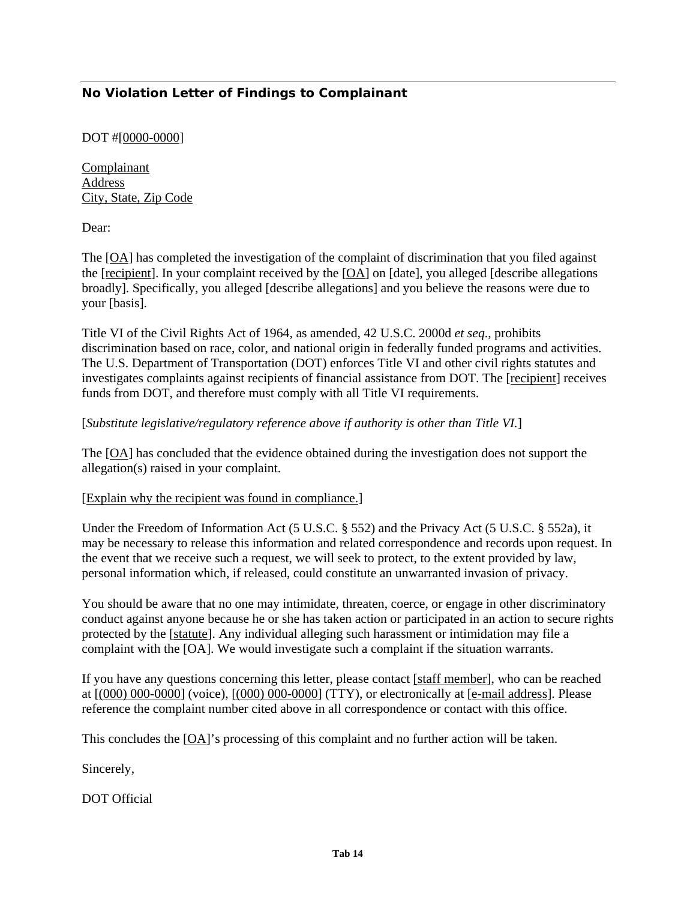## No Violation Letter of Findings to Complainant

DOT #[0000-0000]

Complainant
Address
City, State, Zip Code

Dear:

The [OA] has completed the investigation of the complaint of discrimination that you filed against the [recipient]. In your complaint received by the [OA] on [date], you alleged [describe allegations broadly]. Specifically, you alleged [describe allegations] and you believe the reasons were due to your [basis].

Title VI of the Civil Rights Act of 1964, as amended, 42 U.S.C. 2000d *et seq*., prohibits discrimination based on race, color, and national origin in federally funded programs and activities. The U.S. Department of Transportation (DOT) enforces Title VI and other civil rights statutes and investigates complaints against recipients of financial assistance from DOT. The [recipient] receives funds from DOT, and therefore must comply with all Title VI requirements.

[*Substitute legislative/regulatory reference above if authority is other than Title VI.*]

The [OA] has concluded that the evidence obtained during the investigation does not support the allegation(s) raised in your complaint.

[Explain why the recipient was found in compliance.]

Under the Freedom of Information Act (5 U.S.C. § 552) and the Privacy Act (5 U.S.C. § 552a), it may be necessary to release this information and related correspondence and records upon request. In the event that we receive such a request, we will seek to protect, to the extent provided by law, personal information which, if released, could constitute an unwarranted invasion of privacy.

You should be aware that no one may intimidate, threaten, coerce, or engage in other discriminatory conduct against anyone because he or she has taken action or participated in an action to secure rights protected by the [statute]. Any individual alleging such harassment or intimidation may file a complaint with the [OA]. We would investigate such a complaint if the situation warrants.

If you have any questions concerning this letter, please contact [staff member], who can be reached at [(000) 000-0000] (voice), [(000) 000-0000] (TTY), or electronically at [e-mail address]. Please reference the complaint number cited above in all correspondence or contact with this office.

This concludes the [OA]'s processing of this complaint and no further action will be taken.

Sincerely,

DOT Official

**Tab 14**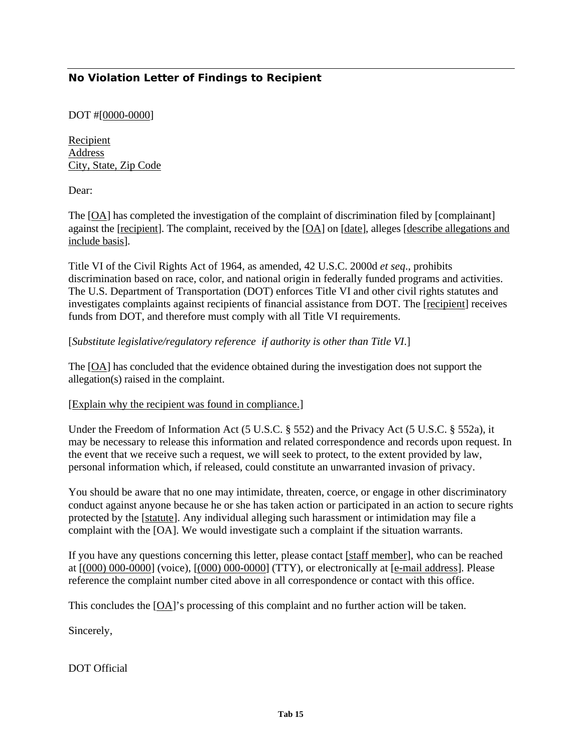## No Violation Letter of Findings to Recipient

DOT #[0000-0000]

Recipient
Address
City, State, Zip Code

Dear:

The [OA] has completed the investigation of the complaint of discrimination filed by [complainant] against the [recipient]. The complaint, received by the [OA] on [date], alleges [describe allegations and include basis].

Title VI of the Civil Rights Act of 1964, as amended, 42 U.S.C. 2000d *et seq*., prohibits discrimination based on race, color, and national origin in federally funded programs and activities. The U.S. Department of Transportation (DOT) enforces Title VI and other civil rights statutes and investigates complaints against recipients of financial assistance from DOT. The [recipient] receives funds from DOT, and therefore must comply with all Title VI requirements.

[*Substitute legislative/regulatory reference if authority is other than Title VI*.]

The [OA] has concluded that the evidence obtained during the investigation does not support the allegation(s) raised in the complaint.

[Explain why the recipient was found in compliance.]

Under the Freedom of Information Act (5 U.S.C. § 552) and the Privacy Act (5 U.S.C. § 552a), it may be necessary to release this information and related correspondence and records upon request. In the event that we receive such a request, we will seek to protect, to the extent provided by law, personal information which, if released, could constitute an unwarranted invasion of privacy.

You should be aware that no one may intimidate, threaten, coerce, or engage in other discriminatory conduct against anyone because he or she has taken action or participated in an action to secure rights protected by the [statute]. Any individual alleging such harassment or intimidation may file a complaint with the [OA]. We would investigate such a complaint if the situation warrants.

If you have any questions concerning this letter, please contact [staff member], who can be reached at [(000) 000-0000] (voice), [(000) 000-0000] (TTY), or electronically at [e-mail address]. Please reference the complaint number cited above in all correspondence or contact with this office.

This concludes the [OA]'s processing of this complaint and no further action will be taken.

Sincerely,

DOT Official

**Tab 15**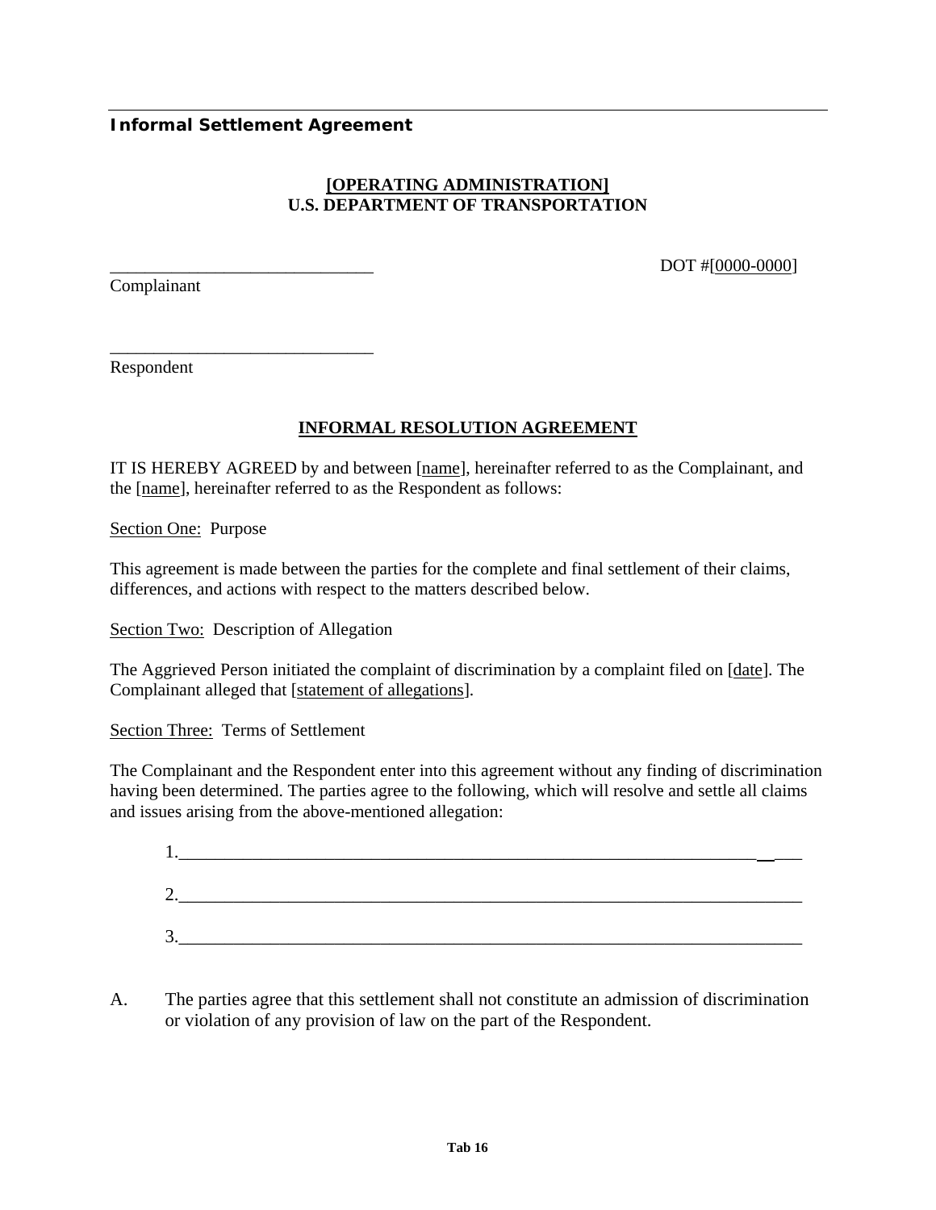**Informal Settlement Agreement**

**[OPERATING ADMINISTRATION]**
**U.S. DEPARTMENT OF TRANSPORTATION**

______________________________ DOT #[0000-0000]
Complainant

______________________________
Respondent

**INFORMAL RESOLUTION AGREEMENT**

IT IS HEREBY AGREED by and between [name], hereinafter referred to as the Complainant, and the [name], hereinafter referred to as the Respondent as follows:

Section One: Purpose

This agreement is made between the parties for the complete and final settlement of their claims, differences, and actions with respect to the matters described below.

Section Two: Description of Allegation

The Aggrieved Person initiated the complaint of discrimination by a complaint filed on [date]. The Complainant alleged that [statement of allegations].

Section Three: Terms of Settlement

The Complainant and the Respondent enter into this agreement without any finding of discrimination having been determined. The parties agree to the following, which will resolve and settle all claims and issues arising from the above-mentioned allegation:

1.______________________________________________________________________

2.______________________________________________________________________

3.______________________________________________________________________

A. The parties agree that this settlement shall not constitute an admission of discrimination or violation of any provision of law on the part of the Respondent.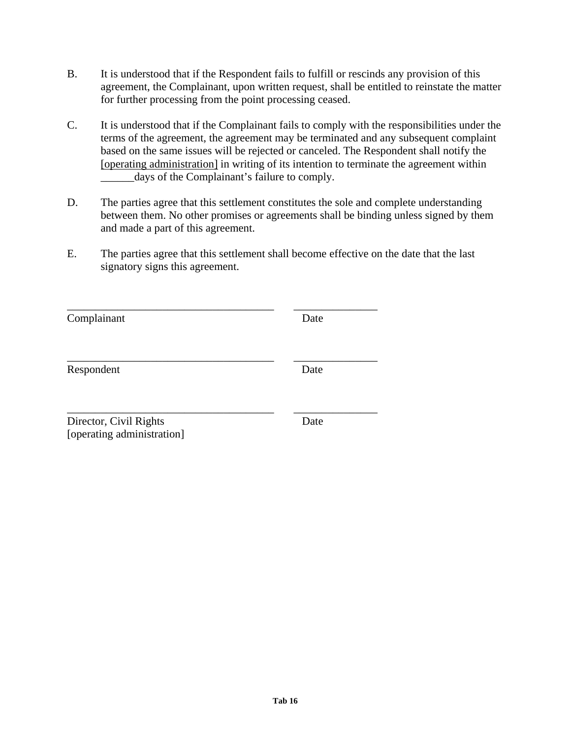B. It is understood that if the Respondent fails to fulfill or rescinds any provision of this agreement, the Complainant, upon written request, shall be entitled to reinstate the matter for further processing from the point processing ceased.

C. It is understood that if the Complainant fails to comply with the responsibilities under the terms of the agreement, the agreement may be terminated and any subsequent complaint based on the same issues will be rejected or canceled. The Respondent shall notify the [operating administration] in writing of its intention to terminate the agreement within ______days of the Complainant's failure to comply.

D. The parties agree that this settlement constitutes the sole and complete understanding between them. No other promises or agreements shall be binding unless signed by them and made a part of this agreement.

E. The parties agree that this settlement shall become effective on the date that the last signatory signs this agreement.

_____________________________________ _______________
Complainant Date

_____________________________________ _______________
Respondent Date

_____________________________________ _______________
Director, Civil Rights Date
[operating administration]

**Tab 16**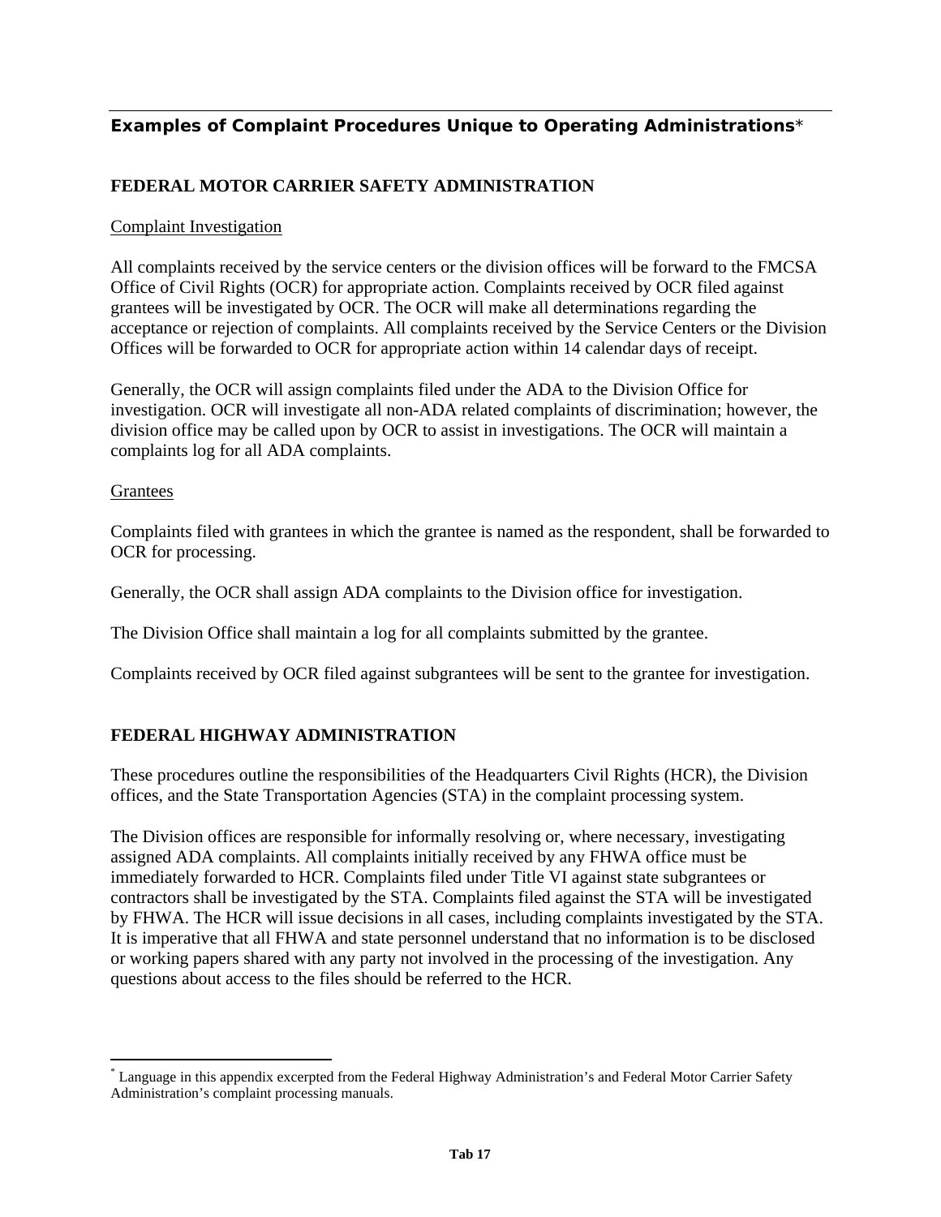## Examples of Complaint Procedures Unique to Operating Administrations*

### FEDERAL MOTOR CARRIER SAFETY ADMINISTRATION

Complaint Investigation

All complaints received by the service centers or the division offices will be forward to the FMCSA Office of Civil Rights (OCR) for appropriate action. Complaints received by OCR filed against grantees will be investigated by OCR. The OCR will make all determinations regarding the acceptance or rejection of complaints. All complaints received by the Service Centers or the Division Offices will be forwarded to OCR for appropriate action within 14 calendar days of receipt.

Generally, the OCR will assign complaints filed under the ADA to the Division Office for investigation. OCR will investigate all non-ADA related complaints of discrimination; however, the division office may be called upon by OCR to assist in investigations. The OCR will maintain a complaints log for all ADA complaints.

Grantees

Complaints filed with grantees in which the grantee is named as the respondent, shall be forwarded to OCR for processing.

Generally, the OCR shall assign ADA complaints to the Division office for investigation.

The Division Office shall maintain a log for all complaints submitted by the grantee.

Complaints received by OCR filed against subgrantees will be sent to the grantee for investigation.

### FEDERAL HIGHWAY ADMINISTRATION

These procedures outline the responsibilities of the Headquarters Civil Rights (HCR), the Division offices, and the State Transportation Agencies (STA) in the complaint processing system.

The Division offices are responsible for informally resolving or, where necessary, investigating assigned ADA complaints. All complaints initially received by any FHWA office must be immediately forwarded to HCR. Complaints filed under Title VI against state subgrantees or contractors shall be investigated by the STA. Complaints filed against the STA will be investigated by FHWA. The HCR will issue decisions in all cases, including complaints investigated by the STA. It is imperative that all FHWA and state personnel understand that no information is to be disclosed or working papers shared with any party not involved in the processing of the investigation. Any questions about access to the files should be referred to the HCR.

---

* Language in this appendix excerpted from the Federal Highway Administration's and Federal Motor Carrier Safety Administration's complaint processing manuals.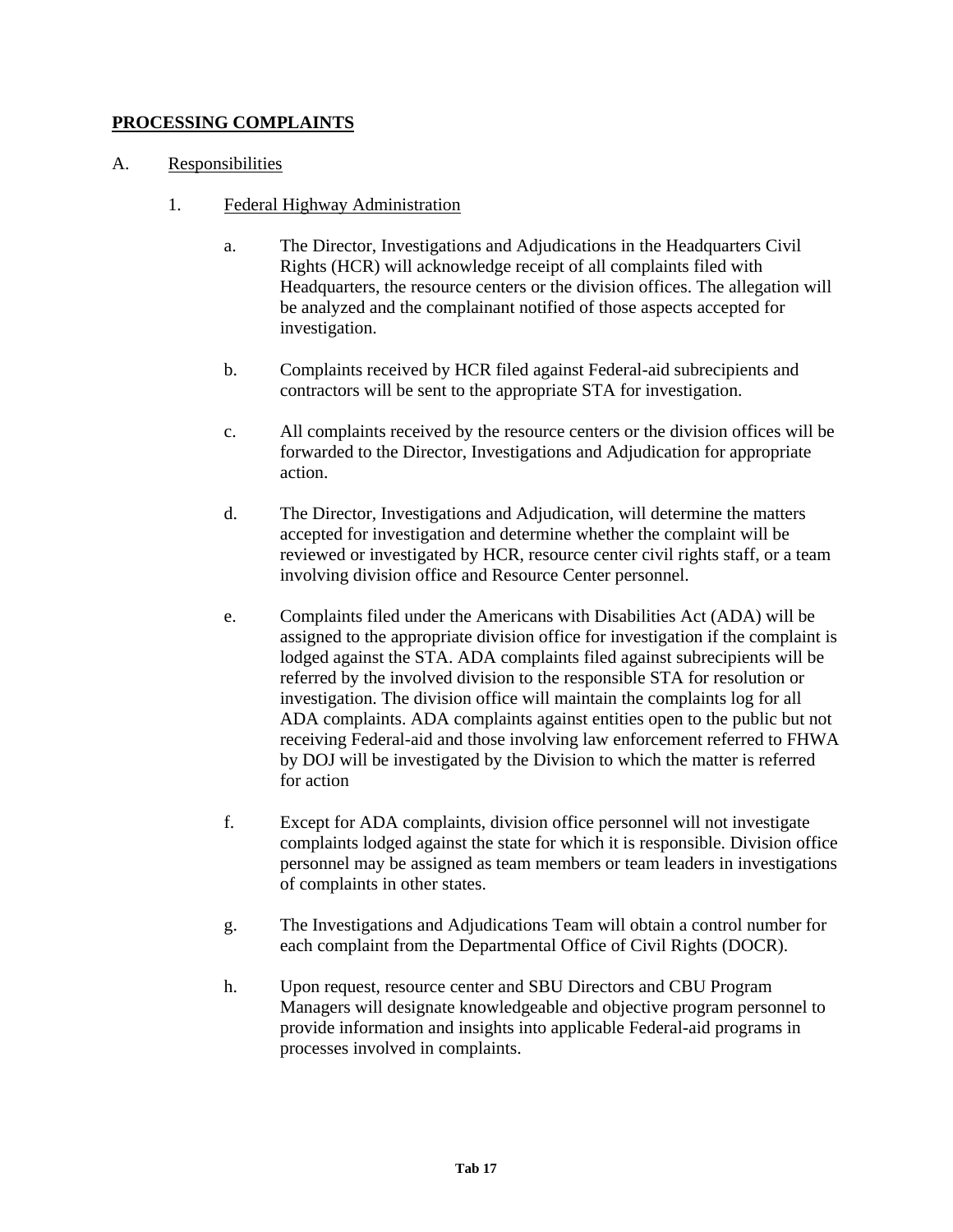**PROCESSING COMPLAINTS**

A. Responsibilities

1. Federal Highway Administration

a. The Director, Investigations and Adjudications in the Headquarters Civil Rights (HCR) will acknowledge receipt of all complaints filed with Headquarters, the resource centers or the division offices. The allegation will be analyzed and the complainant notified of those aspects accepted for investigation.

b. Complaints received by HCR filed against Federal-aid subrecipients and contractors will be sent to the appropriate STA for investigation.

c. All complaints received by the resource centers or the division offices will be forwarded to the Director, Investigations and Adjudication for appropriate action.

d. The Director, Investigations and Adjudication, will determine the matters accepted for investigation and determine whether the complaint will be reviewed or investigated by HCR, resource center civil rights staff, or a team involving division office and Resource Center personnel.

e. Complaints filed under the Americans with Disabilities Act (ADA) will be assigned to the appropriate division office for investigation if the complaint is lodged against the STA. ADA complaints filed against subrecipients will be referred by the involved division to the responsible STA for resolution or investigation. The division office will maintain the complaints log for all ADA complaints. ADA complaints against entities open to the public but not receiving Federal-aid and those involving law enforcement referred to FHWA by DOJ will be investigated by the Division to which the matter is referred for action

f. Except for ADA complaints, division office personnel will not investigate complaints lodged against the state for which it is responsible. Division office personnel may be assigned as team members or team leaders in investigations of complaints in other states.

g. The Investigations and Adjudications Team will obtain a control number for each complaint from the Departmental Office of Civil Rights (DOCR).

h. Upon request, resource center and SBU Directors and CBU Program Managers will designate knowledgeable and objective program personnel to provide information and insights into applicable Federal-aid programs in processes involved in complaints.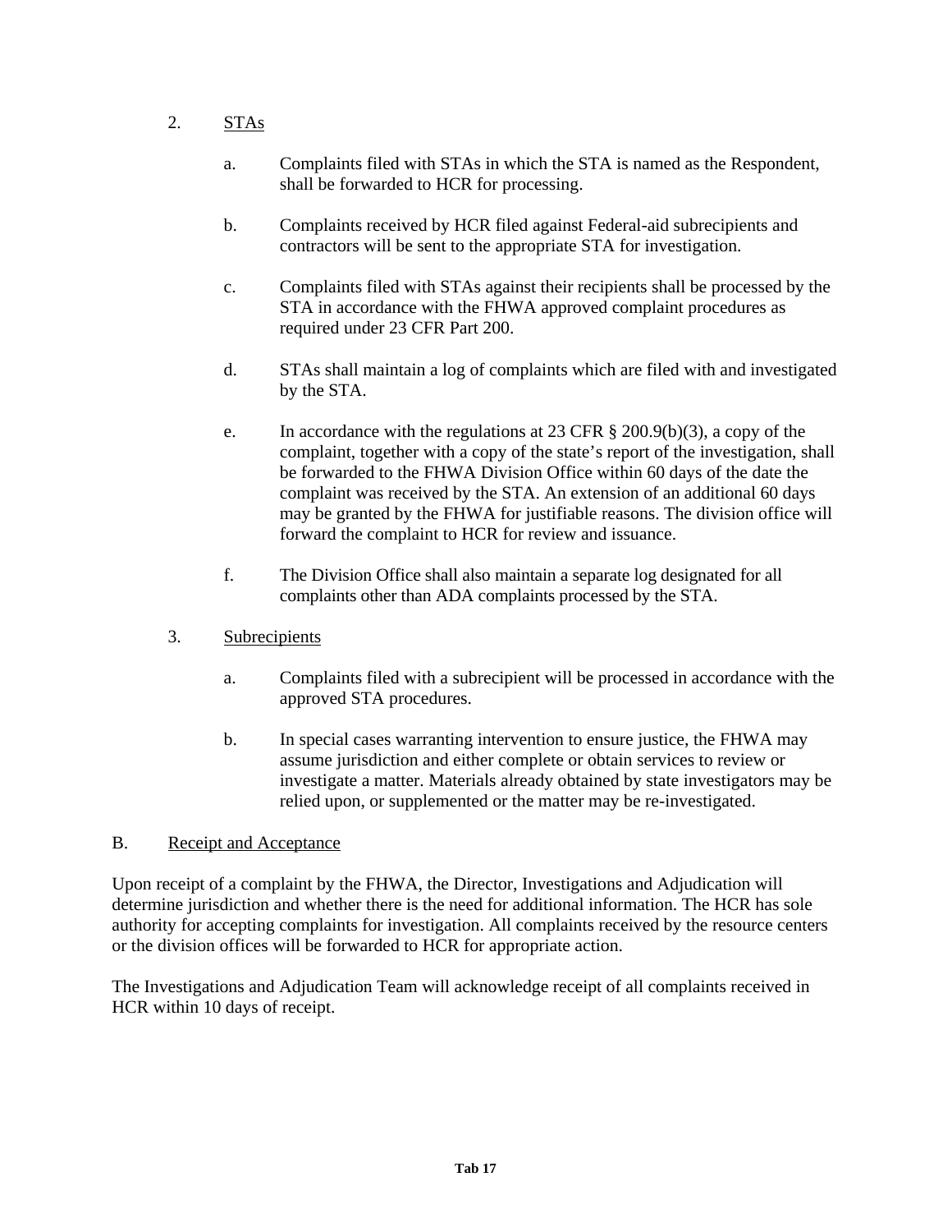2. <u>STAs</u>

   a. Complaints filed with STAs in which the STA is named as the Respondent, shall be forwarded to HCR for processing.

   b. Complaints received by HCR filed against Federal-aid subrecipients and contractors will be sent to the appropriate STA for investigation.

   c. Complaints filed with STAs against their recipients shall be processed by the STA in accordance with the FHWA approved complaint procedures as required under 23 CFR Part 200.

   d. STAs shall maintain a log of complaints which are filed with and investigated by the STA.

   e. In accordance with the regulations at 23 CFR § 200.9(b)(3), a copy of the complaint, together with a copy of the state's report of the investigation, shall be forwarded to the FHWA Division Office within 60 days of the date the complaint was received by the STA. An extension of an additional 60 days may be granted by the FHWA for justifiable reasons. The division office will forward the complaint to HCR for review and issuance.

   f. The Division Office shall also maintain a separate log designated for all complaints other than ADA complaints processed by the STA.

3. <u>Subrecipients</u>

   a. Complaints filed with a subrecipient will be processed in accordance with the approved STA procedures.

   b. In special cases warranting intervention to ensure justice, the FHWA may assume jurisdiction and either complete or obtain services to review or investigate a matter. Materials already obtained by state investigators may be relied upon, or supplemented or the matter may be re-investigated.

B. <u>Receipt and Acceptance</u>

Upon receipt of a complaint by the FHWA, the Director, Investigations and Adjudication will determine jurisdiction and whether there is the need for additional information. The HCR has sole authority for accepting complaints for investigation. All complaints received by the resource centers or the division offices will be forwarded to HCR for appropriate action.

The Investigations and Adjudication Team will acknowledge receipt of all complaints received in HCR within 10 days of receipt.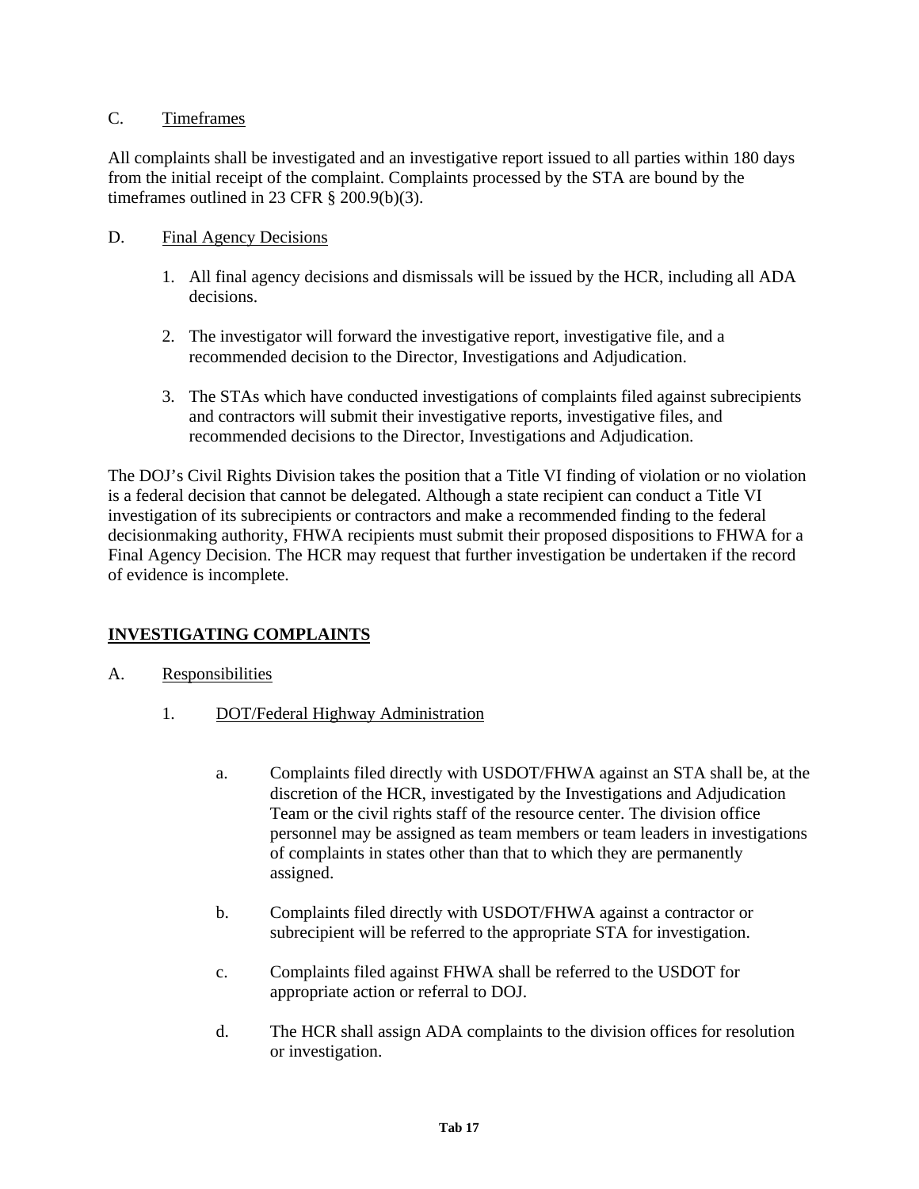C. Timeframes

All complaints shall be investigated and an investigative report issued to all parties within 180 days from the initial receipt of the complaint. Complaints processed by the STA are bound by the timeframes outlined in 23 CFR § 200.9(b)(3).

D. Final Agency Decisions

1. All final agency decisions and dismissals will be issued by the HCR, including all ADA decisions.

2. The investigator will forward the investigative report, investigative file, and a recommended decision to the Director, Investigations and Adjudication.

3. The STAs which have conducted investigations of complaints filed against subrecipients and contractors will submit their investigative reports, investigative files, and recommended decisions to the Director, Investigations and Adjudication.

The DOJ's Civil Rights Division takes the position that a Title VI finding of violation or no violation is a federal decision that cannot be delegated. Although a state recipient can conduct a Title VI investigation of its subrecipients or contractors and make a recommended finding to the federal decisionmaking authority, FHWA recipients must submit their proposed dispositions to FHWA for a Final Agency Decision. The HCR may request that further investigation be undertaken if the record of evidence is incomplete.

## INVESTIGATING COMPLAINTS

A. Responsibilities

1. DOT/Federal Highway Administration

a. Complaints filed directly with USDOT/FHWA against an STA shall be, at the discretion of the HCR, investigated by the Investigations and Adjudication Team or the civil rights staff of the resource center. The division office personnel may be assigned as team members or team leaders in investigations of complaints in states other than that to which they are permanently assigned.

b. Complaints filed directly with USDOT/FHWA against a contractor or subrecipient will be referred to the appropriate STA for investigation.

c. Complaints filed against FHWA shall be referred to the USDOT for appropriate action or referral to DOJ.

d. The HCR shall assign ADA complaints to the division offices for resolution or investigation.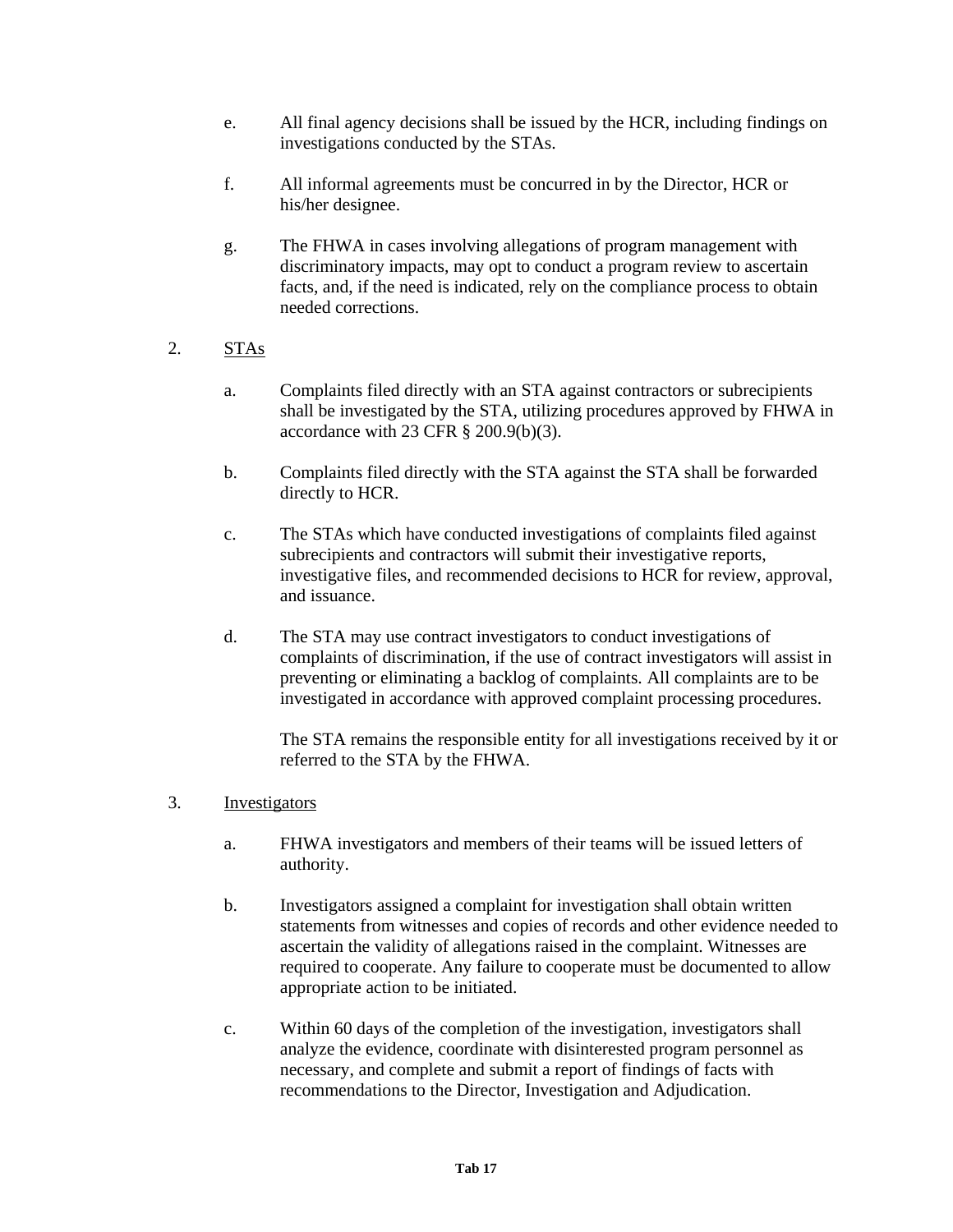e. All final agency decisions shall be issued by the HCR, including findings on investigations conducted by the STAs.

f. All informal agreements must be concurred in by the Director, HCR or his/her designee.

g. The FHWA in cases involving allegations of program management with discriminatory impacts, may opt to conduct a program review to ascertain facts, and, if the need is indicated, rely on the compliance process to obtain needed corrections.

2. STAs

a. Complaints filed directly with an STA against contractors or subrecipients shall be investigated by the STA, utilizing procedures approved by FHWA in accordance with 23 CFR § 200.9(b)(3).

b. Complaints filed directly with the STA against the STA shall be forwarded directly to HCR.

c. The STAs which have conducted investigations of complaints filed against subrecipients and contractors will submit their investigative reports, investigative files, and recommended decisions to HCR for review, approval, and issuance.

d. The STA may use contract investigators to conduct investigations of complaints of discrimination, if the use of contract investigators will assist in preventing or eliminating a backlog of complaints. All complaints are to be investigated in accordance with approved complaint processing procedures.

The STA remains the responsible entity for all investigations received by it or referred to the STA by the FHWA.

3. Investigators

a. FHWA investigators and members of their teams will be issued letters of authority.

b. Investigators assigned a complaint for investigation shall obtain written statements from witnesses and copies of records and other evidence needed to ascertain the validity of allegations raised in the complaint. Witnesses are required to cooperate. Any failure to cooperate must be documented to allow appropriate action to be initiated.

c. Within 60 days of the completion of the investigation, investigators shall analyze the evidence, coordinate with disinterested program personnel as necessary, and complete and submit a report of findings of facts with recommendations to the Director, Investigation and Adjudication.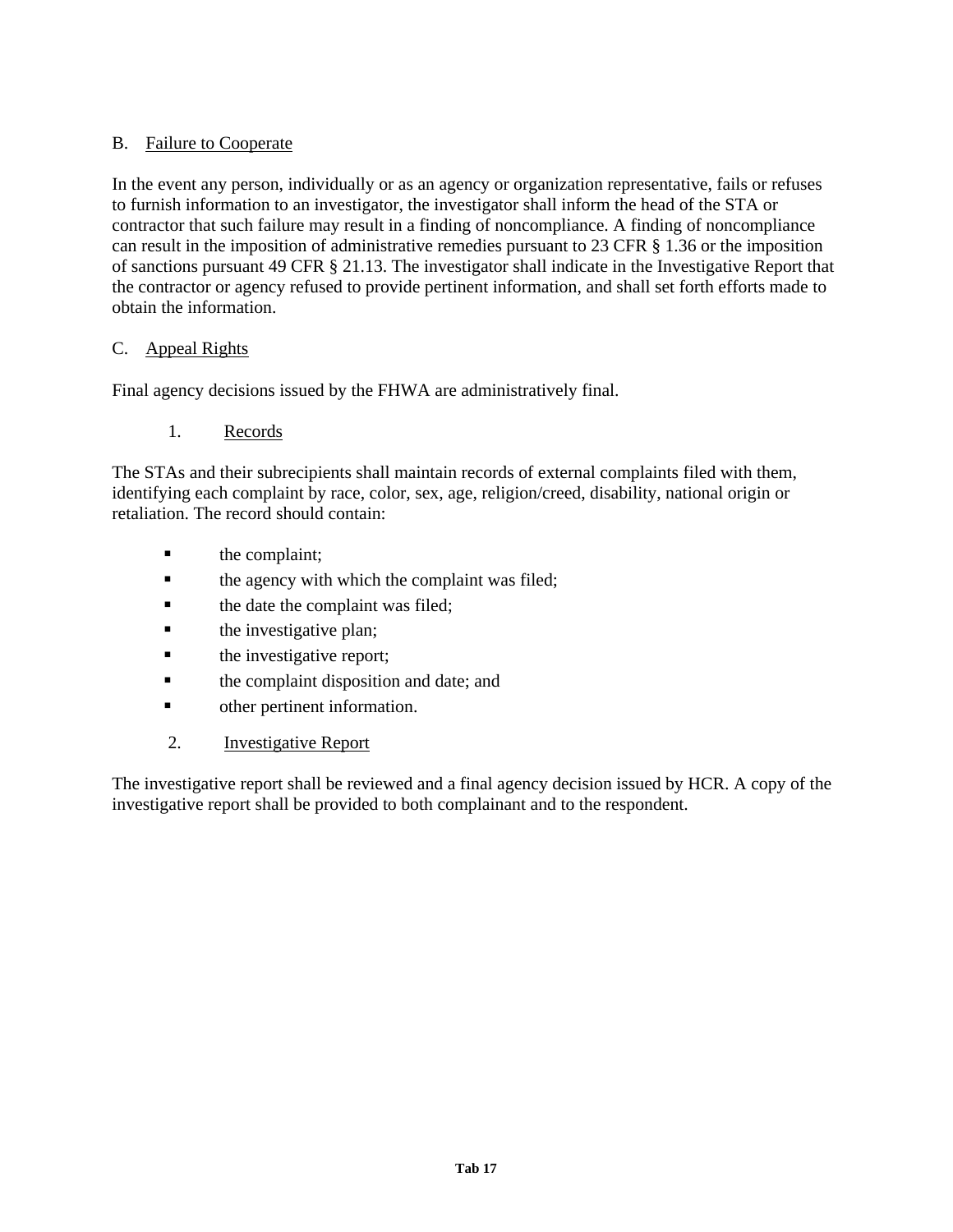B. Failure to Cooperate

In the event any person, individually or as an agency or organization representative, fails or refuses to furnish information to an investigator, the investigator shall inform the head of the STA or contractor that such failure may result in a finding of noncompliance. A finding of noncompliance can result in the imposition of administrative remedies pursuant to 23 CFR § 1.36 or the imposition of sanctions pursuant 49 CFR § 21.13. The investigator shall indicate in the Investigative Report that the contractor or agency refused to provide pertinent information, and shall set forth efforts made to obtain the information.

C. Appeal Rights

Final agency decisions issued by the FHWA are administratively final.

1. Records

The STAs and their subrecipients shall maintain records of external complaints filed with them, identifying each complaint by race, color, sex, age, religion/creed, disability, national origin or retaliation. The record should contain:

- the complaint;
- the agency with which the complaint was filed;
- the date the complaint was filed;
- the investigative plan;
- the investigative report;
- the complaint disposition and date; and
- other pertinent information.

2. Investigative Report

The investigative report shall be reviewed and a final agency decision issued by HCR. A copy of the investigative report shall be provided to both complainant and to the respondent.